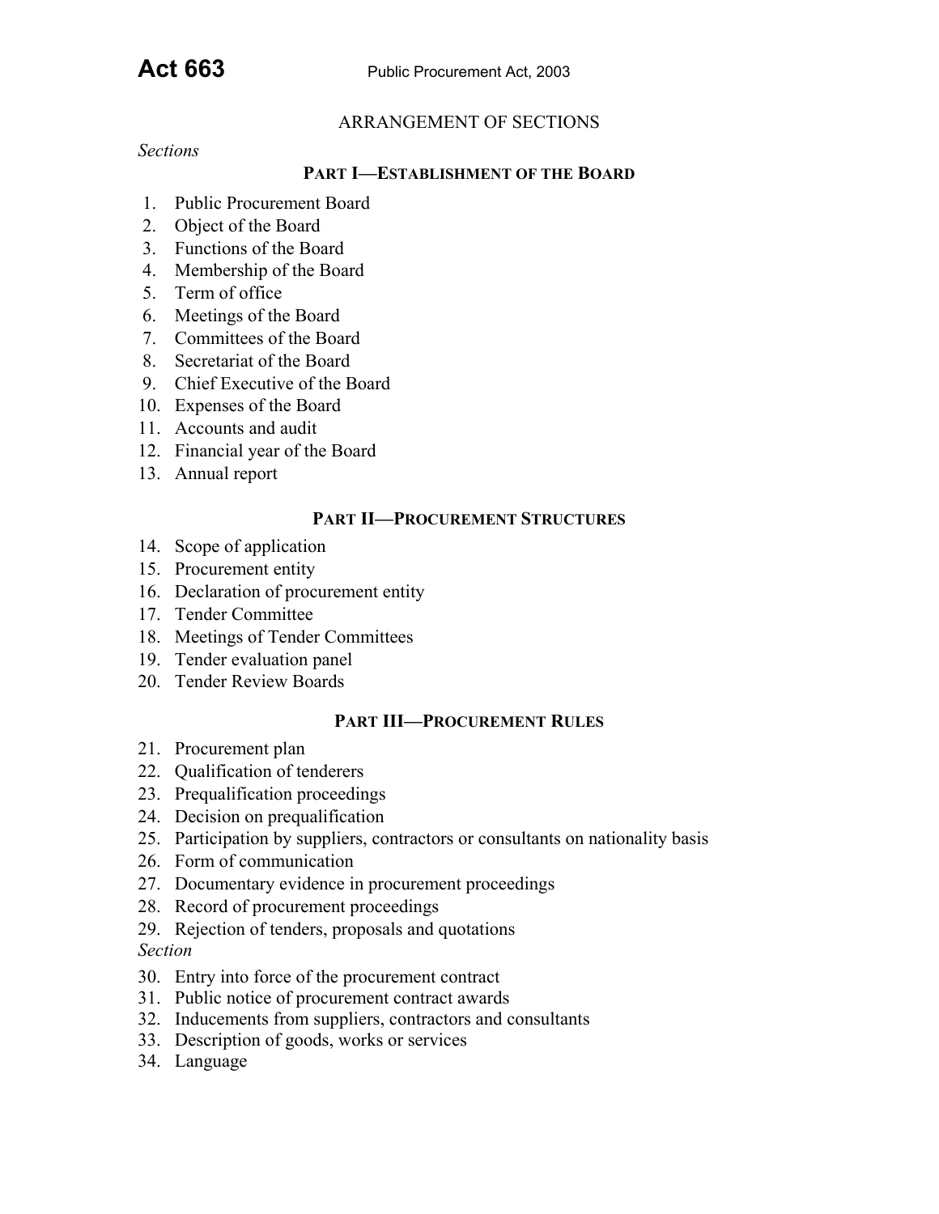# Act 663 Public Procurement Act, 2003

## ARRANGEMENT OF SECTIONS

*Sections*

### PART I—ESTABLISHMENT OF THE BOARD

1. Public Procurement Board
2. Object of the Board
3. Functions of the Board
4. Membership of the Board
5. Term of office
6. Meetings of the Board
7. Committees of the Board
8. Secretariat of the Board
9. Chief Executive of the Board
10. Expenses of the Board
11. Accounts and audit
12. Financial year of the Board
13. Annual report

### PART II—PROCUREMENT STRUCTURES

14. Scope of application
15. Procurement entity
16. Declaration of procurement entity
17. Tender Committee
18. Meetings of Tender Committees
19. Tender evaluation panel
20. Tender Review Boards

### PART III—PROCUREMENT RULES

21. Procurement plan
22. Qualification of tenderers
23. Prequalification proceedings
24. Decision on prequalification
25. Participation by suppliers, contractors or consultants on nationality basis
26. Form of communication
27. Documentary evidence in procurement proceedings
28. Record of procurement proceedings
29. Rejection of tenders, proposals and quotations

*Section*

30. Entry into force of the procurement contract
31. Public notice of procurement contract awards
32. Inducements from suppliers, contractors and consultants
33. Description of goods, works or services
34. Language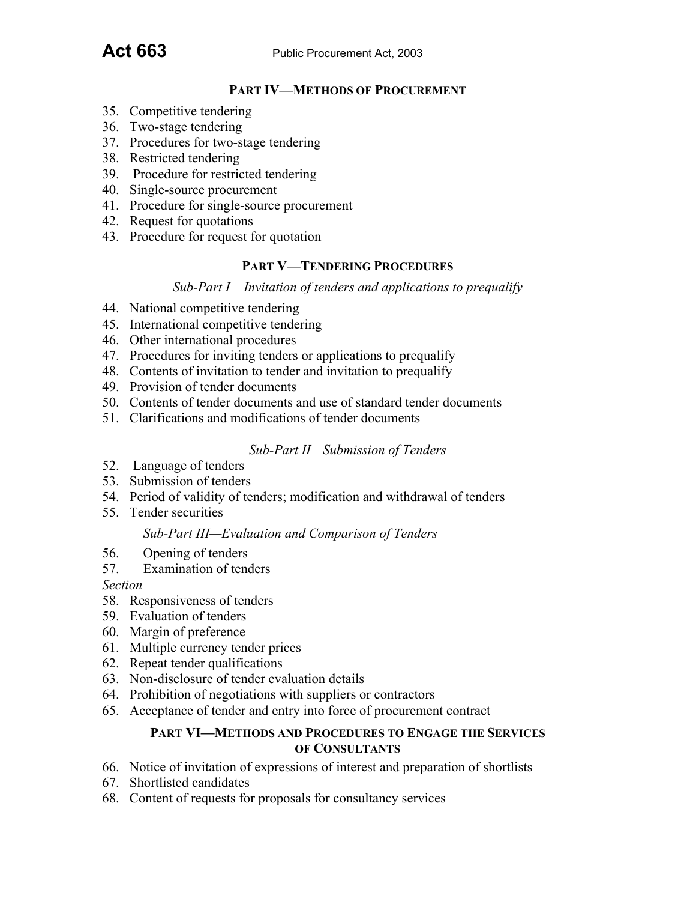## PART IV—METHODS OF PROCUREMENT

35. Competitive tendering
36. Two-stage tendering
37. Procedures for two-stage tendering
38. Restricted tendering
39. Procedure for restricted tendering
40. Single-source procurement
41. Procedure for single-source procurement
42. Request for quotations
43. Procedure for request for quotation

## PART V—TENDERING PROCEDURES

*Sub-Part I – Invitation of tenders and applications to prequalify*

44. National competitive tendering
45. International competitive tendering
46. Other international procedures
47. Procedures for inviting tenders or applications to prequalify
48. Contents of invitation to tender and invitation to prequalify
49. Provision of tender documents
50. Contents of tender documents and use of standard tender documents
51. Clarifications and modifications of tender documents

*Sub-Part II—Submission of Tenders*

52. Language of tenders
53. Submission of tenders
54. Period of validity of tenders; modification and withdrawal of tenders
55. Tender securities

*Sub-Part III—Evaluation and Comparison of Tenders*

56. Opening of tenders
57. Examination of tenders

*Section*

58. Responsiveness of tenders
59. Evaluation of tenders
60. Margin of preference
61. Multiple currency tender prices
62. Repeat tender qualifications
63. Non-disclosure of tender evaluation details
64. Prohibition of negotiations with suppliers or contractors
65. Acceptance of tender and entry into force of procurement contract

## PART VI—METHODS AND PROCEDURES TO ENGAGE THE SERVICES OF CONSULTANTS

66. Notice of invitation of expressions of interest and preparation of shortlists
67. Shortlisted candidates
68. Content of requests for proposals for consultancy services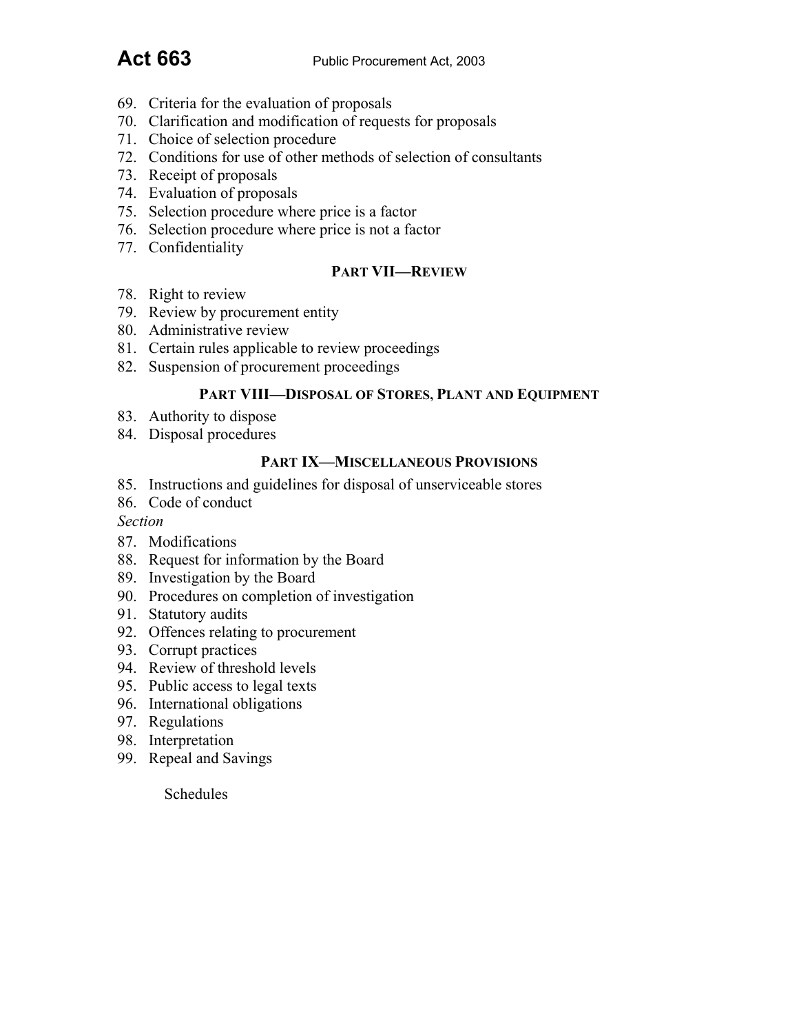69. Criteria for the evaluation of proposals
70. Clarification and modification of requests for proposals
71. Choice of selection procedure
72. Conditions for use of other methods of selection of consultants
73. Receipt of proposals
74. Evaluation of proposals
75. Selection procedure where price is a factor
76. Selection procedure where price is not a factor
77. Confidentiality

### PART VII—REVIEW

78. Right to review
79. Review by procurement entity
80. Administrative review
81. Certain rules applicable to review proceedings
82. Suspension of procurement proceedings

### PART VIII—DISPOSAL OF STORES, PLANT AND EQUIPMENT

83. Authority to dispose
84. Disposal procedures

### PART IX—MISCELLANEOUS PROVISIONS

85. Instructions and guidelines for disposal of unserviceable stores
86. Code of conduct

*Section*

87. Modifications
88. Request for information by the Board
89. Investigation by the Board
90. Procedures on completion of investigation
91. Statutory audits
92. Offences relating to procurement
93. Corrupt practices
94. Review of threshold levels
95. Public access to legal texts
96. International obligations
97. Regulations
98. Interpretation
99. Repeal and Savings

Schedules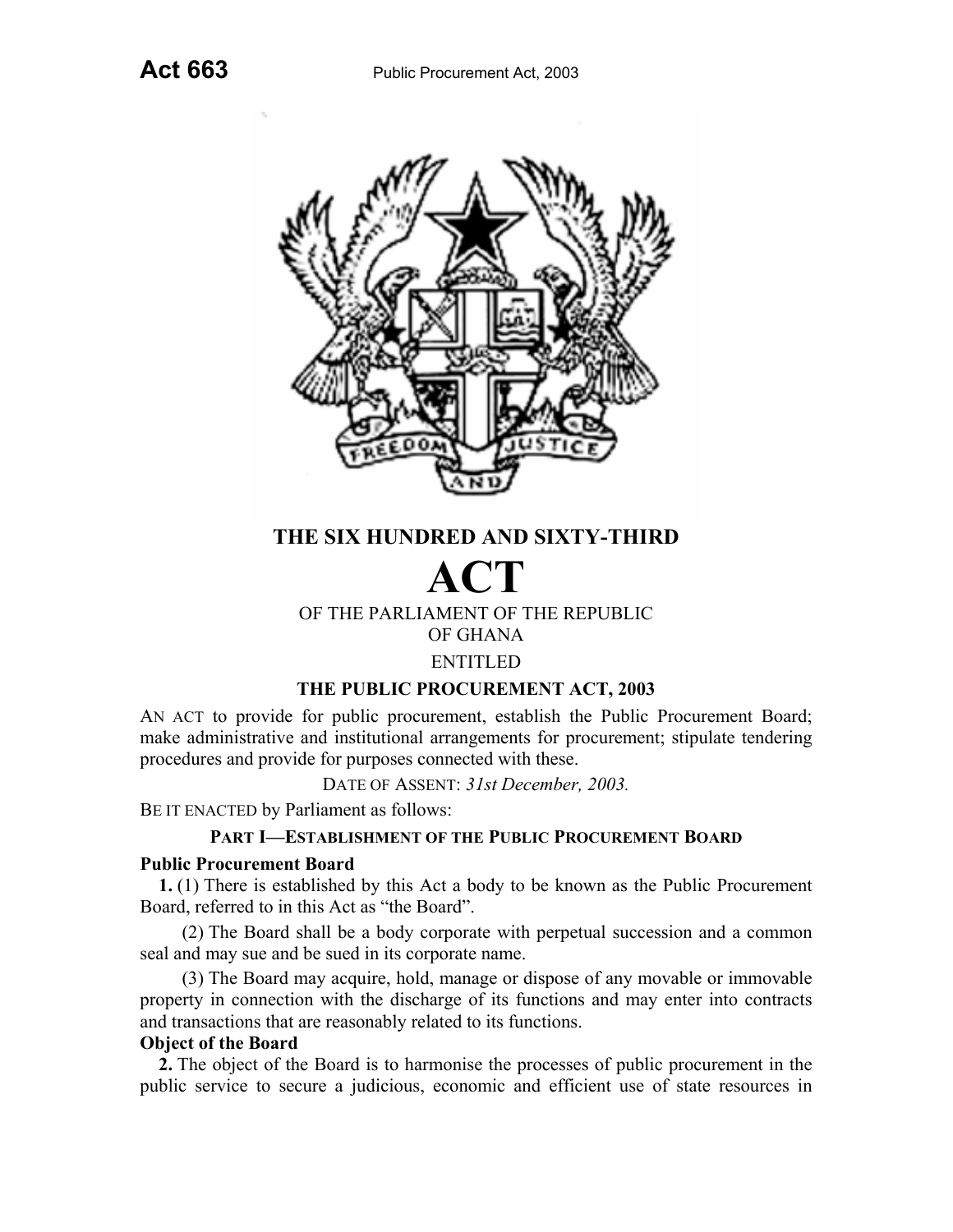# THE SIX HUNDRED AND SIXTY-THIRD

# ACT

OF THE PARLIAMENT OF THE REPUBLIC
OF GHANA

ENTITLED

## THE PUBLIC PROCUREMENT ACT, 2003

AN ACT to provide for public procurement, establish the Public Procurement Board; make administrative and institutional arrangements for procurement; stipulate tendering procedures and provide for purposes connected with these.

DATE OF ASSENT: *31st December, 2003.*

BE IT ENACTED by Parliament as follows:

### PART I—ESTABLISHMENT OF THE PUBLIC PROCUREMENT BOARD

**Public Procurement Board**

**1.** (1) There is established by this Act a body to be known as the Public Procurement Board, referred to in this Act as "the Board".

(2) The Board shall be a body corporate with perpetual succession and a common seal and may sue and be sued in its corporate name.

(3) The Board may acquire, hold, manage or dispose of any movable or immovable property in connection with the discharge of its functions and may enter into contracts and transactions that are reasonably related to its functions.

**Object of the Board**

**2.** The object of the Board is to harmonise the processes of public procurement in the public service to secure a judicious, economic and efficient use of state resources in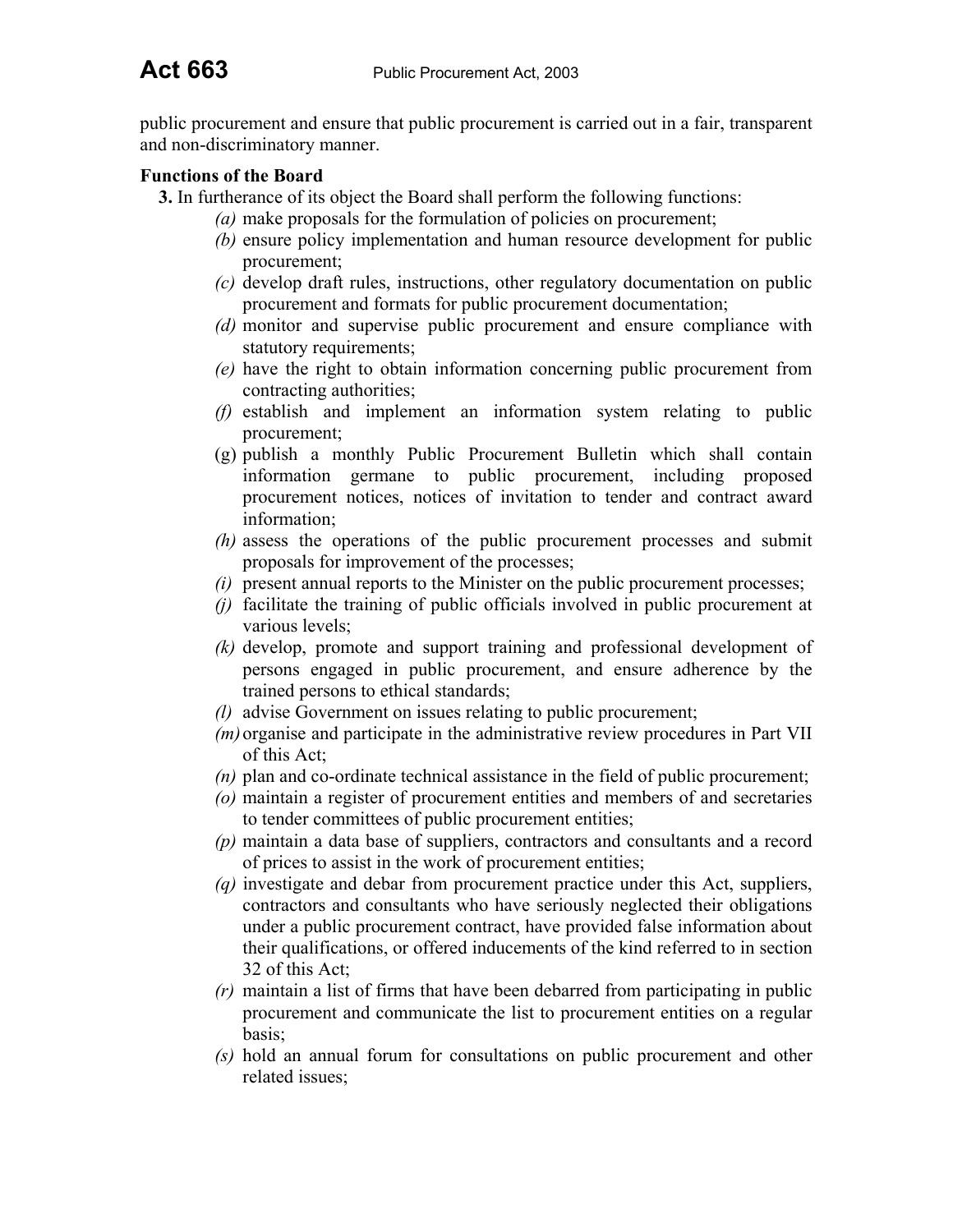public procurement and ensure that public procurement is carried out in a fair, transparent and non-discriminatory manner.

**Functions of the Board**

**3.** In furtherance of its object the Board shall perform the following functions:

*(a)* make proposals for the formulation of policies on procurement;

*(b)* ensure policy implementation and human resource development for public procurement;

*(c)* develop draft rules, instructions, other regulatory documentation on public procurement and formats for public procurement documentation;

*(d)* monitor and supervise public procurement and ensure compliance with statutory requirements;

*(e)* have the right to obtain information concerning public procurement from contracting authorities;

*(f)* establish and implement an information system relating to public procurement;

(g) publish a monthly Public Procurement Bulletin which shall contain information germane to public procurement, including proposed procurement notices, notices of invitation to tender and contract award information;

*(h)* assess the operations of the public procurement processes and submit proposals for improvement of the processes;

*(i)* present annual reports to the Minister on the public procurement processes;

*(j)* facilitate the training of public officials involved in public procurement at various levels;

*(k)* develop, promote and support training and professional development of persons engaged in public procurement, and ensure adherence by the trained persons to ethical standards;

*(l)* advise Government on issues relating to public procurement;

*(m)* organise and participate in the administrative review procedures in Part VII of this Act;

*(n)* plan and co-ordinate technical assistance in the field of public procurement;

*(o)* maintain a register of procurement entities and members of and secretaries to tender committees of public procurement entities;

*(p)* maintain a data base of suppliers, contractors and consultants and a record of prices to assist in the work of procurement entities;

*(q)* investigate and debar from procurement practice under this Act, suppliers, contractors and consultants who have seriously neglected their obligations under a public procurement contract, have provided false information about their qualifications, or offered inducements of the kind referred to in section 32 of this Act;

*(r)* maintain a list of firms that have been debarred from participating in public procurement and communicate the list to procurement entities on a regular basis;

*(s)* hold an annual forum for consultations on public procurement and other related issues;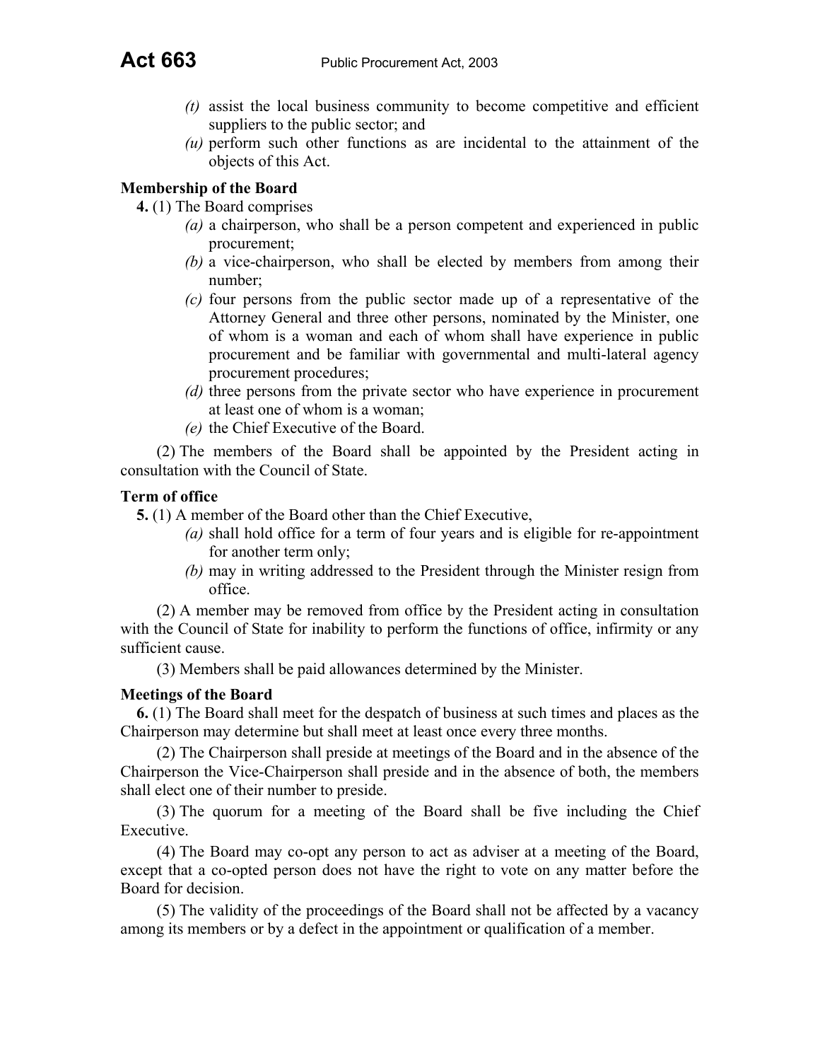*(t)* assist the local business community to become competitive and efficient suppliers to the public sector; and

*(u)* perform such other functions as are incidental to the attainment of the objects of this Act.

**Membership of the Board**

**4.** (1) The Board comprises

*(a)* a chairperson, who shall be a person competent and experienced in public procurement;

*(b)* a vice-chairperson, who shall be elected by members from among their number;

*(c)* four persons from the public sector made up of a representative of the Attorney General and three other persons, nominated by the Minister, one of whom is a woman and each of whom shall have experience in public procurement and be familiar with governmental and multi-lateral agency procurement procedures;

*(d)* three persons from the private sector who have experience in procurement at least one of whom is a woman;

*(e)* the Chief Executive of the Board.

(2) The members of the Board shall be appointed by the President acting in consultation with the Council of State.

**Term of office**

**5.** (1) A member of the Board other than the Chief Executive,

*(a)* shall hold office for a term of four years and is eligible for re-appointment for another term only;

*(b)* may in writing addressed to the President through the Minister resign from office.

(2) A member may be removed from office by the President acting in consultation with the Council of State for inability to perform the functions of office, infirmity or any sufficient cause.

(3) Members shall be paid allowances determined by the Minister.

**Meetings of the Board**

**6.** (1) The Board shall meet for the despatch of business at such times and places as the Chairperson may determine but shall meet at least once every three months.

(2) The Chairperson shall preside at meetings of the Board and in the absence of the Chairperson the Vice-Chairperson shall preside and in the absence of both, the members shall elect one of their number to preside.

(3) The quorum for a meeting of the Board shall be five including the Chief Executive.

(4) The Board may co-opt any person to act as adviser at a meeting of the Board, except that a co-opted person does not have the right to vote on any matter before the Board for decision.

(5) The validity of the proceedings of the Board shall not be affected by a vacancy among its members or by a defect in the appointment or qualification of a member.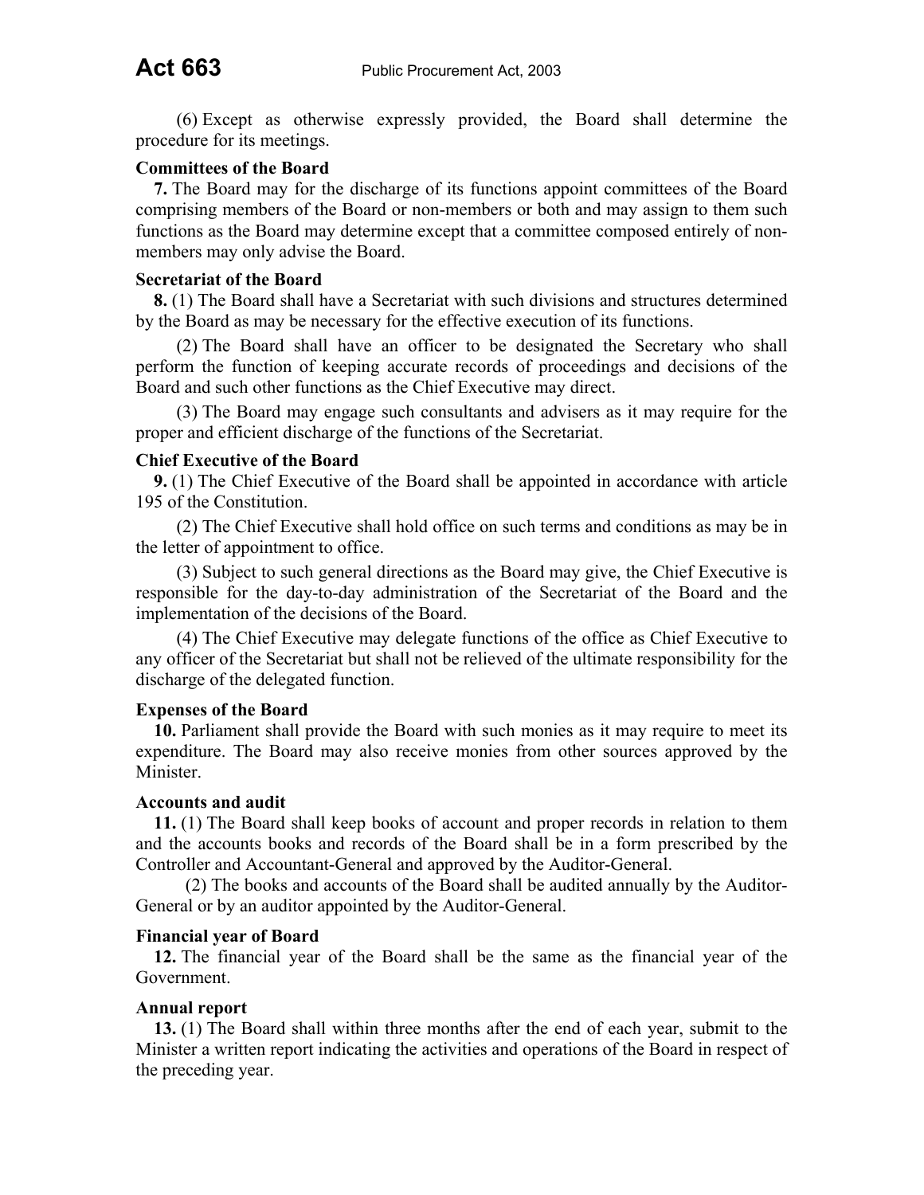(6) Except as otherwise expressly provided, the Board shall determine the procedure for its meetings.

**Committees of the Board**

**7.** The Board may for the discharge of its functions appoint committees of the Board comprising members of the Board or non-members or both and may assign to them such functions as the Board may determine except that a committee composed entirely of non-members may only advise the Board.

**Secretariat of the Board**

**8.** (1) The Board shall have a Secretariat with such divisions and structures determined by the Board as may be necessary for the effective execution of its functions.

(2) The Board shall have an officer to be designated the Secretary who shall perform the function of keeping accurate records of proceedings and decisions of the Board and such other functions as the Chief Executive may direct.

(3) The Board may engage such consultants and advisers as it may require for the proper and efficient discharge of the functions of the Secretariat.

**Chief Executive of the Board**

**9.** (1) The Chief Executive of the Board shall be appointed in accordance with article 195 of the Constitution.

(2) The Chief Executive shall hold office on such terms and conditions as may be in the letter of appointment to office.

(3) Subject to such general directions as the Board may give, the Chief Executive is responsible for the day-to-day administration of the Secretariat of the Board and the implementation of the decisions of the Board.

(4) The Chief Executive may delegate functions of the office as Chief Executive to any officer of the Secretariat but shall not be relieved of the ultimate responsibility for the discharge of the delegated function.

**Expenses of the Board**

**10.** Parliament shall provide the Board with such monies as it may require to meet its expenditure. The Board may also receive monies from other sources approved by the Minister.

**Accounts and audit**

**11.** (1) The Board shall keep books of account and proper records in relation to them and the accounts books and records of the Board shall be in a form prescribed by the Controller and Accountant-General and approved by the Auditor-General.

(2) The books and accounts of the Board shall be audited annually by the Auditor-General or by an auditor appointed by the Auditor-General.

**Financial year of Board**

**12.** The financial year of the Board shall be the same as the financial year of the Government.

**Annual report**

**13.** (1) The Board shall within three months after the end of each year, submit to the Minister a written report indicating the activities and operations of the Board in respect of the preceding year.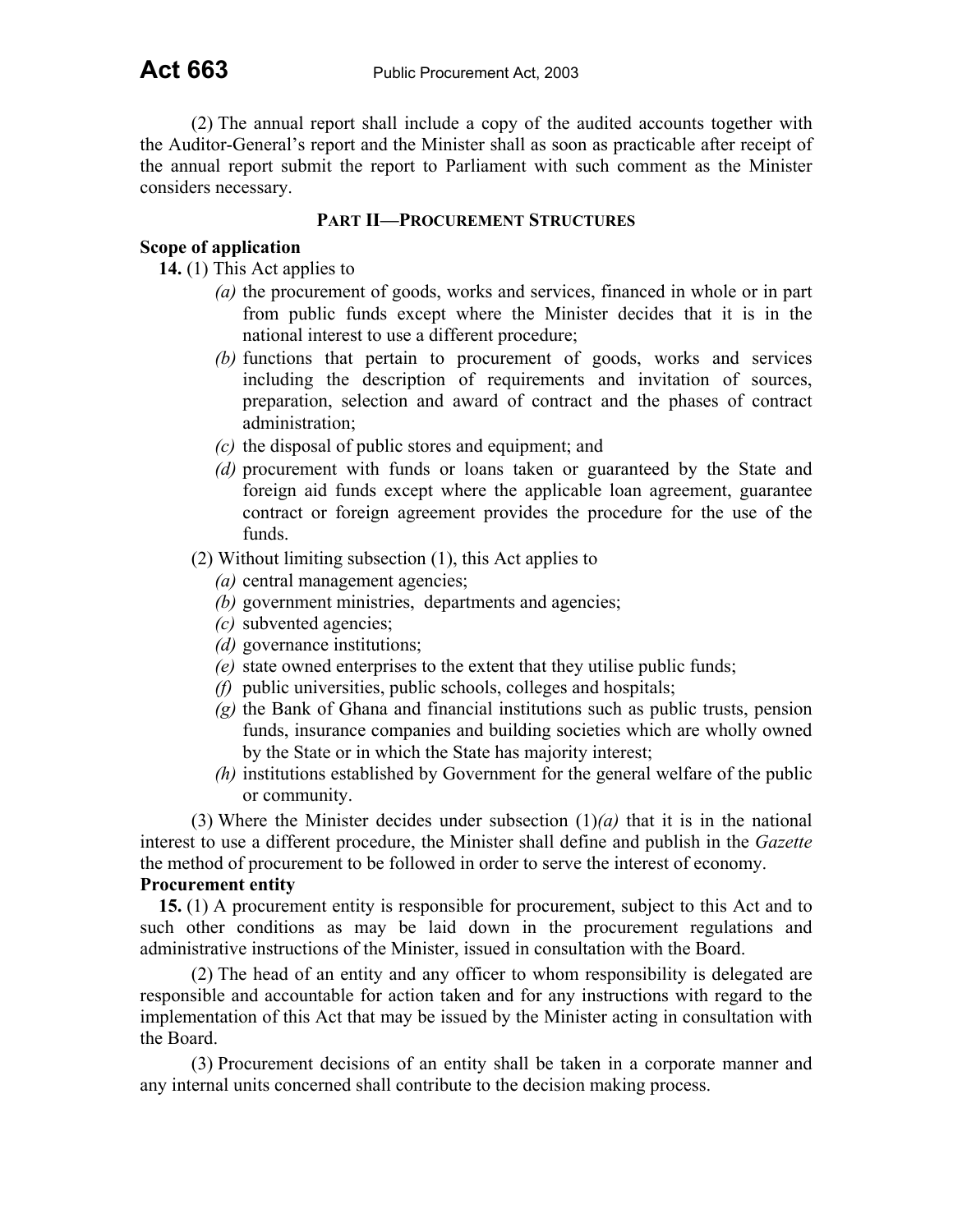(2) The annual report shall include a copy of the audited accounts together with the Auditor-General's report and the Minister shall as soon as practicable after receipt of the annual report submit the report to Parliament with such comment as the Minister considers necessary.

## PART II—PROCUREMENT STRUCTURES

**Scope of application**

**14.** (1) This Act applies to

*(a)* the procurement of goods, works and services, financed in whole or in part from public funds except where the Minister decides that it is in the national interest to use a different procedure;

*(b)* functions that pertain to procurement of goods, works and services including the description of requirements and invitation of sources, preparation, selection and award of contract and the phases of contract administration;

*(c)* the disposal of public stores and equipment; and

*(d)* procurement with funds or loans taken or guaranteed by the State and foreign aid funds except where the applicable loan agreement, guarantee contract or foreign agreement provides the procedure for the use of the funds.

(2) Without limiting subsection (1), this Act applies to

*(a)* central management agencies;

*(b)* government ministries, departments and agencies;

*(c)* subvented agencies;

*(d)* governance institutions;

*(e)* state owned enterprises to the extent that they utilise public funds;

*(f)* public universities, public schools, colleges and hospitals;

*(g)* the Bank of Ghana and financial institutions such as public trusts, pension funds, insurance companies and building societies which are wholly owned by the State or in which the State has majority interest;

*(h)* institutions established by Government for the general welfare of the public or community.

(3) Where the Minister decides under subsection (1)*(a)* that it is in the national interest to use a different procedure, the Minister shall define and publish in the *Gazette* the method of procurement to be followed in order to serve the interest of economy.

**Procurement entity**

**15.** (1) A procurement entity is responsible for procurement, subject to this Act and to such other conditions as may be laid down in the procurement regulations and administrative instructions of the Minister, issued in consultation with the Board.

(2) The head of an entity and any officer to whom responsibility is delegated are responsible and accountable for action taken and for any instructions with regard to the implementation of this Act that may be issued by the Minister acting in consultation with the Board.

(3) Procurement decisions of an entity shall be taken in a corporate manner and any internal units concerned shall contribute to the decision making process.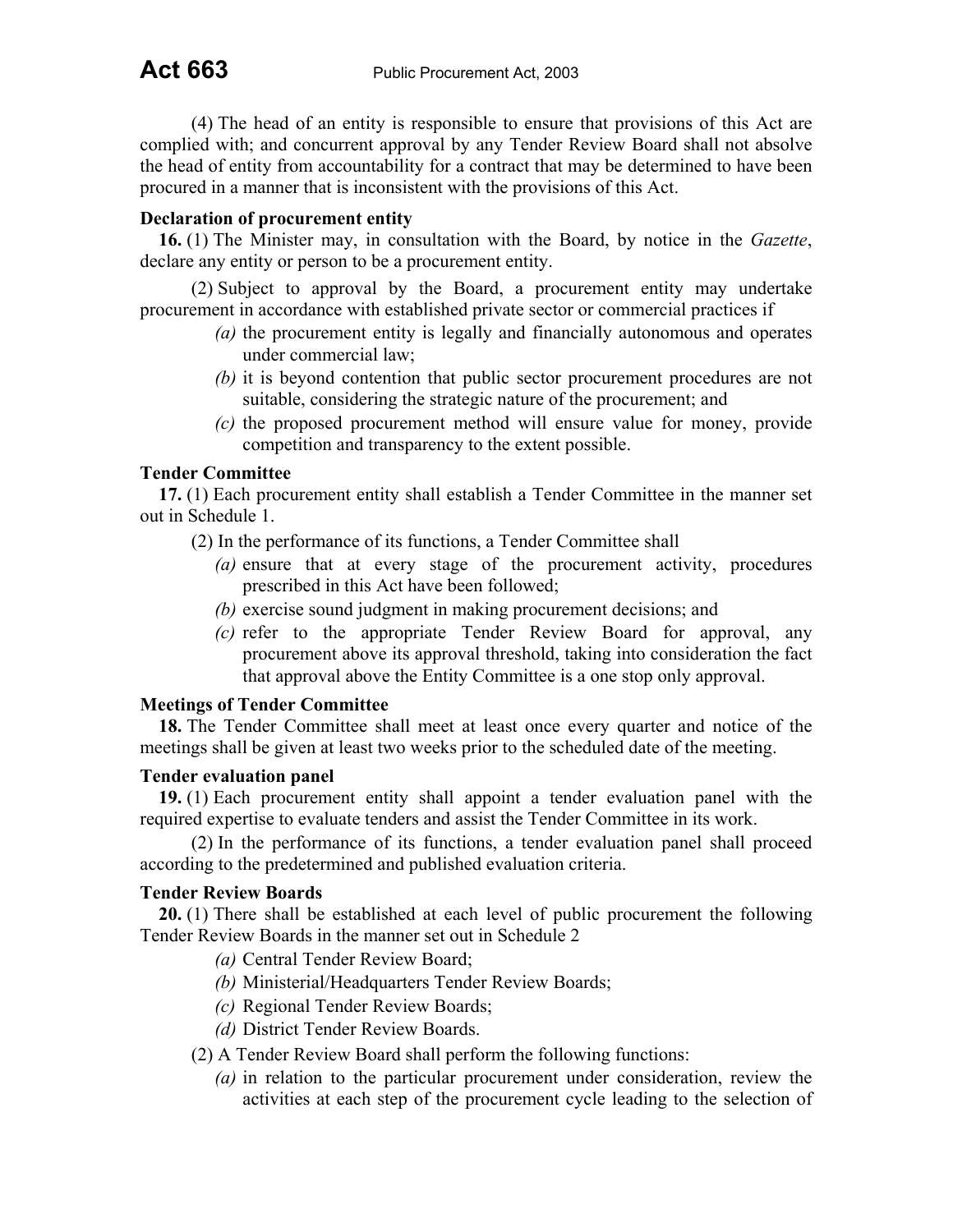(4) The head of an entity is responsible to ensure that provisions of this Act are complied with; and concurrent approval by any Tender Review Board shall not absolve the head of entity from accountability for a contract that may be determined to have been procured in a manner that is inconsistent with the provisions of this Act.

**Declaration of procurement entity**

**16.** (1) The Minister may, in consultation with the Board, by notice in the *Gazette*, declare any entity or person to be a procurement entity.

(2) Subject to approval by the Board, a procurement entity may undertake procurement in accordance with established private sector or commercial practices if

*(a)* the procurement entity is legally and financially autonomous and operates under commercial law;

*(b)* it is beyond contention that public sector procurement procedures are not suitable, considering the strategic nature of the procurement; and

*(c)* the proposed procurement method will ensure value for money, provide competition and transparency to the extent possible.

**Tender Committee**

**17.** (1) Each procurement entity shall establish a Tender Committee in the manner set out in Schedule 1.

(2) In the performance of its functions, a Tender Committee shall

*(a)* ensure that at every stage of the procurement activity, procedures prescribed in this Act have been followed;

*(b)* exercise sound judgment in making procurement decisions; and

*(c)* refer to the appropriate Tender Review Board for approval, any procurement above its approval threshold, taking into consideration the fact that approval above the Entity Committee is a one stop only approval.

**Meetings of Tender Committee**

**18.** The Tender Committee shall meet at least once every quarter and notice of the meetings shall be given at least two weeks prior to the scheduled date of the meeting.

**Tender evaluation panel**

**19.** (1) Each procurement entity shall appoint a tender evaluation panel with the required expertise to evaluate tenders and assist the Tender Committee in its work.

(2) In the performance of its functions, a tender evaluation panel shall proceed according to the predetermined and published evaluation criteria.

**Tender Review Boards**

**20.** (1) There shall be established at each level of public procurement the following Tender Review Boards in the manner set out in Schedule 2

*(a)* Central Tender Review Board;

*(b)* Ministerial/Headquarters Tender Review Boards;

*(c)* Regional Tender Review Boards;

*(d)* District Tender Review Boards.

(2) A Tender Review Board shall perform the following functions:

*(a)* in relation to the particular procurement under consideration, review the activities at each step of the procurement cycle leading to the selection of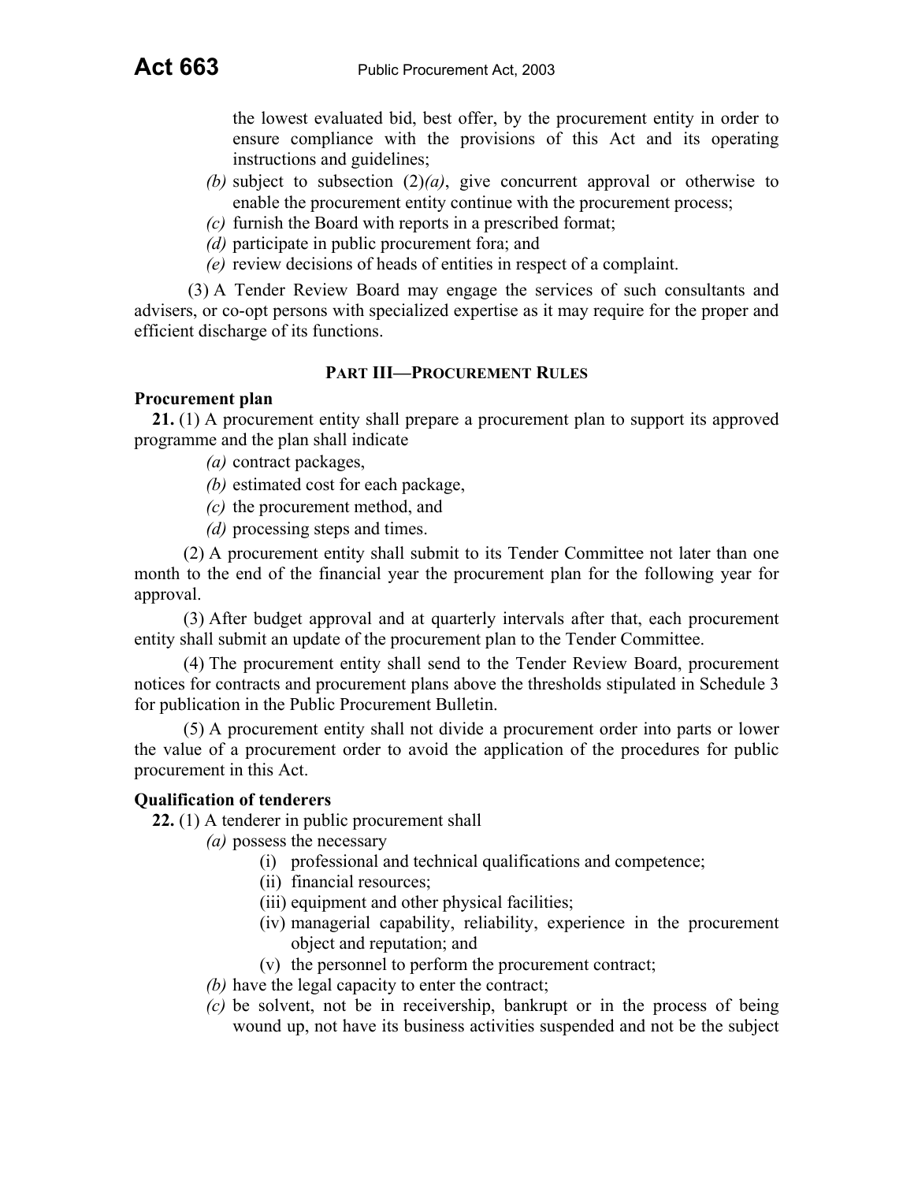the lowest evaluated bid, best offer, by the procurement entity in order to ensure compliance with the provisions of this Act and its operating instructions and guidelines;

*(b)* subject to subsection (2)*(a)*, give concurrent approval or otherwise to enable the procurement entity continue with the procurement process;

*(c)* furnish the Board with reports in a prescribed format;

*(d)* participate in public procurement fora; and

*(e)* review decisions of heads of entities in respect of a complaint.

(3) A Tender Review Board may engage the services of such consultants and advisers, or co-opt persons with specialized expertise as it may require for the proper and efficient discharge of its functions.

## PART III—PROCUREMENT RULES

**Procurement plan**

**21.** (1) A procurement entity shall prepare a procurement plan to support its approved programme and the plan shall indicate

*(a)* contract packages,

*(b)* estimated cost for each package,

*(c)* the procurement method, and

*(d)* processing steps and times.

(2) A procurement entity shall submit to its Tender Committee not later than one month to the end of the financial year the procurement plan for the following year for approval.

(3) After budget approval and at quarterly intervals after that, each procurement entity shall submit an update of the procurement plan to the Tender Committee.

(4) The procurement entity shall send to the Tender Review Board, procurement notices for contracts and procurement plans above the thresholds stipulated in Schedule 3 for publication in the Public Procurement Bulletin.

(5) A procurement entity shall not divide a procurement order into parts or lower the value of a procurement order to avoid the application of the procedures for public procurement in this Act.

**Qualification of tenderers**

**22.** (1) A tenderer in public procurement shall

*(a)* possess the necessary

(i) professional and technical qualifications and competence;

(ii) financial resources;

(iii) equipment and other physical facilities;

(iv) managerial capability, reliability, experience in the procurement object and reputation; and

(v) the personnel to perform the procurement contract;

*(b)* have the legal capacity to enter the contract;

*(c)* be solvent, not be in receivership, bankrupt or in the process of being wound up, not have its business activities suspended and not be the subject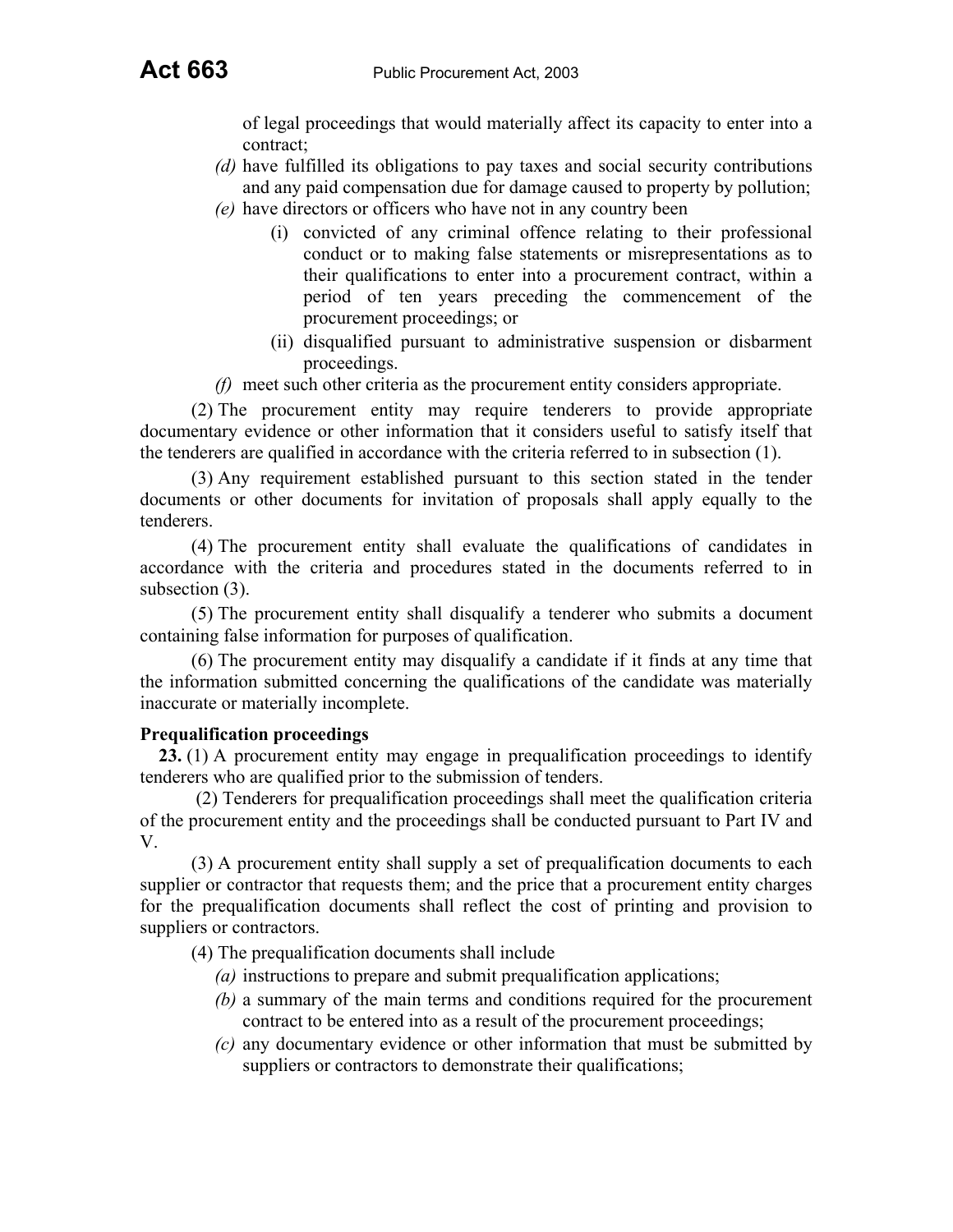of legal proceedings that would materially affect its capacity to enter into a contract;

*(d)* have fulfilled its obligations to pay taxes and social security contributions and any paid compensation due for damage caused to property by pollution;

*(e)* have directors or officers who have not in any country been

  (i) convicted of any criminal offence relating to their professional conduct or to making false statements or misrepresentations as to their qualifications to enter into a procurement contract, within a period of ten years preceding the commencement of the procurement proceedings; or

  (ii) disqualified pursuant to administrative suspension or disbarment proceedings.

*(f)* meet such other criteria as the procurement entity considers appropriate.

(2) The procurement entity may require tenderers to provide appropriate documentary evidence or other information that it considers useful to satisfy itself that the tenderers are qualified in accordance with the criteria referred to in subsection (1).

(3) Any requirement established pursuant to this section stated in the tender documents or other documents for invitation of proposals shall apply equally to the tenderers.

(4) The procurement entity shall evaluate the qualifications of candidates in accordance with the criteria and procedures stated in the documents referred to in subsection (3).

(5) The procurement entity shall disqualify a tenderer who submits a document containing false information for purposes of qualification.

(6) The procurement entity may disqualify a candidate if it finds at any time that the information submitted concerning the qualifications of the candidate was materially inaccurate or materially incomplete.

**Prequalification proceedings**

**23.** (1) A procurement entity may engage in prequalification proceedings to identify tenderers who are qualified prior to the submission of tenders.

(2) Tenderers for prequalification proceedings shall meet the qualification criteria of the procurement entity and the proceedings shall be conducted pursuant to Part IV and V.

(3) A procurement entity shall supply a set of prequalification documents to each supplier or contractor that requests them; and the price that a procurement entity charges for the prequalification documents shall reflect the cost of printing and provision to suppliers or contractors.

(4) The prequalification documents shall include

*(a)* instructions to prepare and submit prequalification applications;

*(b)* a summary of the main terms and conditions required for the procurement contract to be entered into as a result of the procurement proceedings;

*(c)* any documentary evidence or other information that must be submitted by suppliers or contractors to demonstrate their qualifications;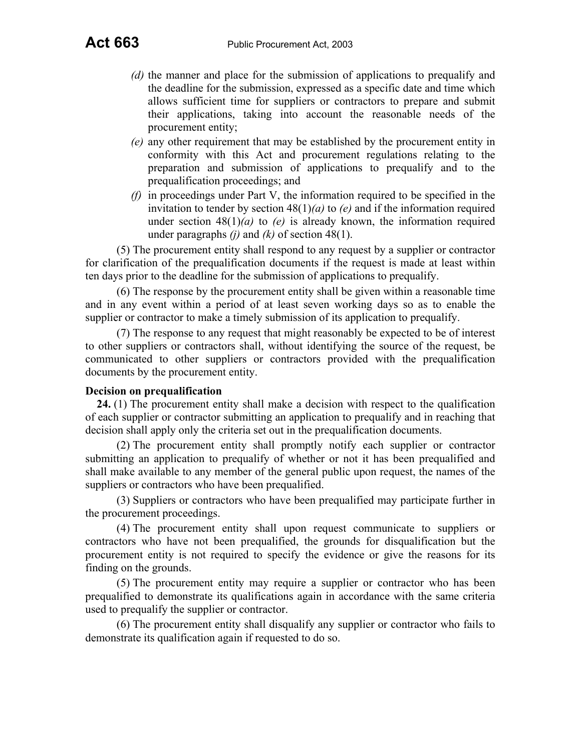(d) the manner and place for the submission of applications to prequalify and the deadline for the submission, expressed as a specific date and time which allows sufficient time for suppliers or contractors to prepare and submit their applications, taking into account the reasonable needs of the procurement entity;

(e) any other requirement that may be established by the procurement entity in conformity with this Act and procurement regulations relating to the preparation and submission of applications to prequalify and to the prequalification proceedings; and

(f) in proceedings under Part V, the information required to be specified in the invitation to tender by section 48(1)*(a)* to *(e)* and if the information required under section 48(1)*(a)* to *(e)* is already known, the information required under paragraphs *(j)* and *(k)* of section 48(1).

(5) The procurement entity shall respond to any request by a supplier or contractor for clarification of the prequalification documents if the request is made at least within ten days prior to the deadline for the submission of applications to prequalify.

(6) The response by the procurement entity shall be given within a reasonable time and in any event within a period of at least seven working days so as to enable the supplier or contractor to make a timely submission of its application to prequalify.

(7) The response to any request that might reasonably be expected to be of interest to other suppliers or contractors shall, without identifying the source of the request, be communicated to other suppliers or contractors provided with the prequalification documents by the procurement entity.

**Decision on prequalification**

**24.** (1) The procurement entity shall make a decision with respect to the qualification of each supplier or contractor submitting an application to prequalify and in reaching that decision shall apply only the criteria set out in the prequalification documents.

(2) The procurement entity shall promptly notify each supplier or contractor submitting an application to prequalify of whether or not it has been prequalified and shall make available to any member of the general public upon request, the names of the suppliers or contractors who have been prequalified.

(3) Suppliers or contractors who have been prequalified may participate further in the procurement proceedings.

(4) The procurement entity shall upon request communicate to suppliers or contractors who have not been prequalified, the grounds for disqualification but the procurement entity is not required to specify the evidence or give the reasons for its finding on the grounds.

(5) The procurement entity may require a supplier or contractor who has been prequalified to demonstrate its qualifications again in accordance with the same criteria used to prequalify the supplier or contractor.

(6) The procurement entity shall disqualify any supplier or contractor who fails to demonstrate its qualification again if requested to do so.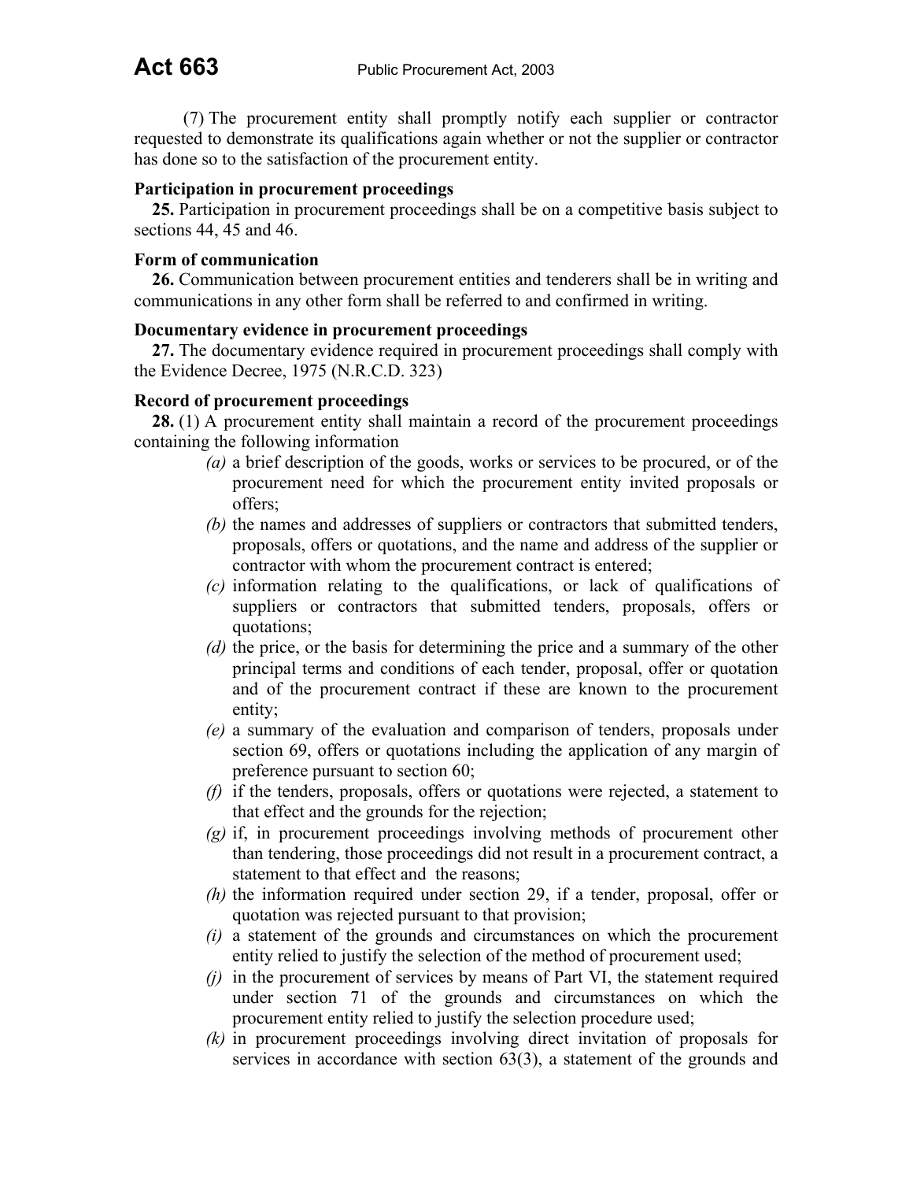(7) The procurement entity shall promptly notify each supplier or contractor requested to demonstrate its qualifications again whether or not the supplier or contractor has done so to the satisfaction of the procurement entity.

**Participation in procurement proceedings**

**25.** Participation in procurement proceedings shall be on a competitive basis subject to sections 44, 45 and 46.

**Form of communication**

**26.** Communication between procurement entities and tenderers shall be in writing and communications in any other form shall be referred to and confirmed in writing.

**Documentary evidence in procurement proceedings**

**27.** The documentary evidence required in procurement proceedings shall comply with the Evidence Decree, 1975 (N.R.C.D. 323)

**Record of procurement proceedings**

**28.** (1) A procurement entity shall maintain a record of the procurement proceedings containing the following information

*(a)* a brief description of the goods, works or services to be procured, or of the procurement need for which the procurement entity invited proposals or offers;

*(b)* the names and addresses of suppliers or contractors that submitted tenders, proposals, offers or quotations, and the name and address of the supplier or contractor with whom the procurement contract is entered;

*(c)* information relating to the qualifications, or lack of qualifications of suppliers or contractors that submitted tenders, proposals, offers or quotations;

*(d)* the price, or the basis for determining the price and a summary of the other principal terms and conditions of each tender, proposal, offer or quotation and of the procurement contract if these are known to the procurement entity;

*(e)* a summary of the evaluation and comparison of tenders, proposals under section 69, offers or quotations including the application of any margin of preference pursuant to section 60;

*(f)* if the tenders, proposals, offers or quotations were rejected, a statement to that effect and the grounds for the rejection;

*(g)* if, in procurement proceedings involving methods of procurement other than tendering, those proceedings did not result in a procurement contract, a statement to that effect and the reasons;

*(h)* the information required under section 29, if a tender, proposal, offer or quotation was rejected pursuant to that provision;

*(i)* a statement of the grounds and circumstances on which the procurement entity relied to justify the selection of the method of procurement used;

*(j)* in the procurement of services by means of Part VI, the statement required under section 71 of the grounds and circumstances on which the procurement entity relied to justify the selection procedure used;

*(k)* in procurement proceedings involving direct invitation of proposals for services in accordance with section 63(3), a statement of the grounds and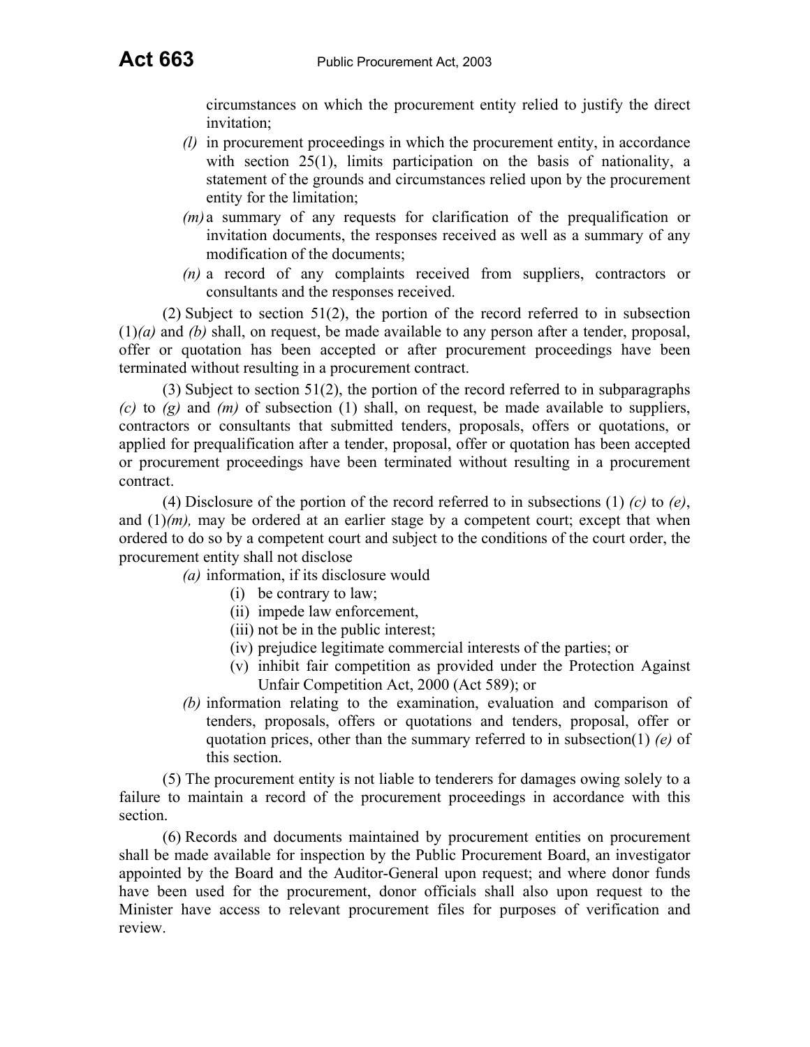circumstances on which the procurement entity relied to justify the direct invitation;

*(l)* in procurement proceedings in which the procurement entity, in accordance with section 25(1), limits participation on the basis of nationality, a statement of the grounds and circumstances relied upon by the procurement entity for the limitation;

*(m)* a summary of any requests for clarification of the prequalification or invitation documents, the responses received as well as a summary of any modification of the documents;

*(n)* a record of any complaints received from suppliers, contractors or consultants and the responses received.

(2) Subject to section 51(2), the portion of the record referred to in subsection (1)*(a)* and *(b)* shall, on request, be made available to any person after a tender, proposal, offer or quotation has been accepted or after procurement proceedings have been terminated without resulting in a procurement contract.

(3) Subject to section 51(2), the portion of the record referred to in subparagraphs *(c)* to *(g)* and *(m)* of subsection (1) shall, on request, be made available to suppliers, contractors or consultants that submitted tenders, proposals, offers or quotations, or applied for prequalification after a tender, proposal, offer or quotation has been accepted or procurement proceedings have been terminated without resulting in a procurement contract.

(4) Disclosure of the portion of the record referred to in subsections (1) *(c)* to *(e)*, and (1)*(m),* may be ordered at an earlier stage by a competent court; except that when ordered to do so by a competent court and subject to the conditions of the court order, the procurement entity shall not disclose

*(a)* information, if its disclosure would

(i) be contrary to law;

(ii) impede law enforcement,

(iii) not be in the public interest;

(iv) prejudice legitimate commercial interests of the parties; or

(v) inhibit fair competition as provided under the Protection Against Unfair Competition Act, 2000 (Act 589); or

*(b)* information relating to the examination, evaluation and comparison of tenders, proposals, offers or quotations and tenders, proposal, offer or quotation prices, other than the summary referred to in subsection(1) *(e)* of this section.

(5) The procurement entity is not liable to tenderers for damages owing solely to a failure to maintain a record of the procurement proceedings in accordance with this section.

(6) Records and documents maintained by procurement entities on procurement shall be made available for inspection by the Public Procurement Board, an investigator appointed by the Board and the Auditor-General upon request; and where donor funds have been used for the procurement, donor officials shall also upon request to the Minister have access to relevant procurement files for purposes of verification and review.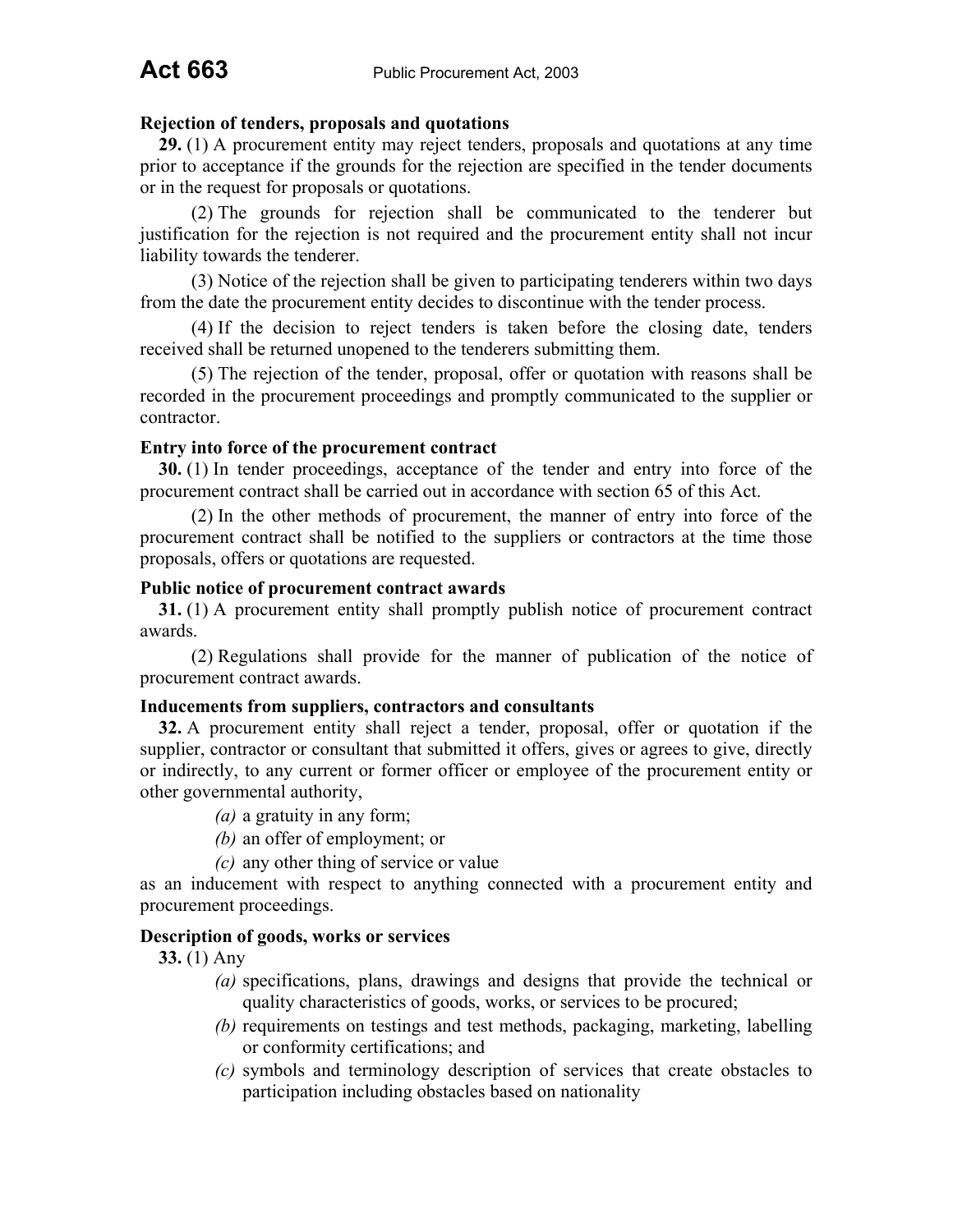**Rejection of tenders, proposals and quotations**

**29.** (1) A procurement entity may reject tenders, proposals and quotations at any time prior to acceptance if the grounds for the rejection are specified in the tender documents or in the request for proposals or quotations.

(2) The grounds for rejection shall be communicated to the tenderer but justification for the rejection is not required and the procurement entity shall not incur liability towards the tenderer.

(3) Notice of the rejection shall be given to participating tenderers within two days from the date the procurement entity decides to discontinue with the tender process.

(4) If the decision to reject tenders is taken before the closing date, tenders received shall be returned unopened to the tenderers submitting them.

(5) The rejection of the tender, proposal, offer or quotation with reasons shall be recorded in the procurement proceedings and promptly communicated to the supplier or contractor.

**Entry into force of the procurement contract**

**30.** (1) In tender proceedings, acceptance of the tender and entry into force of the procurement contract shall be carried out in accordance with section 65 of this Act.

(2) In the other methods of procurement, the manner of entry into force of the procurement contract shall be notified to the suppliers or contractors at the time those proposals, offers or quotations are requested.

**Public notice of procurement contract awards**

**31.** (1) A procurement entity shall promptly publish notice of procurement contract awards.

(2) Regulations shall provide for the manner of publication of the notice of procurement contract awards.

**Inducements from suppliers, contractors and consultants**

**32.** A procurement entity shall reject a tender, proposal, offer or quotation if the supplier, contractor or consultant that submitted it offers, gives or agrees to give, directly or indirectly, to any current or former officer or employee of the procurement entity or other governmental authority,

*(a)* a gratuity in any form;

*(b)* an offer of employment; or

*(c)* any other thing of service or value

as an inducement with respect to anything connected with a procurement entity and procurement proceedings.

**Description of goods, works or services**

**33.** (1) Any

*(a)* specifications, plans, drawings and designs that provide the technical or quality characteristics of goods, works, or services to be procured;

*(b)* requirements on testings and test methods, packaging, marketing, labelling or conformity certifications; and

*(c)* symbols and terminology description of services that create obstacles to participation including obstacles based on nationality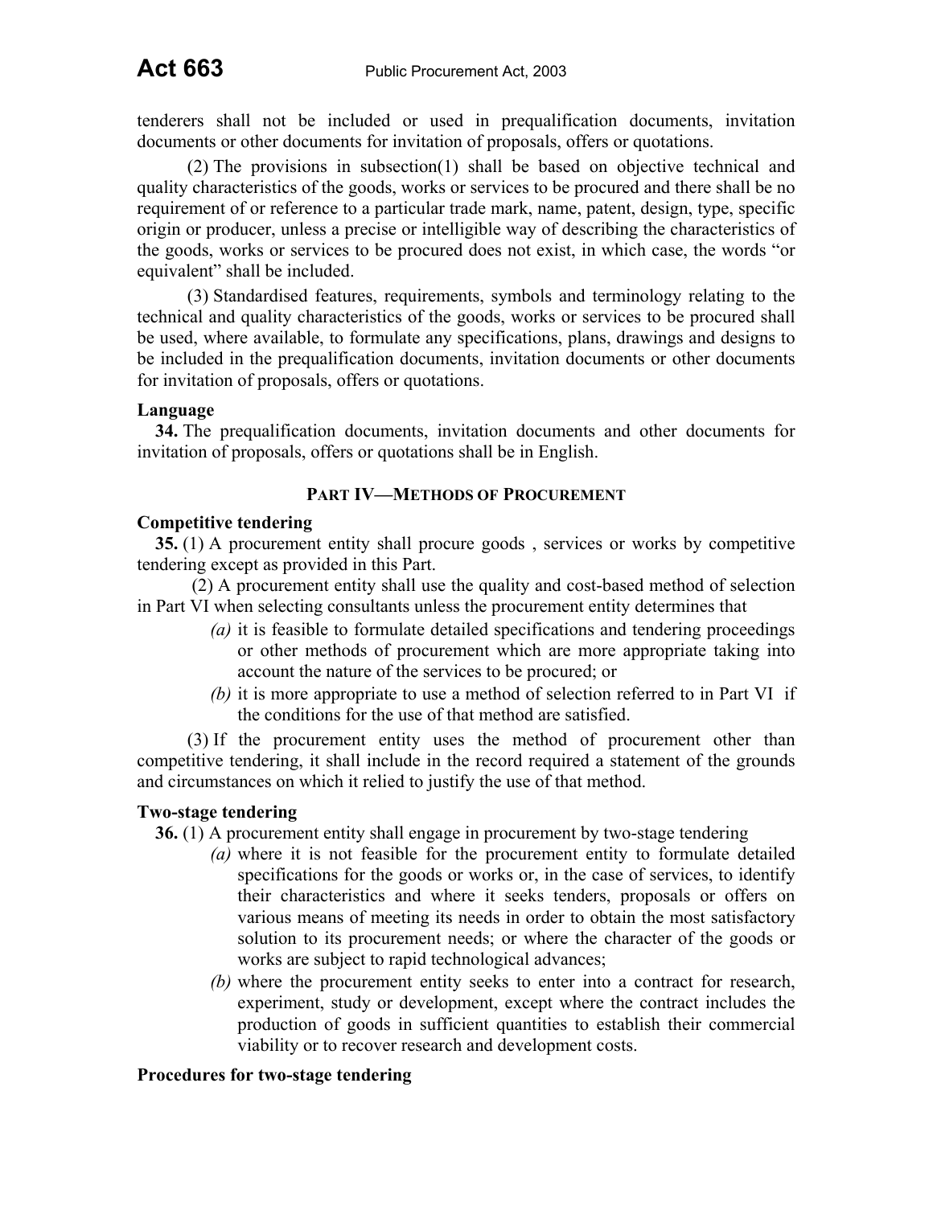tenderers shall not be included or used in prequalification documents, invitation documents or other documents for invitation of proposals, offers or quotations.

(2) The provisions in subsection(1) shall be based on objective technical and quality characteristics of the goods, works or services to be procured and there shall be no requirement of or reference to a particular trade mark, name, patent, design, type, specific origin or producer, unless a precise or intelligible way of describing the characteristics of the goods, works or services to be procured does not exist, in which case, the words "or equivalent" shall be included.

(3) Standardised features, requirements, symbols and terminology relating to the technical and quality characteristics of the goods, works or services to be procured shall be used, where available, to formulate any specifications, plans, drawings and designs to be included in the prequalification documents, invitation documents or other documents for invitation of proposals, offers or quotations.

**Language**

**34.** The prequalification documents, invitation documents and other documents for invitation of proposals, offers or quotations shall be in English.

## PART IV—METHODS OF PROCUREMENT

**Competitive tendering**

**35.** (1) A procurement entity shall procure goods , services or works by competitive tendering except as provided in this Part.

(2) A procurement entity shall use the quality and cost-based method of selection in Part VI when selecting consultants unless the procurement entity determines that

*(a)* it is feasible to formulate detailed specifications and tendering proceedings or other methods of procurement which are more appropriate taking into account the nature of the services to be procured; or

*(b)* it is more appropriate to use a method of selection referred to in Part VI if the conditions for the use of that method are satisfied.

(3) If the procurement entity uses the method of procurement other than competitive tendering, it shall include in the record required a statement of the grounds and circumstances on which it relied to justify the use of that method.

**Two-stage tendering**

**36.** (1) A procurement entity shall engage in procurement by two-stage tendering

*(a)* where it is not feasible for the procurement entity to formulate detailed specifications for the goods or works or, in the case of services, to identify their characteristics and where it seeks tenders, proposals or offers on various means of meeting its needs in order to obtain the most satisfactory solution to its procurement needs; or where the character of the goods or works are subject to rapid technological advances;

*(b)* where the procurement entity seeks to enter into a contract for research, experiment, study or development, except where the contract includes the production of goods in sufficient quantities to establish their commercial viability or to recover research and development costs.

**Procedures for two-stage tendering**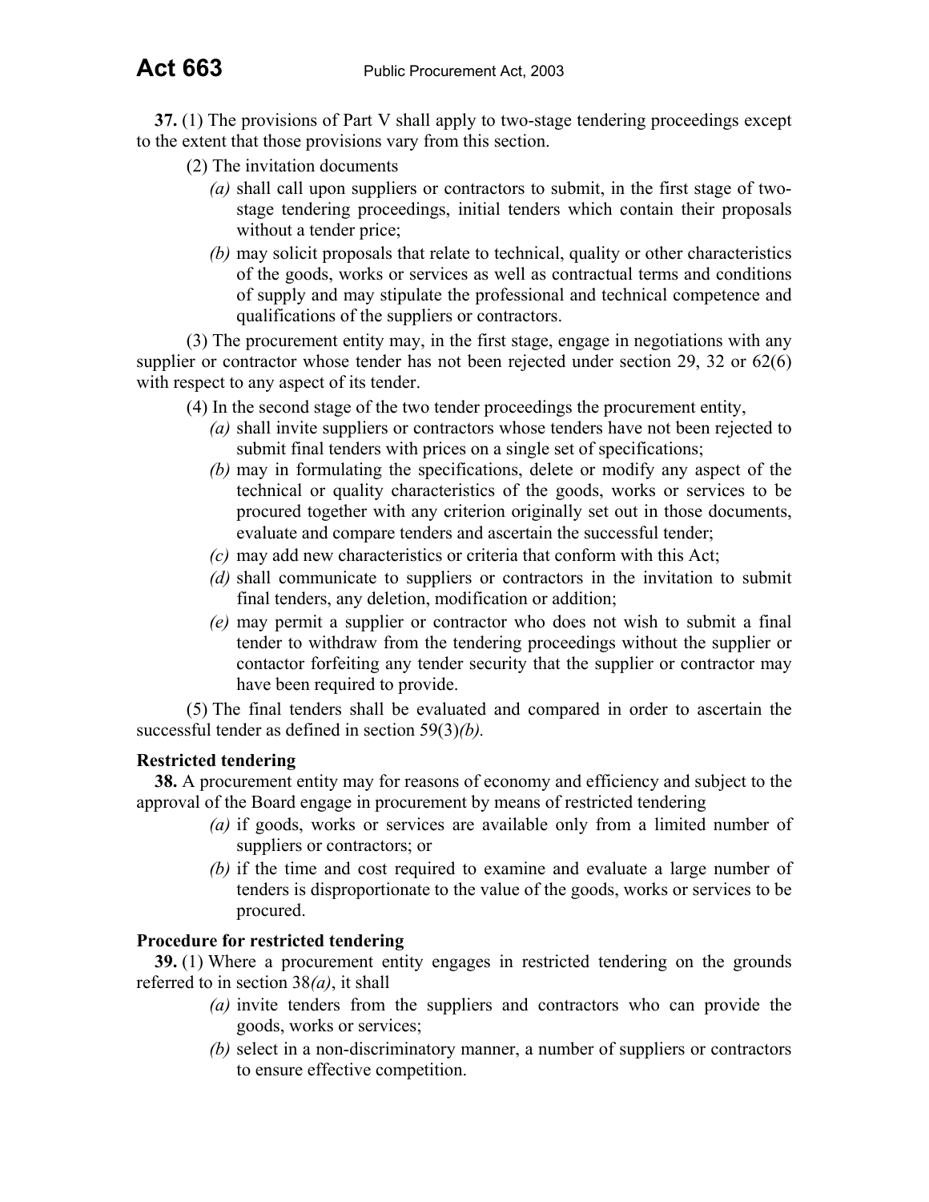**37.** (1) The provisions of Part V shall apply to two-stage tendering proceedings except to the extent that those provisions vary from this section.

(2) The invitation documents

*(a)* shall call upon suppliers or contractors to submit, in the first stage of two-stage tendering proceedings, initial tenders which contain their proposals without a tender price;

*(b)* may solicit proposals that relate to technical, quality or other characteristics of the goods, works or services as well as contractual terms and conditions of supply and may stipulate the professional and technical competence and qualifications of the suppliers or contractors.

(3) The procurement entity may, in the first stage, engage in negotiations with any supplier or contractor whose tender has not been rejected under section 29, 32 or 62(6) with respect to any aspect of its tender.

(4) In the second stage of the two tender proceedings the procurement entity,

*(a)* shall invite suppliers or contractors whose tenders have not been rejected to submit final tenders with prices on a single set of specifications;

*(b)* may in formulating the specifications, delete or modify any aspect of the technical or quality characteristics of the goods, works or services to be procured together with any criterion originally set out in those documents, evaluate and compare tenders and ascertain the successful tender;

*(c)* may add new characteristics or criteria that conform with this Act;

*(d)* shall communicate to suppliers or contractors in the invitation to submit final tenders, any deletion, modification or addition;

*(e)* may permit a supplier or contractor who does not wish to submit a final tender to withdraw from the tendering proceedings without the supplier or contactor forfeiting any tender security that the supplier or contractor may have been required to provide.

(5) The final tenders shall be evaluated and compared in order to ascertain the successful tender as defined in section 59(3)*(b).*

**Restricted tendering**

**38.** A procurement entity may for reasons of economy and efficiency and subject to the approval of the Board engage in procurement by means of restricted tendering

*(a)* if goods, works or services are available only from a limited number of suppliers or contractors; or

*(b)* if the time and cost required to examine and evaluate a large number of tenders is disproportionate to the value of the goods, works or services to be procured.

**Procedure for restricted tendering**

**39.** (1) Where a procurement entity engages in restricted tendering on the grounds referred to in section 38*(a)*, it shall

*(a)* invite tenders from the suppliers and contractors who can provide the goods, works or services;

*(b)* select in a non-discriminatory manner, a number of suppliers or contractors to ensure effective competition.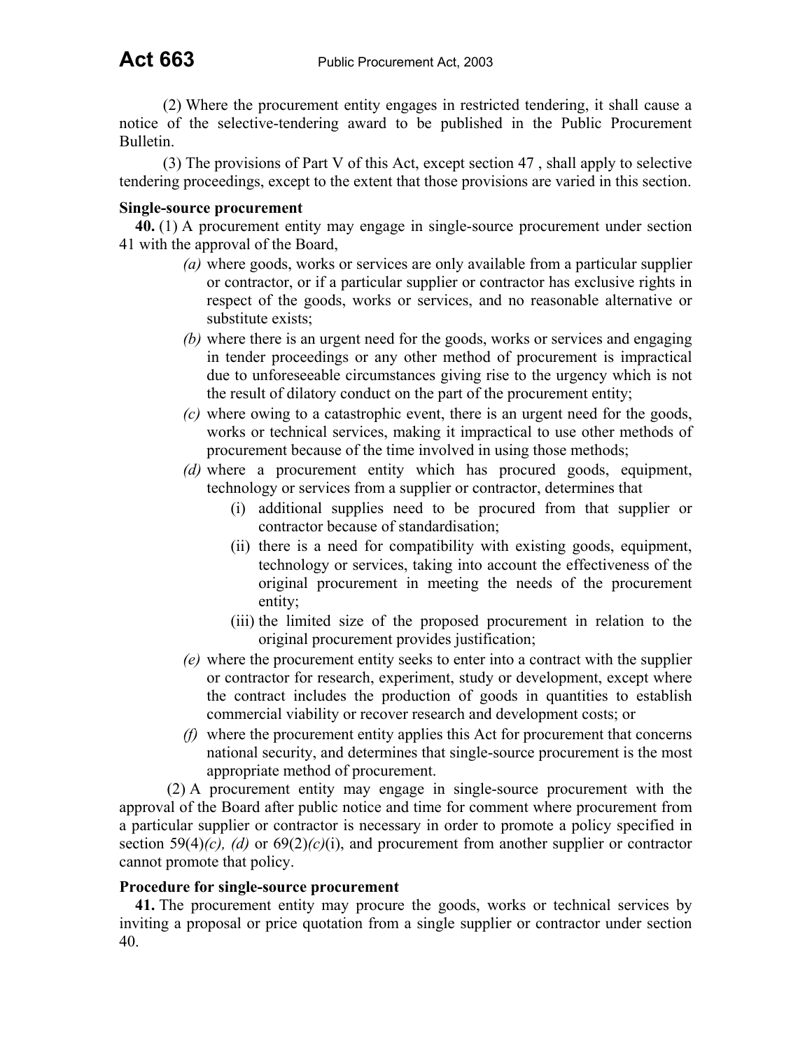(2) Where the procurement entity engages in restricted tendering, it shall cause a notice of the selective-tendering award to be published in the Public Procurement Bulletin.

(3) The provisions of Part V of this Act, except section 47 , shall apply to selective tendering proceedings, except to the extent that those provisions are varied in this section.

**Single-source procurement**

**40.** (1) A procurement entity may engage in single-source procurement under section 41 with the approval of the Board,

*(a)* where goods, works or services are only available from a particular supplier or contractor, or if a particular supplier or contractor has exclusive rights in respect of the goods, works or services, and no reasonable alternative or substitute exists;

*(b)* where there is an urgent need for the goods, works or services and engaging in tender proceedings or any other method of procurement is impractical due to unforeseeable circumstances giving rise to the urgency which is not the result of dilatory conduct on the part of the procurement entity;

*(c)* where owing to a catastrophic event, there is an urgent need for the goods, works or technical services, making it impractical to use other methods of procurement because of the time involved in using those methods;

*(d)* where a procurement entity which has procured goods, equipment, technology or services from a supplier or contractor, determines that

(i) additional supplies need to be procured from that supplier or contractor because of standardisation;

(ii) there is a need for compatibility with existing goods, equipment, technology or services, taking into account the effectiveness of the original procurement in meeting the needs of the procurement entity;

(iii) the limited size of the proposed procurement in relation to the original procurement provides justification;

*(e)* where the procurement entity seeks to enter into a contract with the supplier or contractor for research, experiment, study or development, except where the contract includes the production of goods in quantities to establish commercial viability or recover research and development costs; or

*(f)* where the procurement entity applies this Act for procurement that concerns national security, and determines that single-source procurement is the most appropriate method of procurement.

(2) A procurement entity may engage in single-source procurement with the approval of the Board after public notice and time for comment where procurement from a particular supplier or contractor is necessary in order to promote a policy specified in section 59(4)*(c), (d)* or 69(2)*(c)*(i), and procurement from another supplier or contractor cannot promote that policy.

**Procedure for single-source procurement**

**41.** The procurement entity may procure the goods, works or technical services by inviting a proposal or price quotation from a single supplier or contractor under section 40.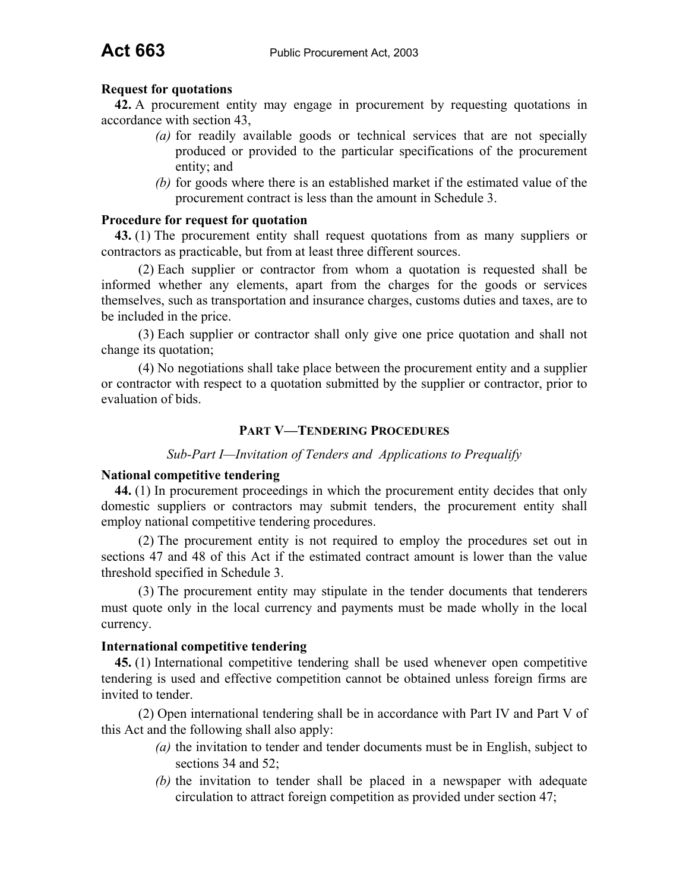**Request for quotations**

**42.** A procurement entity may engage in procurement by requesting quotations in accordance with section 43,

*(a)* for readily available goods or technical services that are not specially produced or provided to the particular specifications of the procurement entity; and

*(b)* for goods where there is an established market if the estimated value of the procurement contract is less than the amount in Schedule 3.

**Procedure for request for quotation**

**43.** (1) The procurement entity shall request quotations from as many suppliers or contractors as practicable, but from at least three different sources.

(2) Each supplier or contractor from whom a quotation is requested shall be informed whether any elements, apart from the charges for the goods or services themselves, such as transportation and insurance charges, customs duties and taxes, are to be included in the price.

(3) Each supplier or contractor shall only give one price quotation and shall not change its quotation;

(4) No negotiations shall take place between the procurement entity and a supplier or contractor with respect to a quotation submitted by the supplier or contractor, prior to evaluation of bids.

## PART V—TENDERING PROCEDURES

*Sub-Part I—Invitation of Tenders and Applications to Prequalify*

**National competitive tendering**

**44.** (1) In procurement proceedings in which the procurement entity decides that only domestic suppliers or contractors may submit tenders, the procurement entity shall employ national competitive tendering procedures.

(2) The procurement entity is not required to employ the procedures set out in sections 47 and 48 of this Act if the estimated contract amount is lower than the value threshold specified in Schedule 3.

(3) The procurement entity may stipulate in the tender documents that tenderers must quote only in the local currency and payments must be made wholly in the local currency.

**International competitive tendering**

**45.** (1) International competitive tendering shall be used whenever open competitive tendering is used and effective competition cannot be obtained unless foreign firms are invited to tender.

(2) Open international tendering shall be in accordance with Part IV and Part V of this Act and the following shall also apply:

*(a)* the invitation to tender and tender documents must be in English, subject to sections 34 and 52;

*(b)* the invitation to tender shall be placed in a newspaper with adequate circulation to attract foreign competition as provided under section 47;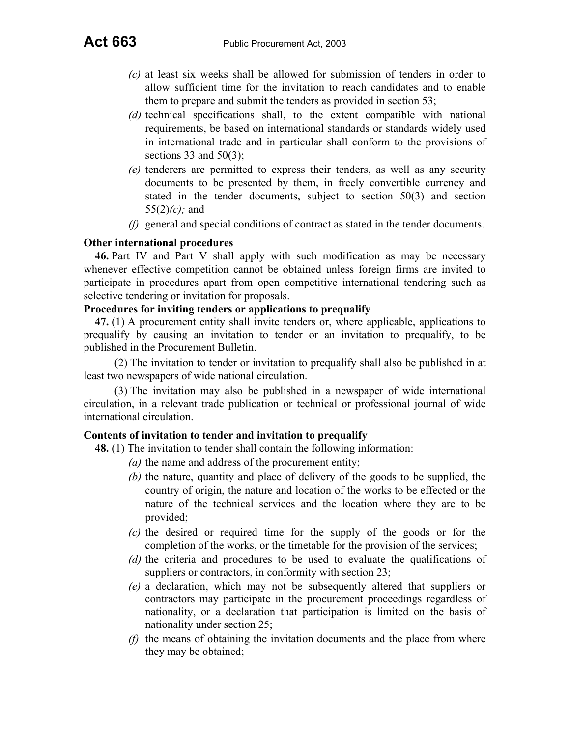(c) at least six weeks shall be allowed for submission of tenders in order to allow sufficient time for the invitation to reach candidates and to enable them to prepare and submit the tenders as provided in section 53;

(d) technical specifications shall, to the extent compatible with national requirements, be based on international standards or standards widely used in international trade and in particular shall conform to the provisions of sections 33 and 50(3);

(e) tenderers are permitted to express their tenders, as well as any security documents to be presented by them, in freely convertible currency and stated in the tender documents, subject to section 50(3) and section 55(2)*(c);* and

(f) general and special conditions of contract as stated in the tender documents.

**Other international procedures**

**46.** Part IV and Part V shall apply with such modification as may be necessary whenever effective competition cannot be obtained unless foreign firms are invited to participate in procedures apart from open competitive international tendering such as selective tendering or invitation for proposals.

**Procedures for inviting tenders or applications to prequalify**

**47.** (1) A procurement entity shall invite tenders or, where applicable, applications to prequalify by causing an invitation to tender or an invitation to prequalify, to be published in the Procurement Bulletin.

(2) The invitation to tender or invitation to prequalify shall also be published in at least two newspapers of wide national circulation.

(3) The invitation may also be published in a newspaper of wide international circulation, in a relevant trade publication or technical or professional journal of wide international circulation.

**Contents of invitation to tender and invitation to prequalify**

**48.** (1) The invitation to tender shall contain the following information:

*(a)* the name and address of the procurement entity;

*(b)* the nature, quantity and place of delivery of the goods to be supplied, the country of origin, the nature and location of the works to be effected or the nature of the technical services and the location where they are to be provided;

*(c)* the desired or required time for the supply of the goods or for the completion of the works, or the timetable for the provision of the services;

*(d)* the criteria and procedures to be used to evaluate the qualifications of suppliers or contractors, in conformity with section 23;

*(e)* a declaration, which may not be subsequently altered that suppliers or contractors may participate in the procurement proceedings regardless of nationality, or a declaration that participation is limited on the basis of nationality under section 25;

*(f)* the means of obtaining the invitation documents and the place from where they may be obtained;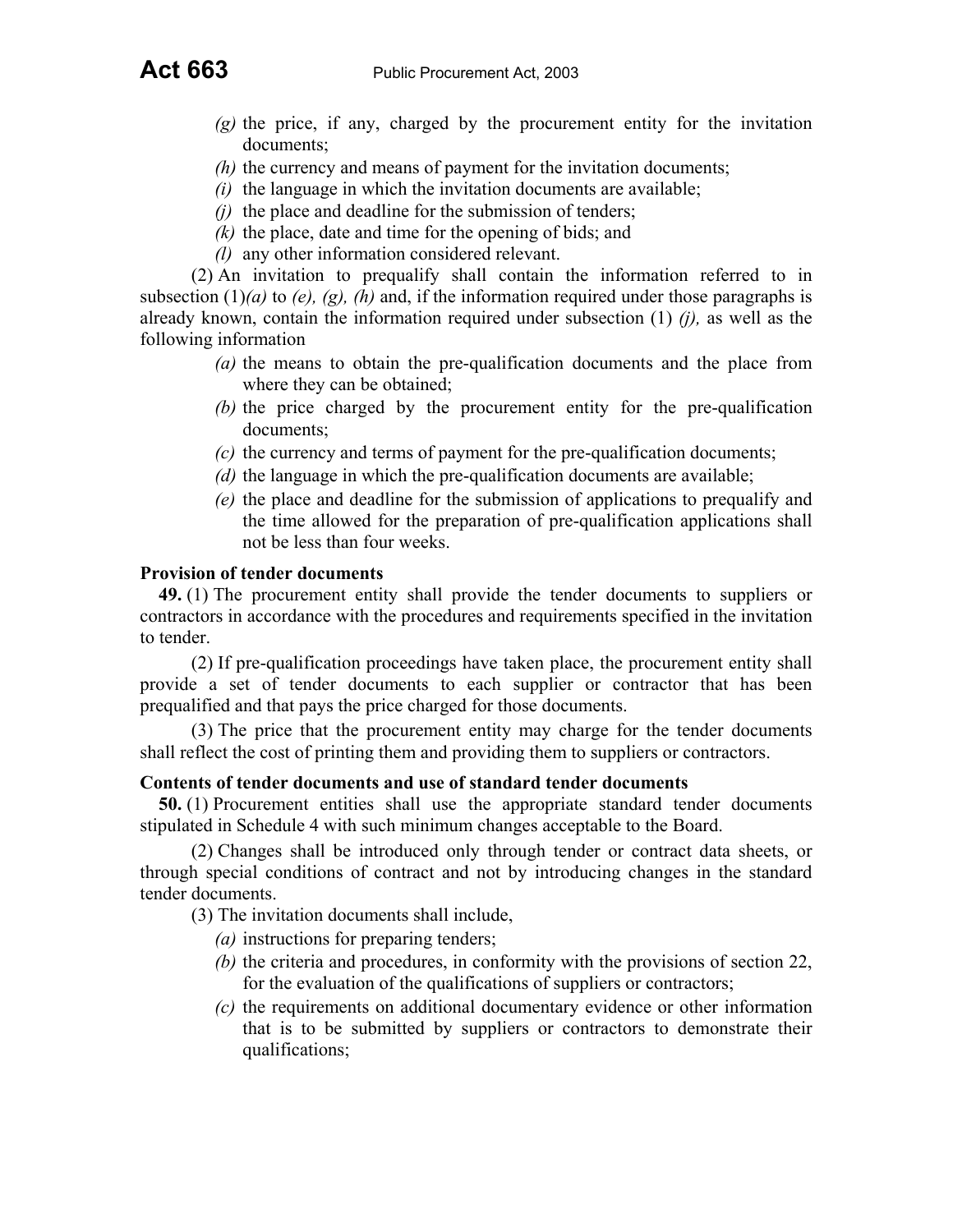- *(g)* the price, if any, charged by the procurement entity for the invitation documents;
- *(h)* the currency and means of payment for the invitation documents;
- *(i)* the language in which the invitation documents are available;
- *(j)* the place and deadline for the submission of tenders;
- *(k)* the place, date and time for the opening of bids; and
- *(l)* any other information considered relevant.

(2) An invitation to prequalify shall contain the information referred to in subsection (1)*(a)* to *(e), (g), (h)* and, if the information required under those paragraphs is already known, contain the information required under subsection (1) *(j),* as well as the following information

- *(a)* the means to obtain the pre-qualification documents and the place from where they can be obtained;
- *(b)* the price charged by the procurement entity for the pre-qualification documents;
- *(c)* the currency and terms of payment for the pre-qualification documents;
- *(d)* the language in which the pre-qualification documents are available;
- *(e)* the place and deadline for the submission of applications to prequalify and the time allowed for the preparation of pre-qualification applications shall not be less than four weeks.

**Provision of tender documents**

**49.** (1) The procurement entity shall provide the tender documents to suppliers or contractors in accordance with the procedures and requirements specified in the invitation to tender.

(2) If pre-qualification proceedings have taken place, the procurement entity shall provide a set of tender documents to each supplier or contractor that has been prequalified and that pays the price charged for those documents.

(3) The price that the procurement entity may charge for the tender documents shall reflect the cost of printing them and providing them to suppliers or contractors.

**Contents of tender documents and use of standard tender documents**

**50.** (1) Procurement entities shall use the appropriate standard tender documents stipulated in Schedule 4 with such minimum changes acceptable to the Board.

(2) Changes shall be introduced only through tender or contract data sheets, or through special conditions of contract and not by introducing changes in the standard tender documents.

(3) The invitation documents shall include,

- *(a)* instructions for preparing tenders;
- *(b)* the criteria and procedures, in conformity with the provisions of section 22, for the evaluation of the qualifications of suppliers or contractors;
- *(c)* the requirements on additional documentary evidence or other information that is to be submitted by suppliers or contractors to demonstrate their qualifications;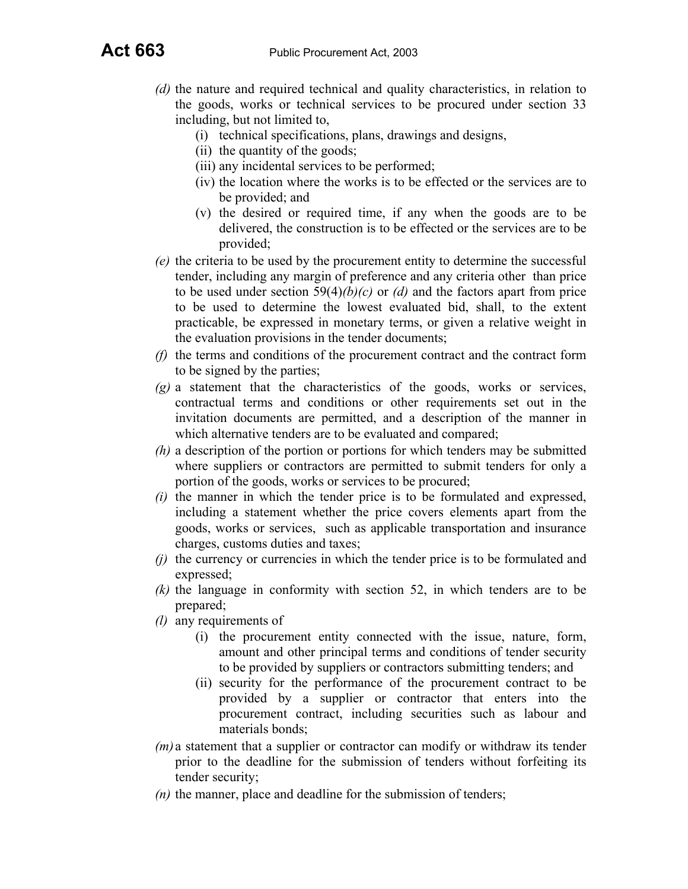*(d)* the nature and required technical and quality characteristics, in relation to the goods, works or technical services to be procured under section 33 including, but not limited to,

  (i) technical specifications, plans, drawings and designs,

  (ii) the quantity of the goods;

  (iii) any incidental services to be performed;

  (iv) the location where the works is to be effected or the services are to be provided; and

  (v) the desired or required time, if any when the goods are to be delivered, the construction is to be effected or the services are to be provided;

*(e)* the criteria to be used by the procurement entity to determine the successful tender, including any margin of preference and any criteria other than price to be used under section 59(4)*(b)(c)* or *(d)* and the factors apart from price to be used to determine the lowest evaluated bid, shall, to the extent practicable, be expressed in monetary terms, or given a relative weight in the evaluation provisions in the tender documents;

*(f)* the terms and conditions of the procurement contract and the contract form to be signed by the parties;

*(g)* a statement that the characteristics of the goods, works or services, contractual terms and conditions or other requirements set out in the invitation documents are permitted, and a description of the manner in which alternative tenders are to be evaluated and compared;

*(h)* a description of the portion or portions for which tenders may be submitted where suppliers or contractors are permitted to submit tenders for only a portion of the goods, works or services to be procured;

*(i)* the manner in which the tender price is to be formulated and expressed, including a statement whether the price covers elements apart from the goods, works or services, such as applicable transportation and insurance charges, customs duties and taxes;

*(j)* the currency or currencies in which the tender price is to be formulated and expressed;

*(k)* the language in conformity with section 52, in which tenders are to be prepared;

*(l)* any requirements of

  (i) the procurement entity connected with the issue, nature, form, amount and other principal terms and conditions of tender security to be provided by suppliers or contractors submitting tenders; and

  (ii) security for the performance of the procurement contract to be provided by a supplier or contractor that enters into the procurement contract, including securities such as labour and materials bonds;

*(m)* a statement that a supplier or contractor can modify or withdraw its tender prior to the deadline for the submission of tenders without forfeiting its tender security;

*(n)* the manner, place and deadline for the submission of tenders;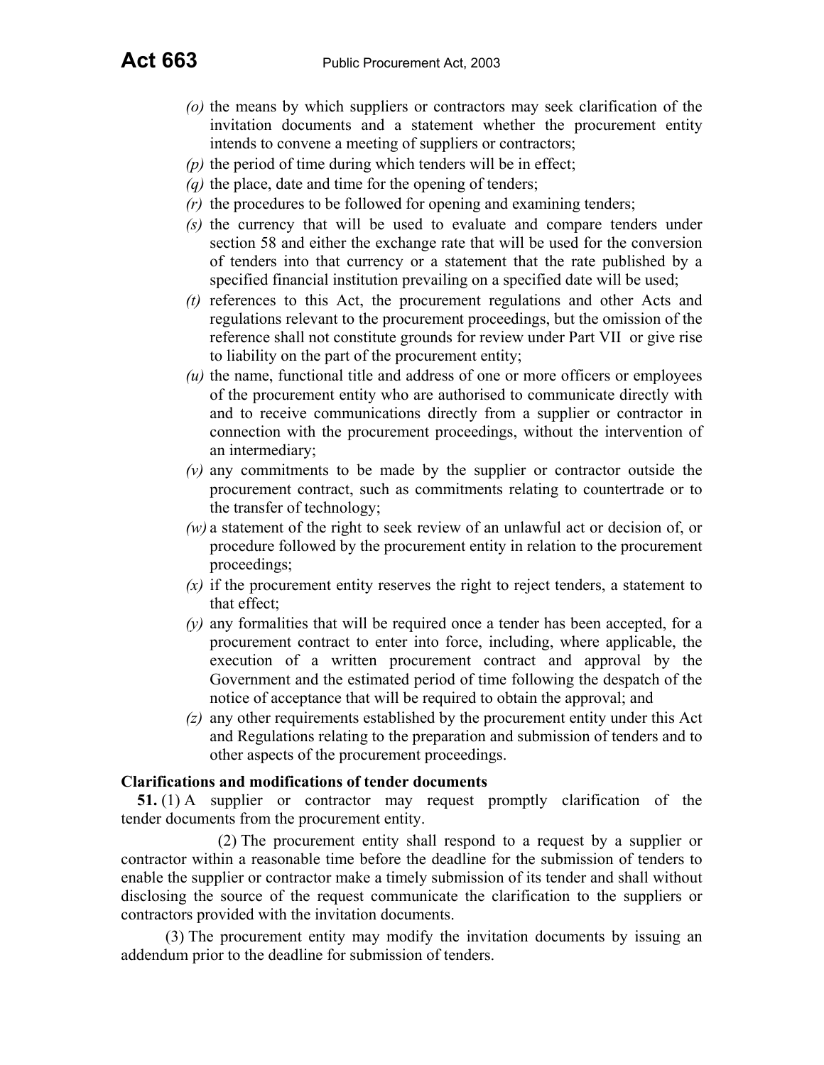*(o)* the means by which suppliers or contractors may seek clarification of the invitation documents and a statement whether the procurement entity intends to convene a meeting of suppliers or contractors;

*(p)* the period of time during which tenders will be in effect;

*(q)* the place, date and time for the opening of tenders;

*(r)* the procedures to be followed for opening and examining tenders;

*(s)* the currency that will be used to evaluate and compare tenders under section 58 and either the exchange rate that will be used for the conversion of tenders into that currency or a statement that the rate published by a specified financial institution prevailing on a specified date will be used;

*(t)* references to this Act, the procurement regulations and other Acts and regulations relevant to the procurement proceedings, but the omission of the reference shall not constitute grounds for review under Part VII or give rise to liability on the part of the procurement entity;

*(u)* the name, functional title and address of one or more officers or employees of the procurement entity who are authorised to communicate directly with and to receive communications directly from a supplier or contractor in connection with the procurement proceedings, without the intervention of an intermediary;

*(v)* any commitments to be made by the supplier or contractor outside the procurement contract, such as commitments relating to countertrade or to the transfer of technology;

*(w)* a statement of the right to seek review of an unlawful act or decision of, or procedure followed by the procurement entity in relation to the procurement proceedings;

*(x)* if the procurement entity reserves the right to reject tenders, a statement to that effect;

*(y)* any formalities that will be required once a tender has been accepted, for a procurement contract to enter into force, including, where applicable, the execution of a written procurement contract and approval by the Government and the estimated period of time following the despatch of the notice of acceptance that will be required to obtain the approval; and

*(z)* any other requirements established by the procurement entity under this Act and Regulations relating to the preparation and submission of tenders and to other aspects of the procurement proceedings.

**Clarifications and modifications of tender documents**

**51.** (1) A supplier or contractor may request promptly clarification of the tender documents from the procurement entity.

(2) The procurement entity shall respond to a request by a supplier or contractor within a reasonable time before the deadline for the submission of tenders to enable the supplier or contractor make a timely submission of its tender and shall without disclosing the source of the request communicate the clarification to the suppliers or contractors provided with the invitation documents.

(3) The procurement entity may modify the invitation documents by issuing an addendum prior to the deadline for submission of tenders.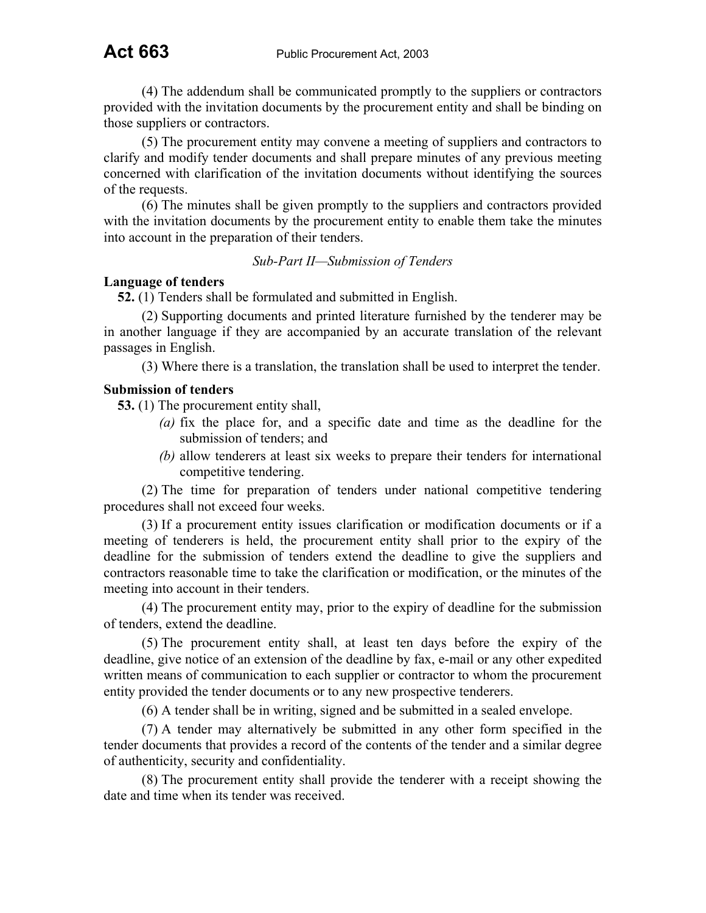(4) The addendum shall be communicated promptly to the suppliers or contractors provided with the invitation documents by the procurement entity and shall be binding on those suppliers or contractors.

(5) The procurement entity may convene a meeting of suppliers and contractors to clarify and modify tender documents and shall prepare minutes of any previous meeting concerned with clarification of the invitation documents without identifying the sources of the requests.

(6) The minutes shall be given promptly to the suppliers and contractors provided with the invitation documents by the procurement entity to enable them take the minutes into account in the preparation of their tenders.

*Sub-Part II—Submission of Tenders*

**Language of tenders**

**52.** (1) Tenders shall be formulated and submitted in English.

(2) Supporting documents and printed literature furnished by the tenderer may be in another language if they are accompanied by an accurate translation of the relevant passages in English.

(3) Where there is a translation, the translation shall be used to interpret the tender.

**Submission of tenders**

**53.** (1) The procurement entity shall,

*(a)* fix the place for, and a specific date and time as the deadline for the submission of tenders; and

*(b)* allow tenderers at least six weeks to prepare their tenders for international competitive tendering.

(2) The time for preparation of tenders under national competitive tendering procedures shall not exceed four weeks.

(3) If a procurement entity issues clarification or modification documents or if a meeting of tenderers is held, the procurement entity shall prior to the expiry of the deadline for the submission of tenders extend the deadline to give the suppliers and contractors reasonable time to take the clarification or modification, or the minutes of the meeting into account in their tenders.

(4) The procurement entity may, prior to the expiry of deadline for the submission of tenders, extend the deadline.

(5) The procurement entity shall, at least ten days before the expiry of the deadline, give notice of an extension of the deadline by fax, e-mail or any other expedited written means of communication to each supplier or contractor to whom the procurement entity provided the tender documents or to any new prospective tenderers.

(6) A tender shall be in writing, signed and be submitted in a sealed envelope.

(7) A tender may alternatively be submitted in any other form specified in the tender documents that provides a record of the contents of the tender and a similar degree of authenticity, security and confidentiality.

(8) The procurement entity shall provide the tenderer with a receipt showing the date and time when its tender was received.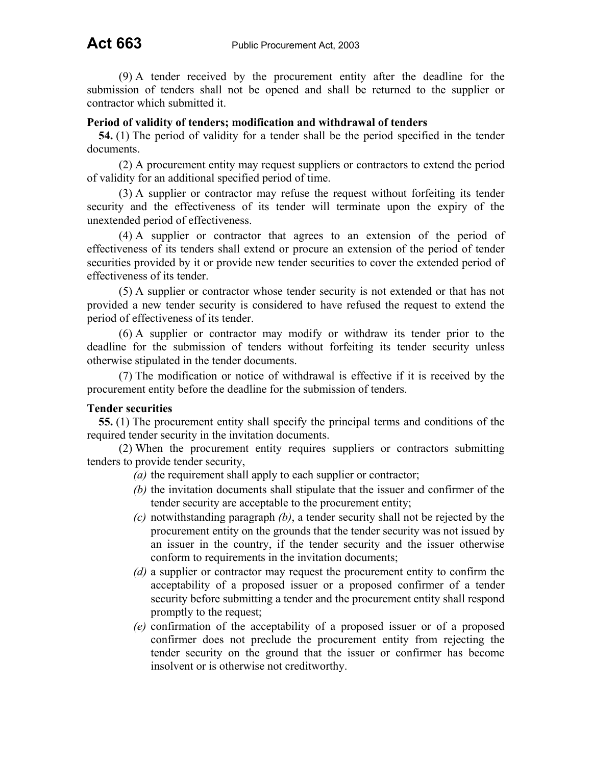(9) A tender received by the procurement entity after the deadline for the submission of tenders shall not be opened and shall be returned to the supplier or contractor which submitted it.

**Period of validity of tenders; modification and withdrawal of tenders**

**54.** (1) The period of validity for a tender shall be the period specified in the tender documents.

(2) A procurement entity may request suppliers or contractors to extend the period of validity for an additional specified period of time.

(3) A supplier or contractor may refuse the request without forfeiting its tender security and the effectiveness of its tender will terminate upon the expiry of the unextended period of effectiveness.

(4) A supplier or contractor that agrees to an extension of the period of effectiveness of its tenders shall extend or procure an extension of the period of tender securities provided by it or provide new tender securities to cover the extended period of effectiveness of its tender.

(5) A supplier or contractor whose tender security is not extended or that has not provided a new tender security is considered to have refused the request to extend the period of effectiveness of its tender.

(6) A supplier or contractor may modify or withdraw its tender prior to the deadline for the submission of tenders without forfeiting its tender security unless otherwise stipulated in the tender documents.

(7) The modification or notice of withdrawal is effective if it is received by the procurement entity before the deadline for the submission of tenders.

**Tender securities**

**55.** (1) The procurement entity shall specify the principal terms and conditions of the required tender security in the invitation documents.

(2) When the procurement entity requires suppliers or contractors submitting tenders to provide tender security,

*(a)* the requirement shall apply to each supplier or contractor;

*(b)* the invitation documents shall stipulate that the issuer and confirmer of the tender security are acceptable to the procurement entity;

*(c)* notwithstanding paragraph *(b)*, a tender security shall not be rejected by the procurement entity on the grounds that the tender security was not issued by an issuer in the country, if the tender security and the issuer otherwise conform to requirements in the invitation documents;

*(d)* a supplier or contractor may request the procurement entity to confirm the acceptability of a proposed issuer or a proposed confirmer of a tender security before submitting a tender and the procurement entity shall respond promptly to the request;

*(e)* confirmation of the acceptability of a proposed issuer or of a proposed confirmer does not preclude the procurement entity from rejecting the tender security on the ground that the issuer or confirmer has become insolvent or is otherwise not creditworthy.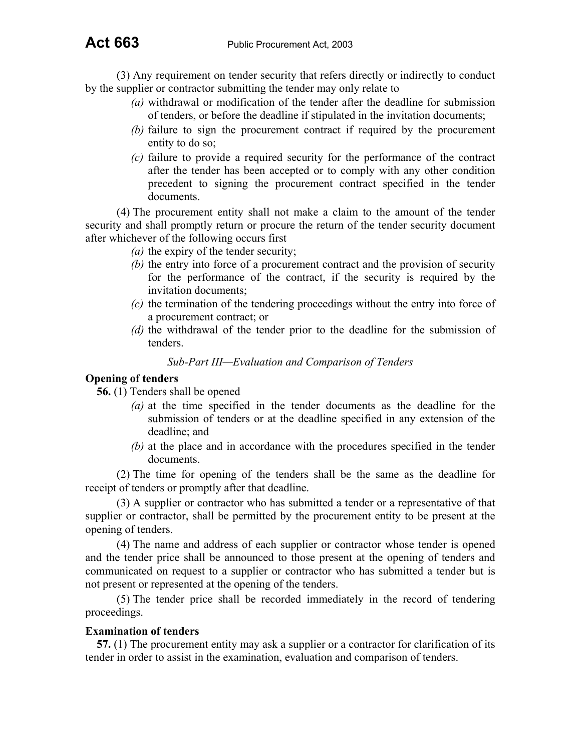(3) Any requirement on tender security that refers directly or indirectly to conduct by the supplier or contractor submitting the tender may only relate to

- *(a)* withdrawal or modification of the tender after the deadline for submission of tenders, or before the deadline if stipulated in the invitation documents;
- *(b)* failure to sign the procurement contract if required by the procurement entity to do so;
- *(c)* failure to provide a required security for the performance of the contract after the tender has been accepted or to comply with any other condition precedent to signing the procurement contract specified in the tender documents.

(4) The procurement entity shall not make a claim to the amount of the tender security and shall promptly return or procure the return of the tender security document after whichever of the following occurs first

- *(a)* the expiry of the tender security;
- *(b)* the entry into force of a procurement contract and the provision of security for the performance of the contract, if the security is required by the invitation documents;
- *(c)* the termination of the tendering proceedings without the entry into force of a procurement contract; or
- *(d)* the withdrawal of the tender prior to the deadline for the submission of tenders.

*Sub-Part III—Evaluation and Comparison of Tenders*

**Opening of tenders**

**56.** (1) Tenders shall be opened

- *(a)* at the time specified in the tender documents as the deadline for the submission of tenders or at the deadline specified in any extension of the deadline; and
- *(b)* at the place and in accordance with the procedures specified in the tender documents.

(2) The time for opening of the tenders shall be the same as the deadline for receipt of tenders or promptly after that deadline.

(3) A supplier or contractor who has submitted a tender or a representative of that supplier or contractor, shall be permitted by the procurement entity to be present at the opening of tenders.

(4) The name and address of each supplier or contractor whose tender is opened and the tender price shall be announced to those present at the opening of tenders and communicated on request to a supplier or contractor who has submitted a tender but is not present or represented at the opening of the tenders.

(5) The tender price shall be recorded immediately in the record of tendering proceedings.

**Examination of tenders**

**57.** (1) The procurement entity may ask a supplier or a contractor for clarification of its tender in order to assist in the examination, evaluation and comparison of tenders.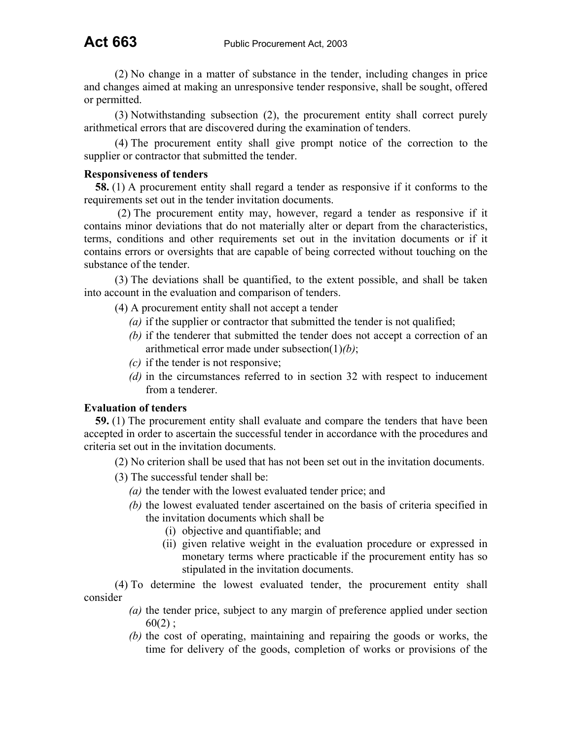(2) No change in a matter of substance in the tender, including changes in price and changes aimed at making an unresponsive tender responsive, shall be sought, offered or permitted.

(3) Notwithstanding subsection (2), the procurement entity shall correct purely arithmetical errors that are discovered during the examination of tenders.

(4) The procurement entity shall give prompt notice of the correction to the supplier or contractor that submitted the tender.

**Responsiveness of tenders**

**58.** (1) A procurement entity shall regard a tender as responsive if it conforms to the requirements set out in the tender invitation documents.

(2) The procurement entity may, however, regard a tender as responsive if it contains minor deviations that do not materially alter or depart from the characteristics, terms, conditions and other requirements set out in the invitation documents or if it contains errors or oversights that are capable of being corrected without touching on the substance of the tender.

(3) The deviations shall be quantified, to the extent possible, and shall be taken into account in the evaluation and comparison of tenders.

(4) A procurement entity shall not accept a tender

- *(a)* if the supplier or contractor that submitted the tender is not qualified;
- *(b)* if the tenderer that submitted the tender does not accept a correction of an arithmetical error made under subsection(1)*(b)*;
- *(c)* if the tender is not responsive;
- *(d)* in the circumstances referred to in section 32 with respect to inducement from a tenderer.

**Evaluation of tenders**

**59.** (1) The procurement entity shall evaluate and compare the tenders that have been accepted in order to ascertain the successful tender in accordance with the procedures and criteria set out in the invitation documents.

(2) No criterion shall be used that has not been set out in the invitation documents.

(3) The successful tender shall be:

- *(a)* the tender with the lowest evaluated tender price; and
- *(b)* the lowest evaluated tender ascertained on the basis of criteria specified in the invitation documents which shall be
  - (i) objective and quantifiable; and
  - (ii) given relative weight in the evaluation procedure or expressed in monetary terms where practicable if the procurement entity has so stipulated in the invitation documents.

(4) To determine the lowest evaluated tender, the procurement entity shall consider

- *(a)* the tender price, subject to any margin of preference applied under section 60(2) ;
- *(b)* the cost of operating, maintaining and repairing the goods or works, the time for delivery of the goods, completion of works or provisions of the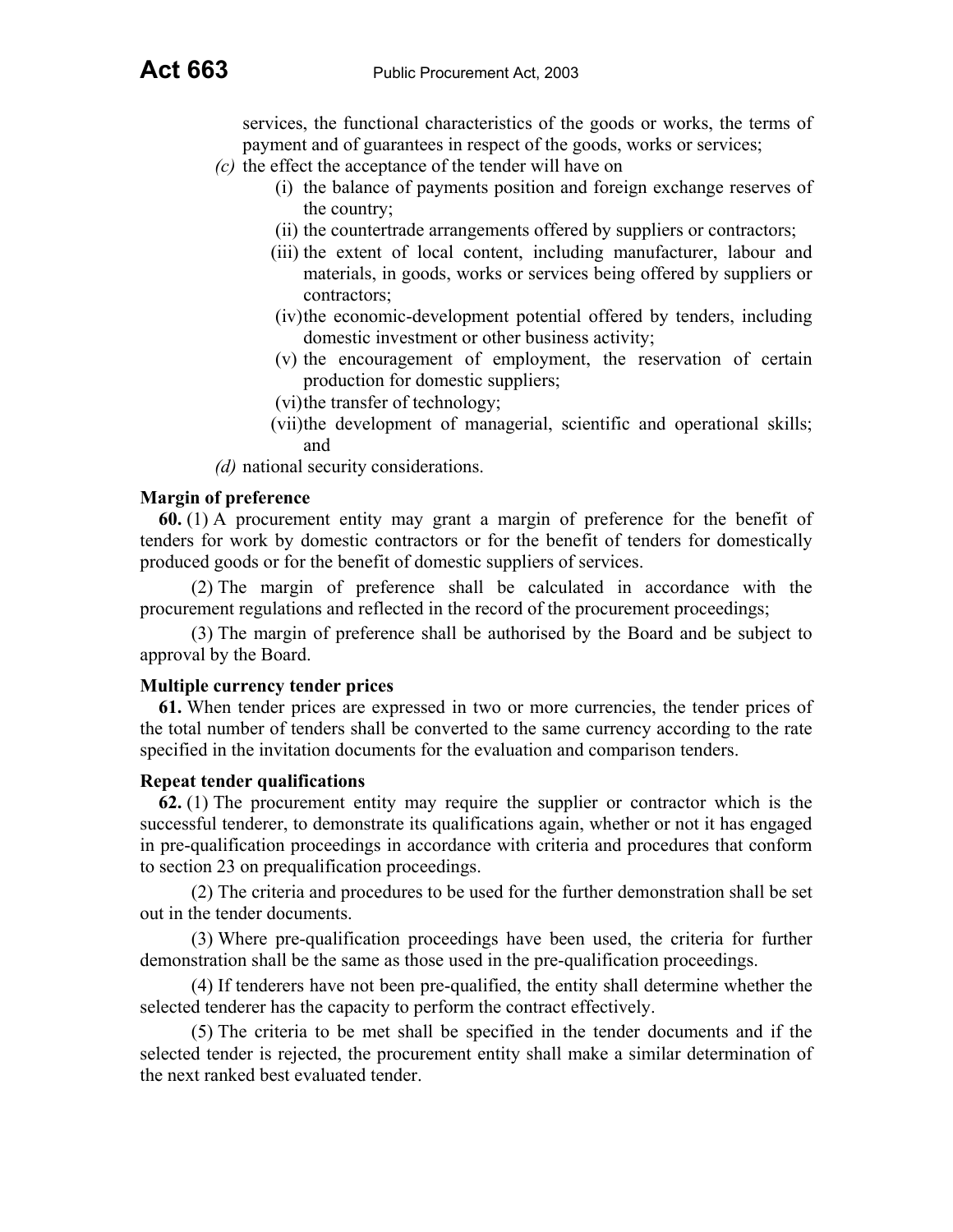services, the functional characteristics of the goods or works, the terms of payment and of guarantees in respect of the goods, works or services;

*(c)* the effect the acceptance of the tender will have on

(i) the balance of payments position and foreign exchange reserves of the country;

(ii) the countertrade arrangements offered by suppliers or contractors;

(iii) the extent of local content, including manufacturer, labour and materials, in goods, works or services being offered by suppliers or contractors;

(iv) the economic-development potential offered by tenders, including domestic investment or other business activity;

(v) the encouragement of employment, the reservation of certain production for domestic suppliers;

(vi) the transfer of technology;

(vii) the development of managerial, scientific and operational skills; and

*(d)* national security considerations.

**Margin of preference**

**60.** (1) A procurement entity may grant a margin of preference for the benefit of tenders for work by domestic contractors or for the benefit of tenders for domestically produced goods or for the benefit of domestic suppliers of services.

(2) The margin of preference shall be calculated in accordance with the procurement regulations and reflected in the record of the procurement proceedings;

(3) The margin of preference shall be authorised by the Board and be subject to approval by the Board.

**Multiple currency tender prices**

**61.** When tender prices are expressed in two or more currencies, the tender prices of the total number of tenders shall be converted to the same currency according to the rate specified in the invitation documents for the evaluation and comparison tenders.

**Repeat tender qualifications**

**62.** (1) The procurement entity may require the supplier or contractor which is the successful tenderer, to demonstrate its qualifications again, whether or not it has engaged in pre-qualification proceedings in accordance with criteria and procedures that conform to section 23 on prequalification proceedings.

(2) The criteria and procedures to be used for the further demonstration shall be set out in the tender documents.

(3) Where pre-qualification proceedings have been used, the criteria for further demonstration shall be the same as those used in the pre-qualification proceedings.

(4) If tenderers have not been pre-qualified, the entity shall determine whether the selected tenderer has the capacity to perform the contract effectively.

(5) The criteria to be met shall be specified in the tender documents and if the selected tender is rejected, the procurement entity shall make a similar determination of the next ranked best evaluated tender.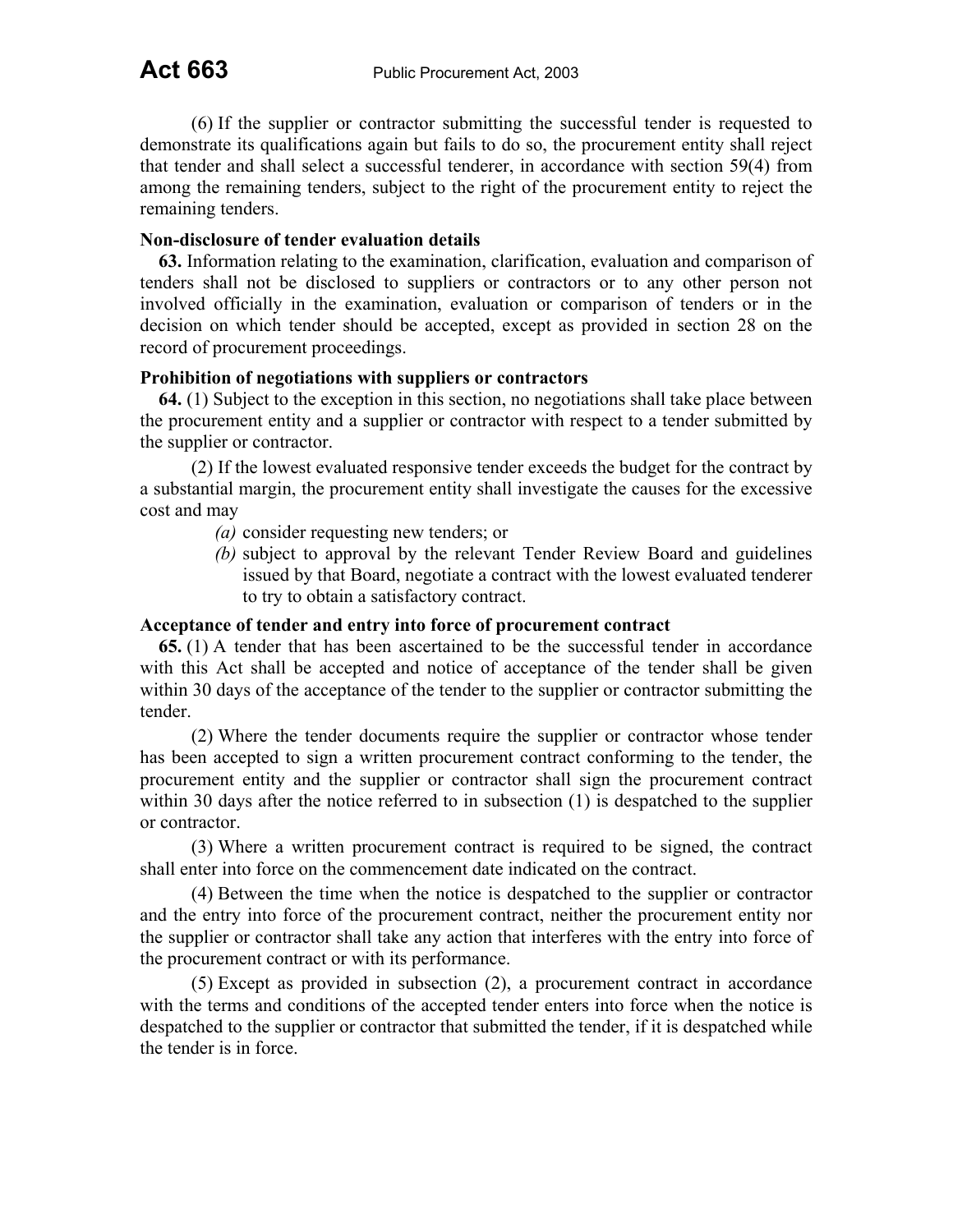(6) If the supplier or contractor submitting the successful tender is requested to demonstrate its qualifications again but fails to do so, the procurement entity shall reject that tender and shall select a successful tenderer, in accordance with section 59(4) from among the remaining tenders, subject to the right of the procurement entity to reject the remaining tenders.

**Non-disclosure of tender evaluation details**

**63.** Information relating to the examination, clarification, evaluation and comparison of tenders shall not be disclosed to suppliers or contractors or to any other person not involved officially in the examination, evaluation or comparison of tenders or in the decision on which tender should be accepted, except as provided in section 28 on the record of procurement proceedings.

**Prohibition of negotiations with suppliers or contractors**

**64.** (1) Subject to the exception in this section, no negotiations shall take place between the procurement entity and a supplier or contractor with respect to a tender submitted by the supplier or contractor.

(2) If the lowest evaluated responsive tender exceeds the budget for the contract by a substantial margin, the procurement entity shall investigate the causes for the excessive cost and may

*(a)* consider requesting new tenders; or

*(b)* subject to approval by the relevant Tender Review Board and guidelines issued by that Board, negotiate a contract with the lowest evaluated tenderer to try to obtain a satisfactory contract.

**Acceptance of tender and entry into force of procurement contract**

**65.** (1) A tender that has been ascertained to be the successful tender in accordance with this Act shall be accepted and notice of acceptance of the tender shall be given within 30 days of the acceptance of the tender to the supplier or contractor submitting the tender.

(2) Where the tender documents require the supplier or contractor whose tender has been accepted to sign a written procurement contract conforming to the tender, the procurement entity and the supplier or contractor shall sign the procurement contract within 30 days after the notice referred to in subsection (1) is despatched to the supplier or contractor.

(3) Where a written procurement contract is required to be signed, the contract shall enter into force on the commencement date indicated on the contract.

(4) Between the time when the notice is despatched to the supplier or contractor and the entry into force of the procurement contract, neither the procurement entity nor the supplier or contractor shall take any action that interferes with the entry into force of the procurement contract or with its performance.

(5) Except as provided in subsection (2), a procurement contract in accordance with the terms and conditions of the accepted tender enters into force when the notice is despatched to the supplier or contractor that submitted the tender, if it is despatched while the tender is in force.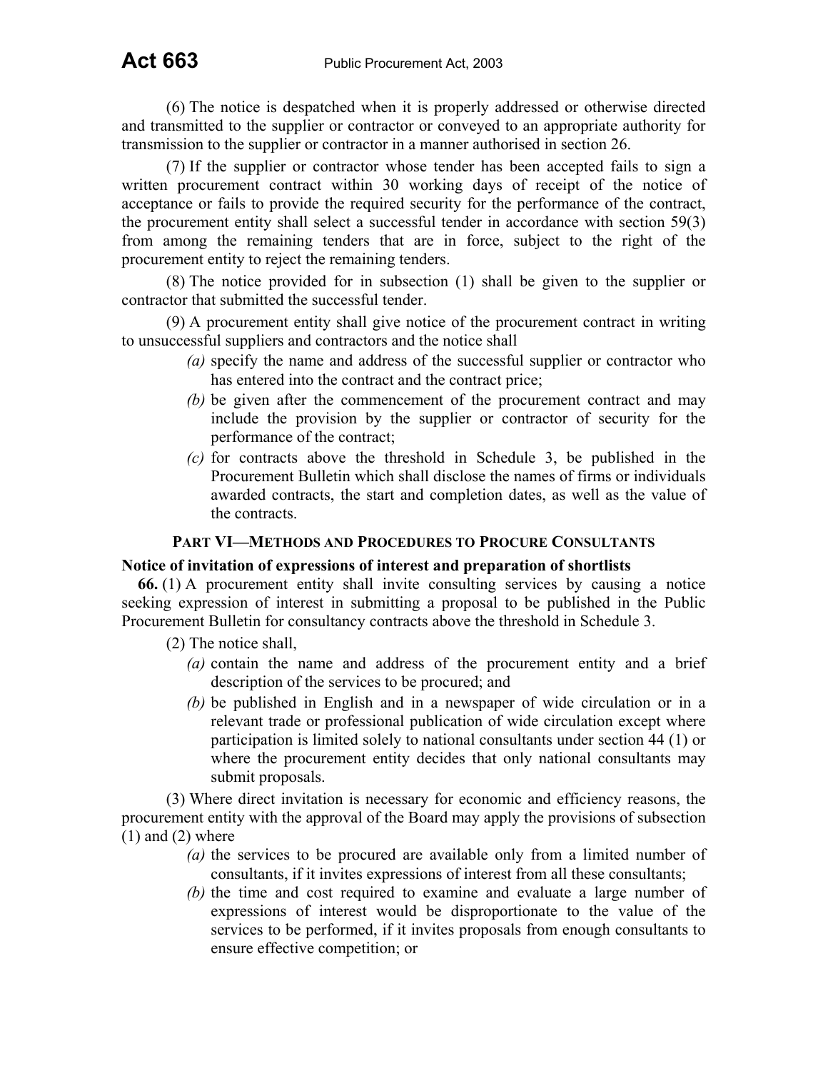(6) The notice is despatched when it is properly addressed or otherwise directed and transmitted to the supplier or contractor or conveyed to an appropriate authority for transmission to the supplier or contractor in a manner authorised in section 26.

(7) If the supplier or contractor whose tender has been accepted fails to sign a written procurement contract within 30 working days of receipt of the notice of acceptance or fails to provide the required security for the performance of the contract, the procurement entity shall select a successful tender in accordance with section 59(3) from among the remaining tenders that are in force, subject to the right of the procurement entity to reject the remaining tenders.

(8) The notice provided for in subsection (1) shall be given to the supplier or contractor that submitted the successful tender.

(9) A procurement entity shall give notice of the procurement contract in writing to unsuccessful suppliers and contractors and the notice shall

- *(a)* specify the name and address of the successful supplier or contractor who has entered into the contract and the contract price;
- *(b)* be given after the commencement of the procurement contract and may include the provision by the supplier or contractor of security for the performance of the contract;
- *(c)* for contracts above the threshold in Schedule 3, be published in the Procurement Bulletin which shall disclose the names of firms or individuals awarded contracts, the start and completion dates, as well as the value of the contracts.

## PART VI—METHODS AND PROCEDURES TO PROCURE CONSULTANTS

### Notice of invitation of expressions of interest and preparation of shortlists

**66.** (1) A procurement entity shall invite consulting services by causing a notice seeking expression of interest in submitting a proposal to be published in the Public Procurement Bulletin for consultancy contracts above the threshold in Schedule 3.

(2) The notice shall,

- *(a)* contain the name and address of the procurement entity and a brief description of the services to be procured; and
- *(b)* be published in English and in a newspaper of wide circulation or in a relevant trade or professional publication of wide circulation except where participation is limited solely to national consultants under section 44 (1) or where the procurement entity decides that only national consultants may submit proposals.

(3) Where direct invitation is necessary for economic and efficiency reasons, the procurement entity with the approval of the Board may apply the provisions of subsection (1) and (2) where

- *(a)* the services to be procured are available only from a limited number of consultants, if it invites expressions of interest from all these consultants;
- *(b)* the time and cost required to examine and evaluate a large number of expressions of interest would be disproportionate to the value of the services to be performed, if it invites proposals from enough consultants to ensure effective competition; or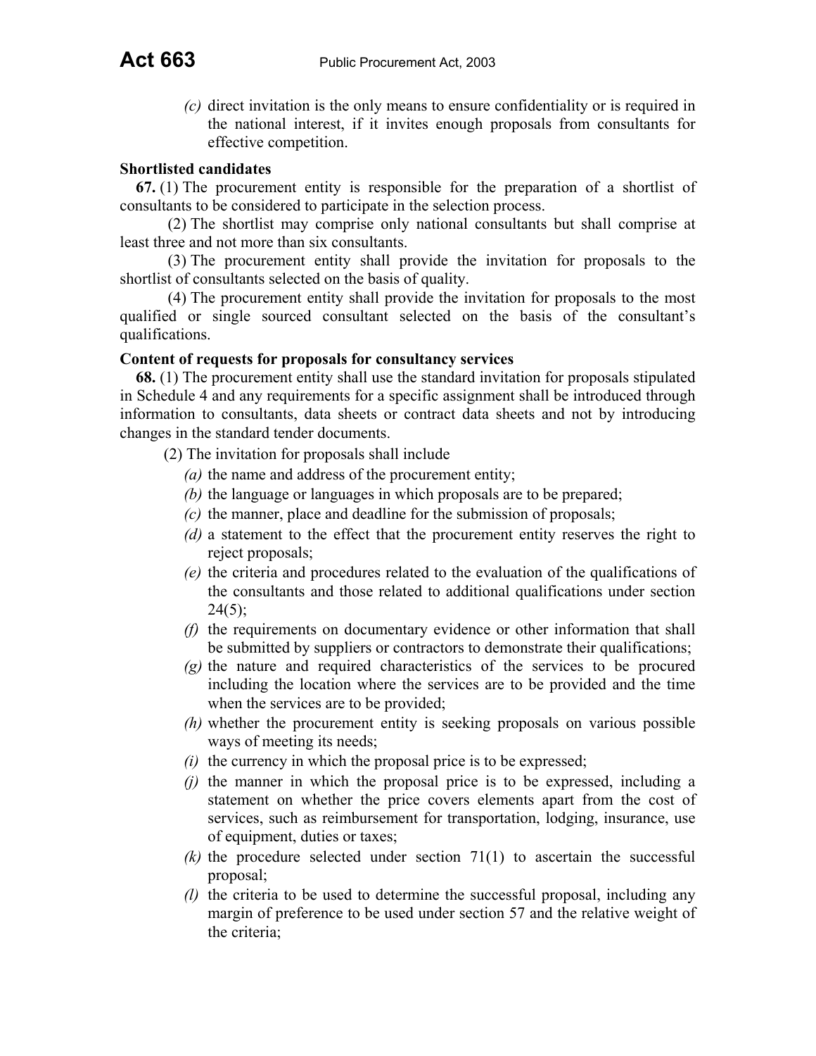*(c)* direct invitation is the only means to ensure confidentiality or is required in the national interest, if it invites enough proposals from consultants for effective competition.

**Shortlisted candidates**

**67.** (1) The procurement entity is responsible for the preparation of a shortlist of consultants to be considered to participate in the selection process.

(2) The shortlist may comprise only national consultants but shall comprise at least three and not more than six consultants.

(3) The procurement entity shall provide the invitation for proposals to the shortlist of consultants selected on the basis of quality.

(4) The procurement entity shall provide the invitation for proposals to the most qualified or single sourced consultant selected on the basis of the consultant's qualifications.

**Content of requests for proposals for consultancy services**

**68.** (1) The procurement entity shall use the standard invitation for proposals stipulated in Schedule 4 and any requirements for a specific assignment shall be introduced through information to consultants, data sheets or contract data sheets and not by introducing changes in the standard tender documents.

(2) The invitation for proposals shall include

*(a)* the name and address of the procurement entity;

*(b)* the language or languages in which proposals are to be prepared;

*(c)* the manner, place and deadline for the submission of proposals;

*(d)* a statement to the effect that the procurement entity reserves the right to reject proposals;

*(e)* the criteria and procedures related to the evaluation of the qualifications of the consultants and those related to additional qualifications under section 24(5);

*(f)* the requirements on documentary evidence or other information that shall be submitted by suppliers or contractors to demonstrate their qualifications;

*(g)* the nature and required characteristics of the services to be procured including the location where the services are to be provided and the time when the services are to be provided;

*(h)* whether the procurement entity is seeking proposals on various possible ways of meeting its needs;

*(i)* the currency in which the proposal price is to be expressed;

*(j)* the manner in which the proposal price is to be expressed, including a statement on whether the price covers elements apart from the cost of services, such as reimbursement for transportation, lodging, insurance, use of equipment, duties or taxes;

*(k)* the procedure selected under section 71(1) to ascertain the successful proposal;

*(l)* the criteria to be used to determine the successful proposal, including any margin of preference to be used under section 57 and the relative weight of the criteria;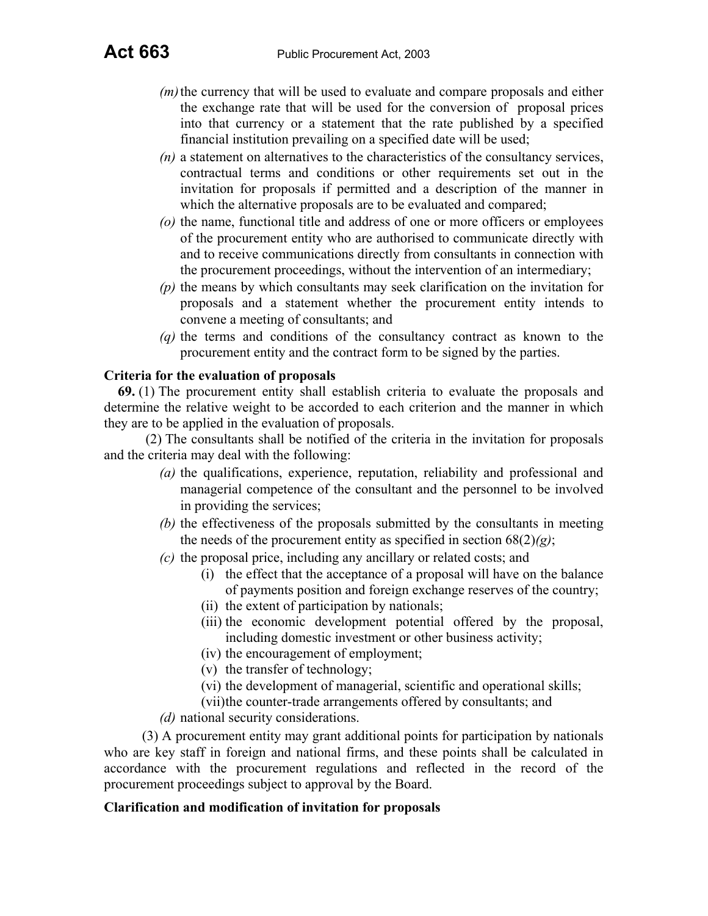*(m)* the currency that will be used to evaluate and compare proposals and either the exchange rate that will be used for the conversion of proposal prices into that currency or a statement that the rate published by a specified financial institution prevailing on a specified date will be used;

*(n)* a statement on alternatives to the characteristics of the consultancy services, contractual terms and conditions or other requirements set out in the invitation for proposals if permitted and a description of the manner in which the alternative proposals are to be evaluated and compared;

*(o)* the name, functional title and address of one or more officers or employees of the procurement entity who are authorised to communicate directly with and to receive communications directly from consultants in connection with the procurement proceedings, without the intervention of an intermediary;

*(p)* the means by which consultants may seek clarification on the invitation for proposals and a statement whether the procurement entity intends to convene a meeting of consultants; and

*(q)* the terms and conditions of the consultancy contract as known to the procurement entity and the contract form to be signed by the parties.

**Criteria for the evaluation of proposals**

**69.** (1) The procurement entity shall establish criteria to evaluate the proposals and determine the relative weight to be accorded to each criterion and the manner in which they are to be applied in the evaluation of proposals.

(2) The consultants shall be notified of the criteria in the invitation for proposals and the criteria may deal with the following:

*(a)* the qualifications, experience, reputation, reliability and professional and managerial competence of the consultant and the personnel to be involved in providing the services;

*(b)* the effectiveness of the proposals submitted by the consultants in meeting the needs of the procurement entity as specified in section 68(2)*(g)*;

*(c)* the proposal price, including any ancillary or related costs; and

(i) the effect that the acceptance of a proposal will have on the balance of payments position and foreign exchange reserves of the country;

(ii) the extent of participation by nationals;

(iii) the economic development potential offered by the proposal, including domestic investment or other business activity;

(iv) the encouragement of employment;

(v) the transfer of technology;

(vi) the development of managerial, scientific and operational skills;

(vii) the counter-trade arrangements offered by consultants; and

*(d)* national security considerations.

(3) A procurement entity may grant additional points for participation by nationals who are key staff in foreign and national firms, and these points shall be calculated in accordance with the procurement regulations and reflected in the record of the procurement proceedings subject to approval by the Board.

**Clarification and modification of invitation for proposals**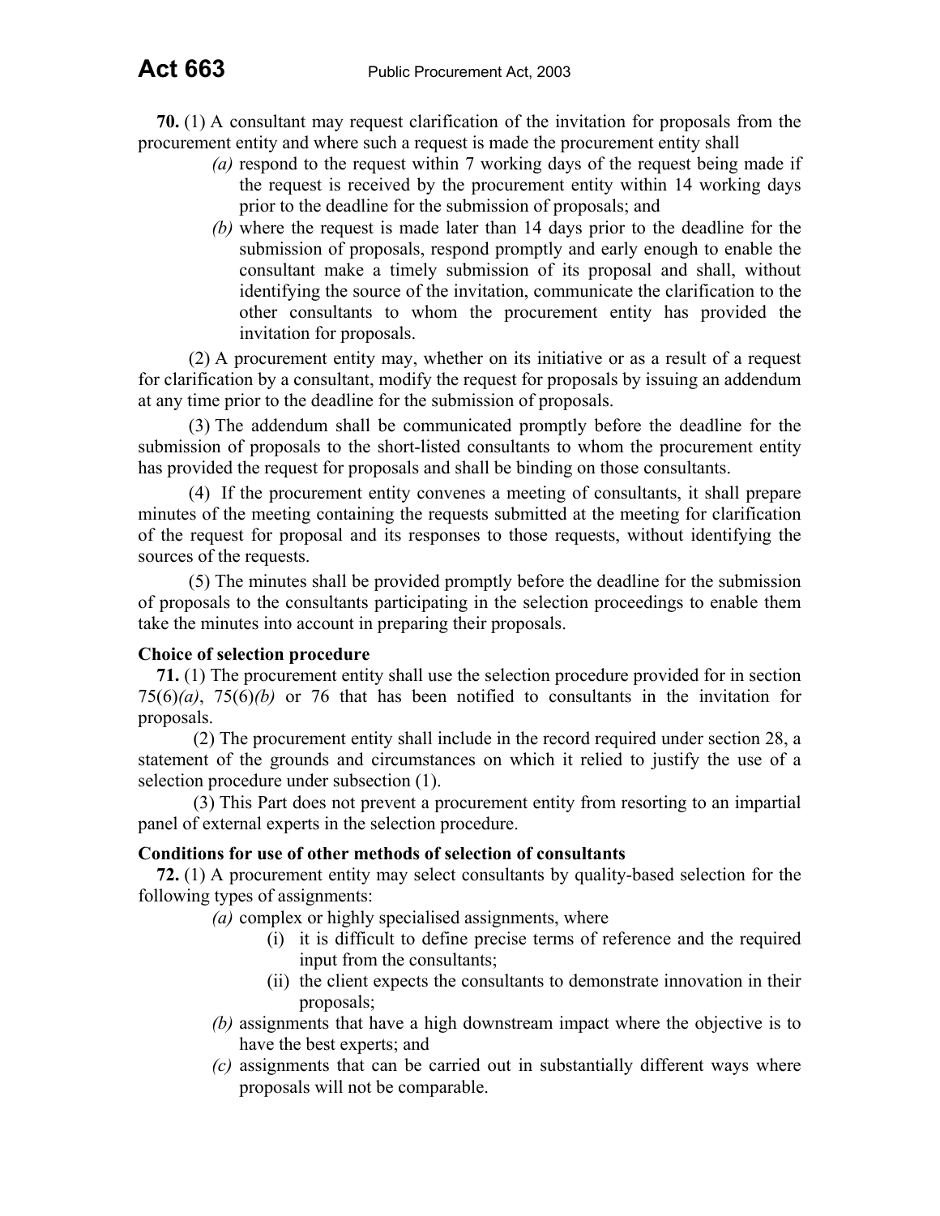**70.** (1) A consultant may request clarification of the invitation for proposals from the procurement entity and where such a request is made the procurement entity shall

*(a)* respond to the request within 7 working days of the request being made if the request is received by the procurement entity within 14 working days prior to the deadline for the submission of proposals; and

*(b)* where the request is made later than 14 days prior to the deadline for the submission of proposals, respond promptly and early enough to enable the consultant make a timely submission of its proposal and shall, without identifying the source of the invitation, communicate the clarification to the other consultants to whom the procurement entity has provided the invitation for proposals.

(2) A procurement entity may, whether on its initiative or as a result of a request for clarification by a consultant, modify the request for proposals by issuing an addendum at any time prior to the deadline for the submission of proposals.

(3) The addendum shall be communicated promptly before the deadline for the submission of proposals to the short-listed consultants to whom the procurement entity has provided the request for proposals and shall be binding on those consultants.

(4) If the procurement entity convenes a meeting of consultants, it shall prepare minutes of the meeting containing the requests submitted at the meeting for clarification of the request for proposal and its responses to those requests, without identifying the sources of the requests.

(5) The minutes shall be provided promptly before the deadline for the submission of proposals to the consultants participating in the selection proceedings to enable them take the minutes into account in preparing their proposals.

**Choice of selection procedure**

**71.** (1) The procurement entity shall use the selection procedure provided for in section 75(6)*(a)*, 75(6)*(b)* or 76 that has been notified to consultants in the invitation for proposals.

(2) The procurement entity shall include in the record required under section 28, a statement of the grounds and circumstances on which it relied to justify the use of a selection procedure under subsection (1).

(3) This Part does not prevent a procurement entity from resorting to an impartial panel of external experts in the selection procedure.

**Conditions for use of other methods of selection of consultants**

**72.** (1) A procurement entity may select consultants by quality-based selection for the following types of assignments:

*(a)* complex or highly specialised assignments, where

(i) it is difficult to define precise terms of reference and the required input from the consultants;

(ii) the client expects the consultants to demonstrate innovation in their proposals;

*(b)* assignments that have a high downstream impact where the objective is to have the best experts; and

*(c)* assignments that can be carried out in substantially different ways where proposals will not be comparable.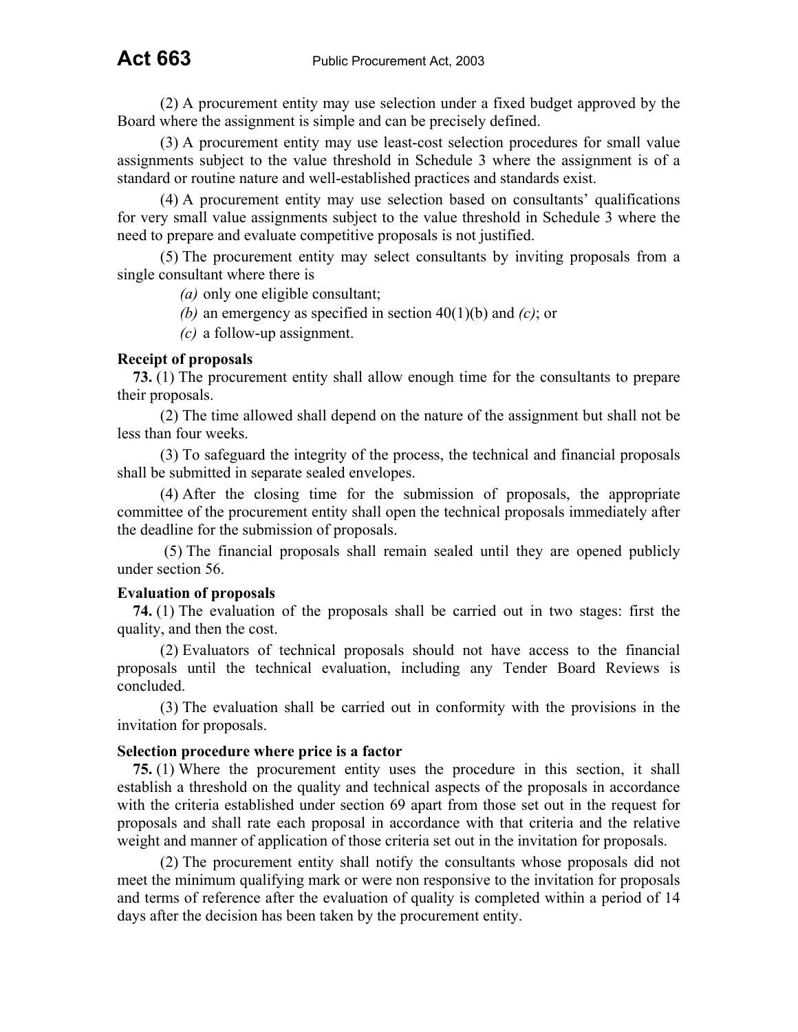(2) A procurement entity may use selection under a fixed budget approved by the Board where the assignment is simple and can be precisely defined.

(3) A procurement entity may use least-cost selection procedures for small value assignments subject to the value threshold in Schedule 3 where the assignment is of a standard or routine nature and well-established practices and standards exist.

(4) A procurement entity may use selection based on consultants' qualifications for very small value assignments subject to the value threshold in Schedule 3 where the need to prepare and evaluate competitive proposals is not justified.

(5) The procurement entity may select consultants by inviting proposals from a single consultant where there is

*(a)* only one eligible consultant;

*(b)* an emergency as specified in section 40(1)(b) and *(c)*; or

*(c)* a follow-up assignment.

**Receipt of proposals**

**73.** (1) The procurement entity shall allow enough time for the consultants to prepare their proposals.

(2) The time allowed shall depend on the nature of the assignment but shall not be less than four weeks.

(3) To safeguard the integrity of the process, the technical and financial proposals shall be submitted in separate sealed envelopes.

(4) After the closing time for the submission of proposals, the appropriate committee of the procurement entity shall open the technical proposals immediately after the deadline for the submission of proposals.

(5) The financial proposals shall remain sealed until they are opened publicly under section 56.

**Evaluation of proposals**

**74.** (1) The evaluation of the proposals shall be carried out in two stages: first the quality, and then the cost.

(2) Evaluators of technical proposals should not have access to the financial proposals until the technical evaluation, including any Tender Board Reviews is concluded.

(3) The evaluation shall be carried out in conformity with the provisions in the invitation for proposals.

**Selection procedure where price is a factor**

**75.** (1) Where the procurement entity uses the procedure in this section, it shall establish a threshold on the quality and technical aspects of the proposals in accordance with the criteria established under section 69 apart from those set out in the request for proposals and shall rate each proposal in accordance with that criteria and the relative weight and manner of application of those criteria set out in the invitation for proposals.

(2) The procurement entity shall notify the consultants whose proposals did not meet the minimum qualifying mark or were non responsive to the invitation for proposals and terms of reference after the evaluation of quality is completed within a period of 14 days after the decision has been taken by the procurement entity.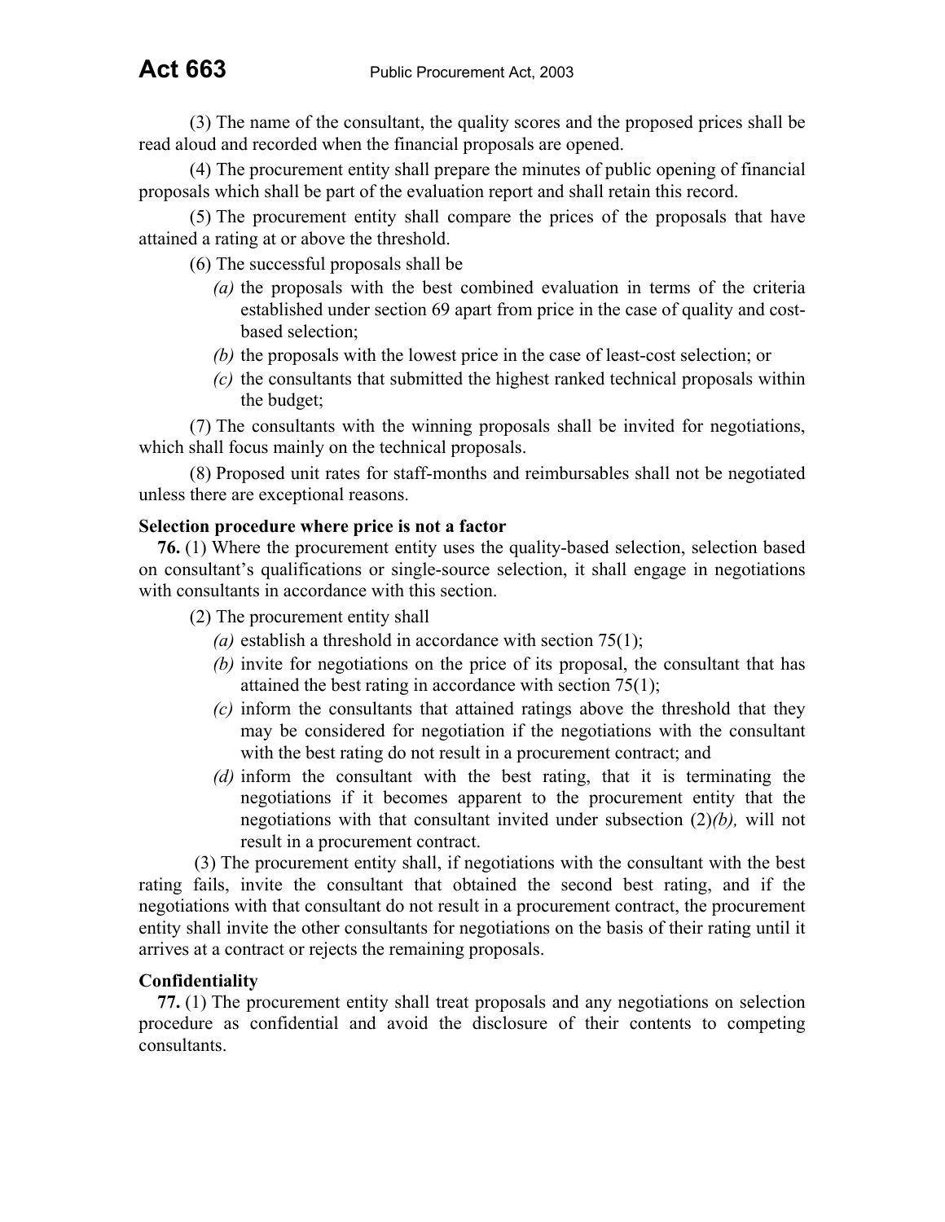(3) The name of the consultant, the quality scores and the proposed prices shall be read aloud and recorded when the financial proposals are opened.

(4) The procurement entity shall prepare the minutes of public opening of financial proposals which shall be part of the evaluation report and shall retain this record.

(5) The procurement entity shall compare the prices of the proposals that have attained a rating at or above the threshold.

(6) The successful proposals shall be

*(a)* the proposals with the best combined evaluation in terms of the criteria established under section 69 apart from price in the case of quality and cost-based selection;

*(b)* the proposals with the lowest price in the case of least-cost selection; or

*(c)* the consultants that submitted the highest ranked technical proposals within the budget;

(7) The consultants with the winning proposals shall be invited for negotiations, which shall focus mainly on the technical proposals.

(8) Proposed unit rates for staff-months and reimbursables shall not be negotiated unless there are exceptional reasons.

**Selection procedure where price is not a factor**

**76.** (1) Where the procurement entity uses the quality-based selection, selection based on consultant's qualifications or single-source selection, it shall engage in negotiations with consultants in accordance with this section.

(2) The procurement entity shall

*(a)* establish a threshold in accordance with section 75(1);

*(b)* invite for negotiations on the price of its proposal, the consultant that has attained the best rating in accordance with section 75(1);

*(c)* inform the consultants that attained ratings above the threshold that they may be considered for negotiation if the negotiations with the consultant with the best rating do not result in a procurement contract; and

*(d)* inform the consultant with the best rating, that it is terminating the negotiations if it becomes apparent to the procurement entity that the negotiations with that consultant invited under subsection (2)*(b),* will not result in a procurement contract.

(3) The procurement entity shall, if negotiations with the consultant with the best rating fails, invite the consultant that obtained the second best rating, and if the negotiations with that consultant do not result in a procurement contract, the procurement entity shall invite the other consultants for negotiations on the basis of their rating until it arrives at a contract or rejects the remaining proposals.

**Confidentiality**

**77.** (1) The procurement entity shall treat proposals and any negotiations on selection procedure as confidential and avoid the disclosure of their contents to competing consultants.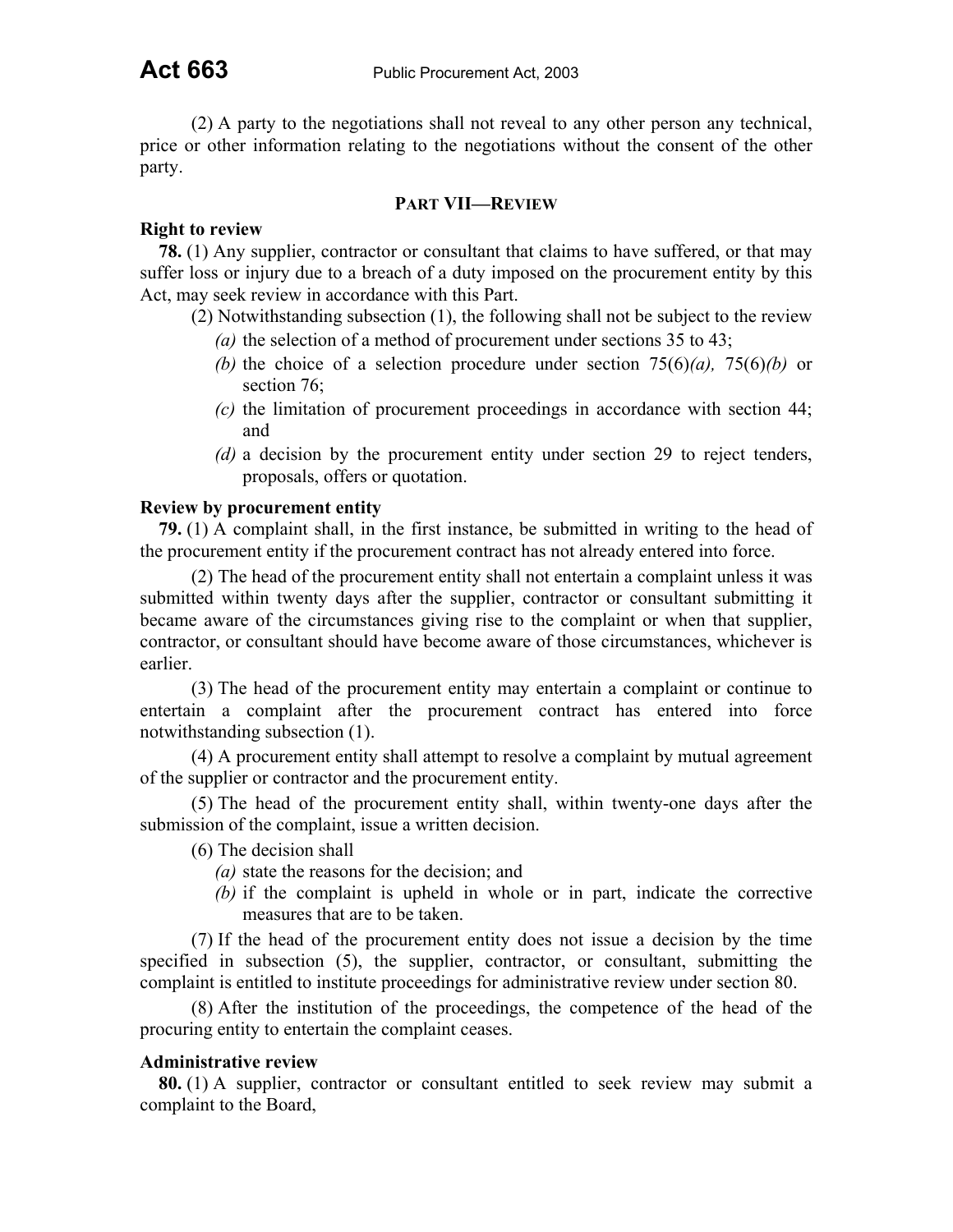(2) A party to the negotiations shall not reveal to any other person any technical, price or other information relating to the negotiations without the consent of the other party.

## PART VII—REVIEW

**Right to review**

**78.** (1) Any supplier, contractor or consultant that claims to have suffered, or that may suffer loss or injury due to a breach of a duty imposed on the procurement entity by this Act, may seek review in accordance with this Part.

(2) Notwithstanding subsection (1), the following shall not be subject to the review

*(a)* the selection of a method of procurement under sections 35 to 43;

*(b)* the choice of a selection procedure under section 75(6)*(a),* 75(6)*(b)* or section 76;

*(c)* the limitation of procurement proceedings in accordance with section 44; and

*(d)* a decision by the procurement entity under section 29 to reject tenders, proposals, offers or quotation.

**Review by procurement entity**

**79.** (1) A complaint shall, in the first instance, be submitted in writing to the head of the procurement entity if the procurement contract has not already entered into force.

(2) The head of the procurement entity shall not entertain a complaint unless it was submitted within twenty days after the supplier, contractor or consultant submitting it became aware of the circumstances giving rise to the complaint or when that supplier, contractor, or consultant should have become aware of those circumstances, whichever is earlier.

(3) The head of the procurement entity may entertain a complaint or continue to entertain a complaint after the procurement contract has entered into force notwithstanding subsection (1).

(4) A procurement entity shall attempt to resolve a complaint by mutual agreement of the supplier or contractor and the procurement entity.

(5) The head of the procurement entity shall, within twenty-one days after the submission of the complaint, issue a written decision.

(6) The decision shall

*(a)* state the reasons for the decision; and

*(b)* if the complaint is upheld in whole or in part, indicate the corrective measures that are to be taken.

(7) If the head of the procurement entity does not issue a decision by the time specified in subsection (5), the supplier, contractor, or consultant, submitting the complaint is entitled to institute proceedings for administrative review under section 80.

(8) After the institution of the proceedings, the competence of the head of the procuring entity to entertain the complaint ceases.

**Administrative review**

**80.** (1) A supplier, contractor or consultant entitled to seek review may submit a complaint to the Board,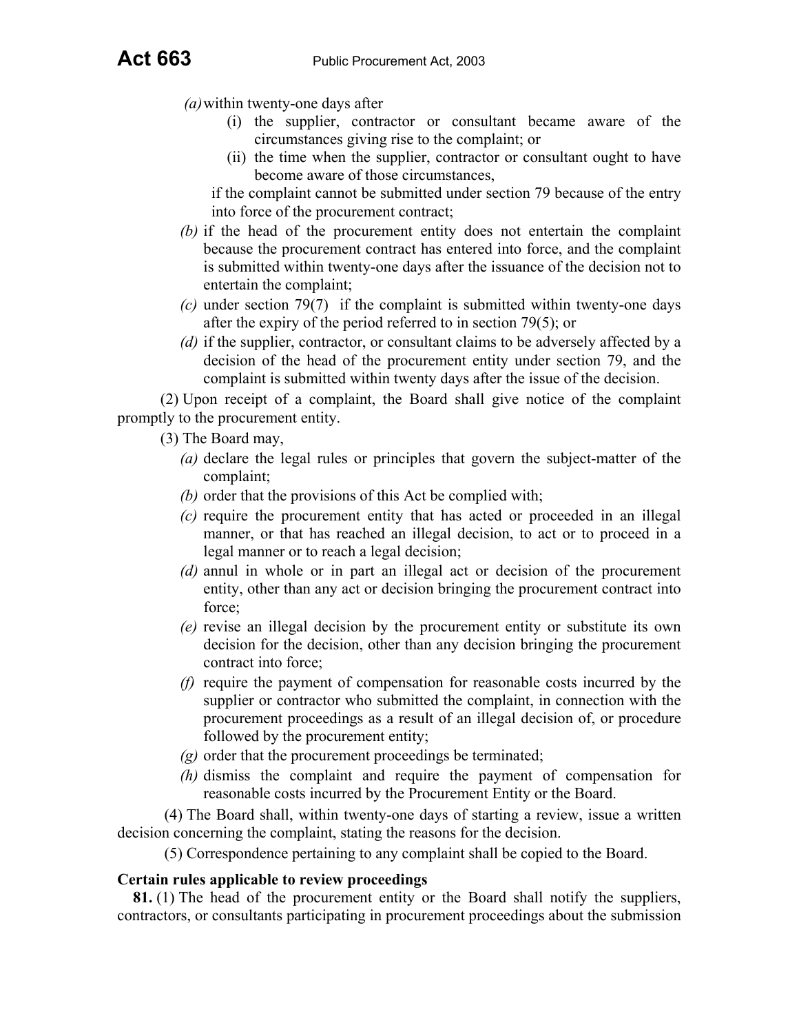*(a)* within twenty-one days after

(i) the supplier, contractor or consultant became aware of the circumstances giving rise to the complaint; or

(ii) the time when the supplier, contractor or consultant ought to have become aware of those circumstances,

if the complaint cannot be submitted under section 79 because of the entry into force of the procurement contract;

*(b)* if the head of the procurement entity does not entertain the complaint because the procurement contract has entered into force, and the complaint is submitted within twenty-one days after the issuance of the decision not to entertain the complaint;

*(c)* under section 79(7) if the complaint is submitted within twenty-one days after the expiry of the period referred to in section 79(5); or

*(d)* if the supplier, contractor, or consultant claims to be adversely affected by a decision of the head of the procurement entity under section 79, and the complaint is submitted within twenty days after the issue of the decision.

(2) Upon receipt of a complaint, the Board shall give notice of the complaint promptly to the procurement entity.

(3) The Board may,

*(a)* declare the legal rules or principles that govern the subject-matter of the complaint;

*(b)* order that the provisions of this Act be complied with;

*(c)* require the procurement entity that has acted or proceeded in an illegal manner, or that has reached an illegal decision, to act or to proceed in a legal manner or to reach a legal decision;

*(d)* annul in whole or in part an illegal act or decision of the procurement entity, other than any act or decision bringing the procurement contract into force;

*(e)* revise an illegal decision by the procurement entity or substitute its own decision for the decision, other than any decision bringing the procurement contract into force;

*(f)* require the payment of compensation for reasonable costs incurred by the supplier or contractor who submitted the complaint, in connection with the procurement proceedings as a result of an illegal decision of, or procedure followed by the procurement entity;

*(g)* order that the procurement proceedings be terminated;

*(h)* dismiss the complaint and require the payment of compensation for reasonable costs incurred by the Procurement Entity or the Board.

(4) The Board shall, within twenty-one days of starting a review, issue a written decision concerning the complaint, stating the reasons for the decision.

(5) Correspondence pertaining to any complaint shall be copied to the Board.

**Certain rules applicable to review proceedings**

**81.** (1) The head of the procurement entity or the Board shall notify the suppliers, contractors, or consultants participating in procurement proceedings about the submission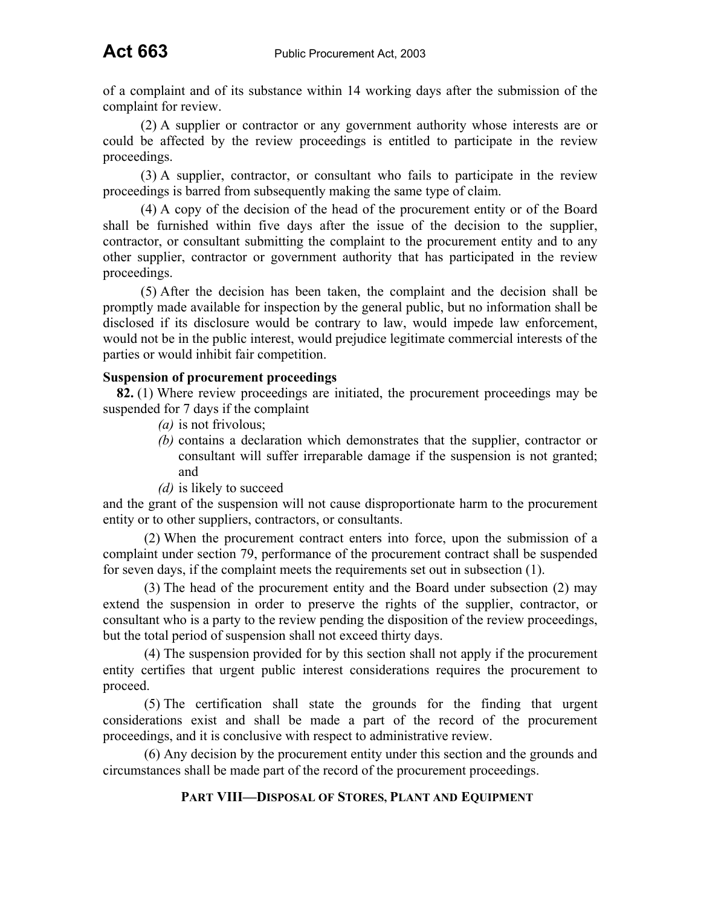of a complaint and of its substance within 14 working days after the submission of the complaint for review.

(2) A supplier or contractor or any government authority whose interests are or could be affected by the review proceedings is entitled to participate in the review proceedings.

(3) A supplier, contractor, or consultant who fails to participate in the review proceedings is barred from subsequently making the same type of claim.

(4) A copy of the decision of the head of the procurement entity or of the Board shall be furnished within five days after the issue of the decision to the supplier, contractor, or consultant submitting the complaint to the procurement entity and to any other supplier, contractor or government authority that has participated in the review proceedings.

(5) After the decision has been taken, the complaint and the decision shall be promptly made available for inspection by the general public, but no information shall be disclosed if its disclosure would be contrary to law, would impede law enforcement, would not be in the public interest, would prejudice legitimate commercial interests of the parties or would inhibit fair competition.

**Suspension of procurement proceedings**

**82.** (1) Where review proceedings are initiated, the procurement proceedings may be suspended for 7 days if the complaint

*(a)* is not frivolous;

*(b)* contains a declaration which demonstrates that the supplier, contractor or consultant will suffer irreparable damage if the suspension is not granted; and

*(d)* is likely to succeed

and the grant of the suspension will not cause disproportionate harm to the procurement entity or to other suppliers, contractors, or consultants.

(2) When the procurement contract enters into force, upon the submission of a complaint under section 79, performance of the procurement contract shall be suspended for seven days, if the complaint meets the requirements set out in subsection (1).

(3) The head of the procurement entity and the Board under subsection (2) may extend the suspension in order to preserve the rights of the supplier, contractor, or consultant who is a party to the review pending the disposition of the review proceedings, but the total period of suspension shall not exceed thirty days.

(4) The suspension provided for by this section shall not apply if the procurement entity certifies that urgent public interest considerations requires the procurement to proceed.

(5) The certification shall state the grounds for the finding that urgent considerations exist and shall be made a part of the record of the procurement proceedings, and it is conclusive with respect to administrative review.

(6) Any decision by the procurement entity under this section and the grounds and circumstances shall be made part of the record of the procurement proceedings.

## PART VIII—DISPOSAL OF STORES, PLANT AND EQUIPMENT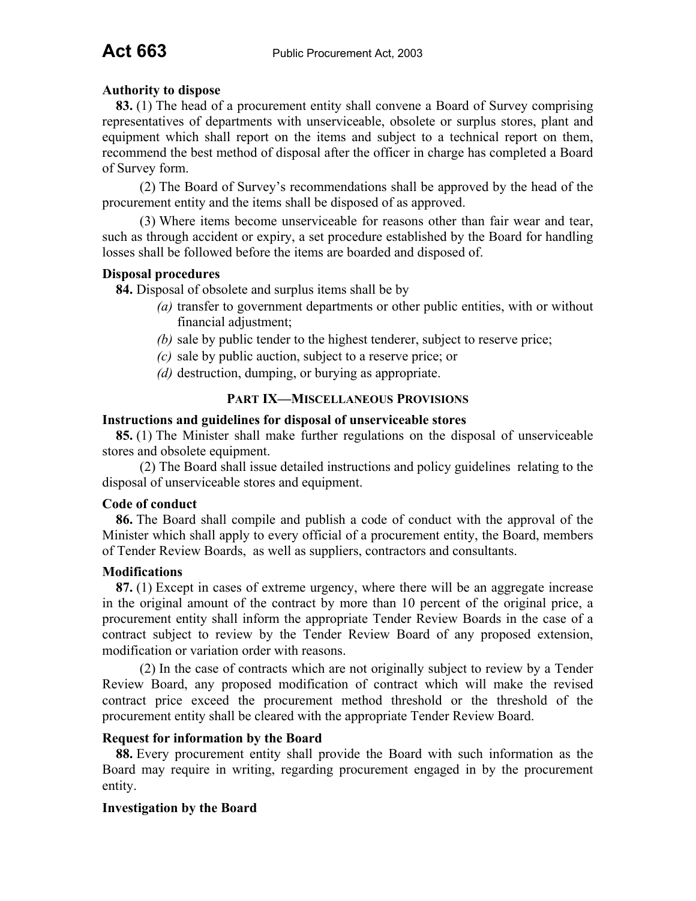**Authority to dispose**

**83.** (1) The head of a procurement entity shall convene a Board of Survey comprising representatives of departments with unserviceable, obsolete or surplus stores, plant and equipment which shall report on the items and subject to a technical report on them, recommend the best method of disposal after the officer in charge has completed a Board of Survey form.

(2) The Board of Survey's recommendations shall be approved by the head of the procurement entity and the items shall be disposed of as approved.

(3) Where items become unserviceable for reasons other than fair wear and tear, such as through accident or expiry, a set procedure established by the Board for handling losses shall be followed before the items are boarded and disposed of.

**Disposal procedures**

**84.** Disposal of obsolete and surplus items shall be by

*(a)* transfer to government departments or other public entities, with or without financial adjustment;

*(b)* sale by public tender to the highest tenderer, subject to reserve price;

*(c)* sale by public auction, subject to a reserve price; or

*(d)* destruction, dumping, or burying as appropriate.

## PART IX—MISCELLANEOUS PROVISIONS

**Instructions and guidelines for disposal of unserviceable stores**

**85.** (1) The Minister shall make further regulations on the disposal of unserviceable stores and obsolete equipment.

(2) The Board shall issue detailed instructions and policy guidelines relating to the disposal of unserviceable stores and equipment.

**Code of conduct**

**86.** The Board shall compile and publish a code of conduct with the approval of the Minister which shall apply to every official of a procurement entity, the Board, members of Tender Review Boards, as well as suppliers, contractors and consultants.

**Modifications**

**87.** (1) Except in cases of extreme urgency, where there will be an aggregate increase in the original amount of the contract by more than 10 percent of the original price, a procurement entity shall inform the appropriate Tender Review Boards in the case of a contract subject to review by the Tender Review Board of any proposed extension, modification or variation order with reasons.

(2) In the case of contracts which are not originally subject to review by a Tender Review Board, any proposed modification of contract which will make the revised contract price exceed the procurement method threshold or the threshold of the procurement entity shall be cleared with the appropriate Tender Review Board.

**Request for information by the Board**

**88.** Every procurement entity shall provide the Board with such information as the Board may require in writing, regarding procurement engaged in by the procurement entity.

**Investigation by the Board**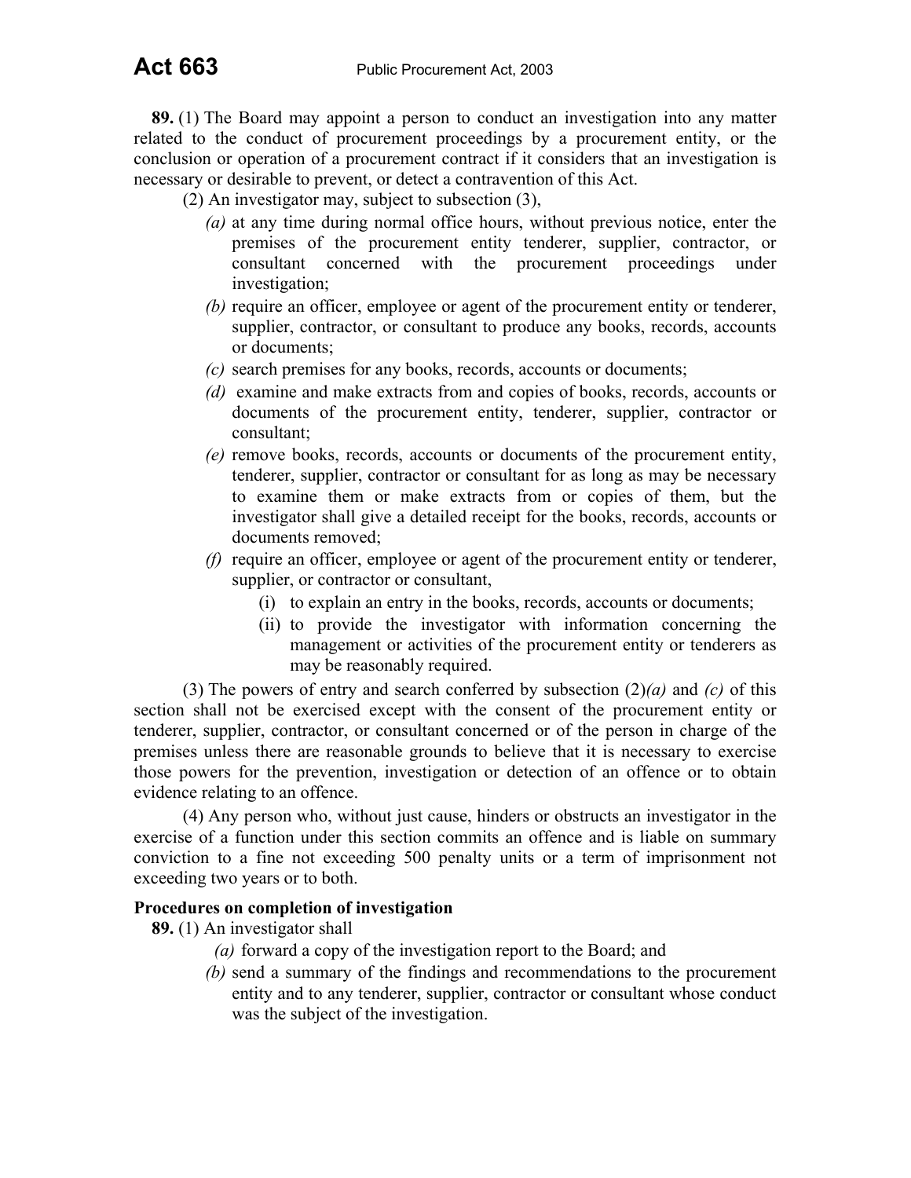**89.** (1) The Board may appoint a person to conduct an investigation into any matter related to the conduct of procurement proceedings by a procurement entity, or the conclusion or operation of a procurement contract if it considers that an investigation is necessary or desirable to prevent, or detect a contravention of this Act.

(2) An investigator may, subject to subsection (3),

*(a)* at any time during normal office hours, without previous notice, enter the premises of the procurement entity tenderer, supplier, contractor, or consultant concerned with the procurement proceedings under investigation;

*(b)* require an officer, employee or agent of the procurement entity or tenderer, supplier, contractor, or consultant to produce any books, records, accounts or documents;

*(c)* search premises for any books, records, accounts or documents;

*(d)* examine and make extracts from and copies of books, records, accounts or documents of the procurement entity, tenderer, supplier, contractor or consultant;

*(e)* remove books, records, accounts or documents of the procurement entity, tenderer, supplier, contractor or consultant for as long as may be necessary to examine them or make extracts from or copies of them, but the investigator shall give a detailed receipt for the books, records, accounts or documents removed;

*(f)* require an officer, employee or agent of the procurement entity or tenderer, supplier, or contractor or consultant,

(i) to explain an entry in the books, records, accounts or documents;

(ii) to provide the investigator with information concerning the management or activities of the procurement entity or tenderers as may be reasonably required.

(3) The powers of entry and search conferred by subsection (2)*(a)* and *(c)* of this section shall not be exercised except with the consent of the procurement entity or tenderer, supplier, contractor, or consultant concerned or of the person in charge of the premises unless there are reasonable grounds to believe that it is necessary to exercise those powers for the prevention, investigation or detection of an offence or to obtain evidence relating to an offence.

(4) Any person who, without just cause, hinders or obstructs an investigator in the exercise of a function under this section commits an offence and is liable on summary conviction to a fine not exceeding 500 penalty units or a term of imprisonment not exceeding two years or to both.

**Procedures on completion of investigation**

**89.** (1) An investigator shall

*(a)* forward a copy of the investigation report to the Board; and

*(b)* send a summary of the findings and recommendations to the procurement entity and to any tenderer, supplier, contractor or consultant whose conduct was the subject of the investigation.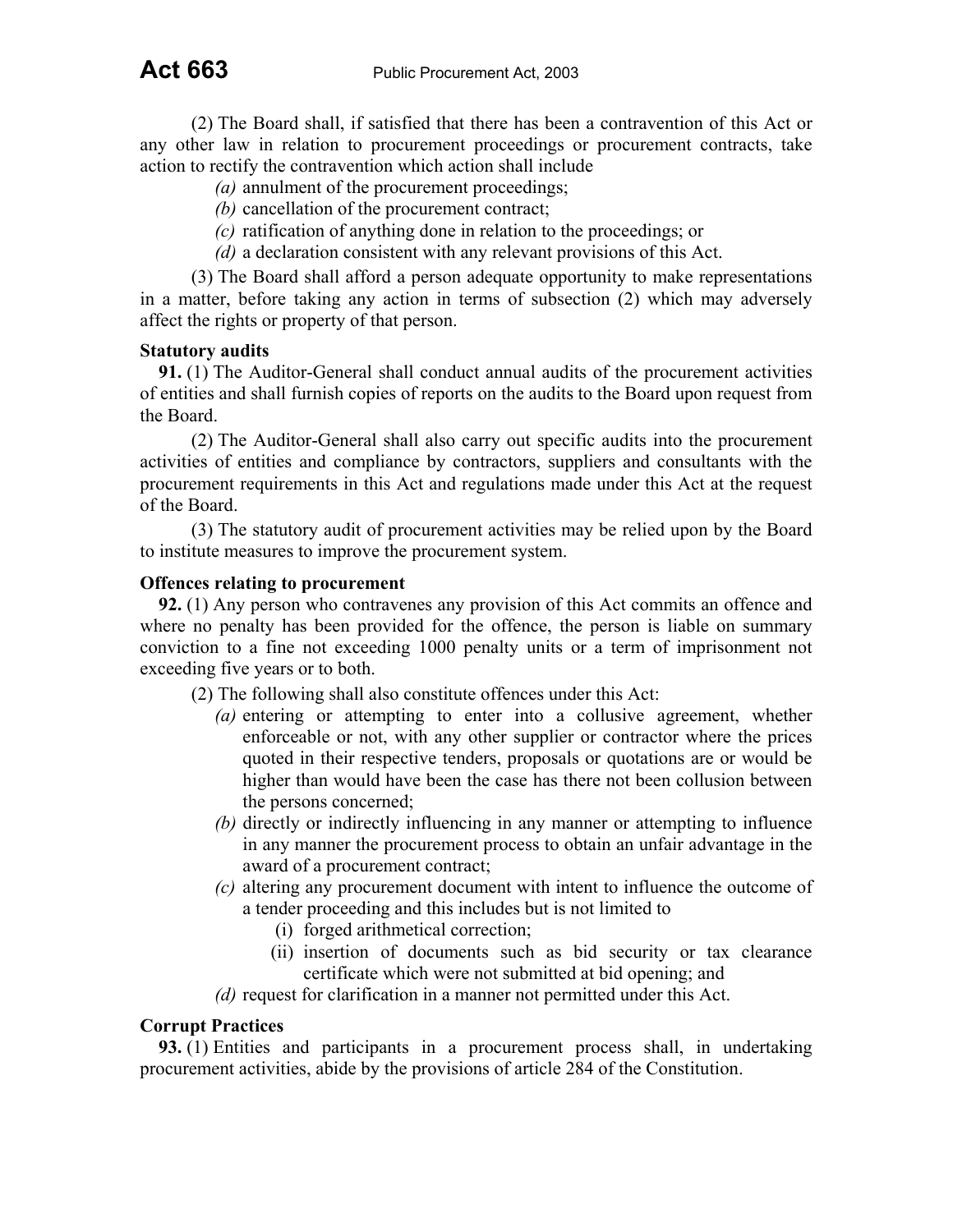(2) The Board shall, if satisfied that there has been a contravention of this Act or any other law in relation to procurement proceedings or procurement contracts, take action to rectify the contravention which action shall include

*(a)* annulment of the procurement proceedings;

*(b)* cancellation of the procurement contract;

*(c)* ratification of anything done in relation to the proceedings; or

*(d)* a declaration consistent with any relevant provisions of this Act.

(3) The Board shall afford a person adequate opportunity to make representations in a matter, before taking any action in terms of subsection (2) which may adversely affect the rights or property of that person.

**Statutory audits**

**91.** (1) The Auditor-General shall conduct annual audits of the procurement activities of entities and shall furnish copies of reports on the audits to the Board upon request from the Board.

(2) The Auditor-General shall also carry out specific audits into the procurement activities of entities and compliance by contractors, suppliers and consultants with the procurement requirements in this Act and regulations made under this Act at the request of the Board.

(3) The statutory audit of procurement activities may be relied upon by the Board to institute measures to improve the procurement system.

**Offences relating to procurement**

**92.** (1) Any person who contravenes any provision of this Act commits an offence and where no penalty has been provided for the offence, the person is liable on summary conviction to a fine not exceeding 1000 penalty units or a term of imprisonment not exceeding five years or to both.

(2) The following shall also constitute offences under this Act:

*(a)* entering or attempting to enter into a collusive agreement, whether enforceable or not, with any other supplier or contractor where the prices quoted in their respective tenders, proposals or quotations are or would be higher than would have been the case has there not been collusion between the persons concerned;

*(b)* directly or indirectly influencing in any manner or attempting to influence in any manner the procurement process to obtain an unfair advantage in the award of a procurement contract;

*(c)* altering any procurement document with intent to influence the outcome of a tender proceeding and this includes but is not limited to

(i) forged arithmetical correction;

(ii) insertion of documents such as bid security or tax clearance certificate which were not submitted at bid opening; and

*(d)* request for clarification in a manner not permitted under this Act.

**Corrupt Practices**

**93.** (1) Entities and participants in a procurement process shall, in undertaking procurement activities, abide by the provisions of article 284 of the Constitution.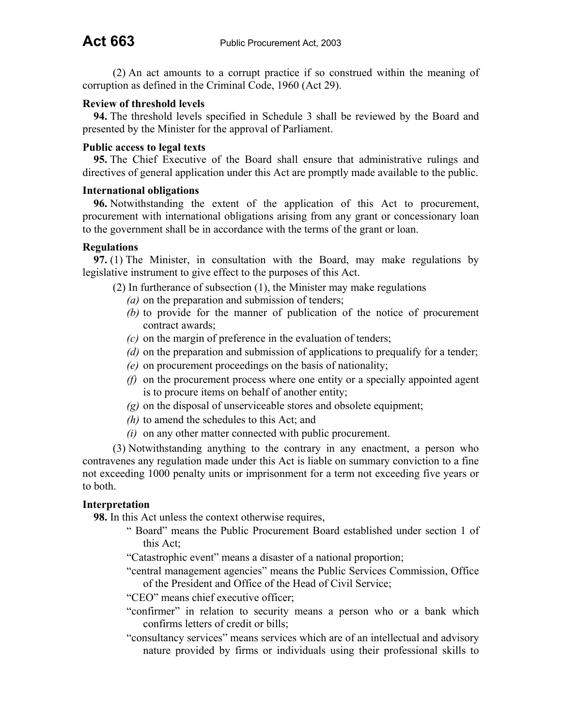(2) An act amounts to a corrupt practice if so construed within the meaning of corruption as defined in the Criminal Code, 1960 (Act 29).

**Review of threshold levels**

**94.** The threshold levels specified in Schedule 3 shall be reviewed by the Board and presented by the Minister for the approval of Parliament.

**Public access to legal texts**

**95.** The Chief Executive of the Board shall ensure that administrative rulings and directives of general application under this Act are promptly made available to the public.

**International obligations**

**96.** Notwithstanding the extent of the application of this Act to procurement, procurement with international obligations arising from any grant or concessionary loan to the government shall be in accordance with the terms of the grant or loan.

**Regulations**

**97.** (1) The Minister, in consultation with the Board, may make regulations by legislative instrument to give effect to the purposes of this Act.

(2) In furtherance of subsection (1), the Minister may make regulations

*(a)* on the preparation and submission of tenders;

*(b)* to provide for the manner of publication of the notice of procurement contract awards;

*(c)* on the margin of preference in the evaluation of tenders;

*(d)* on the preparation and submission of applications to prequalify for a tender;

*(e)* on procurement proceedings on the basis of nationality;

*(f)* on the procurement process where one entity or a specially appointed agent is to procure items on behalf of another entity;

*(g)* on the disposal of unserviceable stores and obsolete equipment;

*(h)* to amend the schedules to this Act; and

*(i)* on any other matter connected with public procurement.

(3) Notwithstanding anything to the contrary in any enactment, a person who contravenes any regulation made under this Act is liable on summary conviction to a fine not exceeding 1000 penalty units or imprisonment for a term not exceeding five years or to both.

**Interpretation**

**98.** In this Act unless the context otherwise requires,

" Board" means the Public Procurement Board established under section 1 of this Act;

"Catastrophic event" means a disaster of a national proportion;

"central management agencies" means the Public Services Commission, Office of the President and Office of the Head of Civil Service;

"CEO" means chief executive officer;

"confirmer" in relation to security means a person who or a bank which confirms letters of credit or bills;

"consultancy services" means services which are of an intellectual and advisory nature provided by firms or individuals using their professional skills to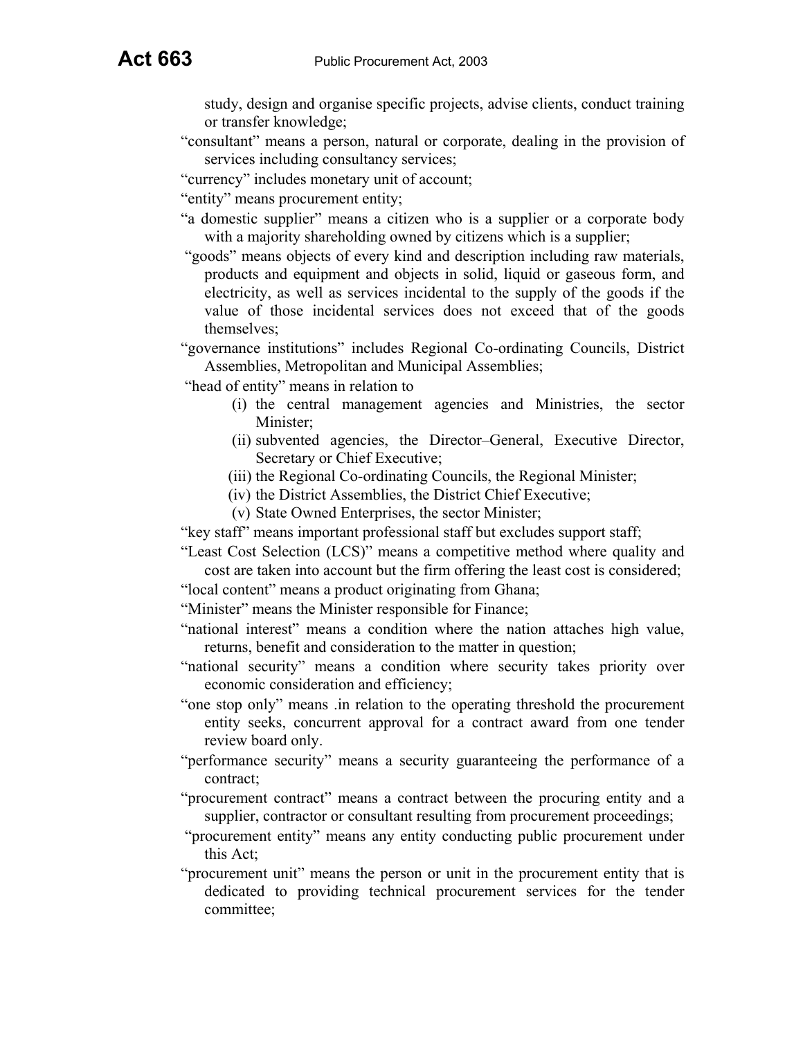study, design and organise specific projects, advise clients, conduct training or transfer knowledge;

"consultant" means a person, natural or corporate, dealing in the provision of services including consultancy services;

"currency" includes monetary unit of account;

"entity" means procurement entity;

"a domestic supplier" means a citizen who is a supplier or a corporate body with a majority shareholding owned by citizens which is a supplier;

"goods" means objects of every kind and description including raw materials, products and equipment and objects in solid, liquid or gaseous form, and electricity, as well as services incidental to the supply of the goods if the value of those incidental services does not exceed that of the goods themselves;

"governance institutions" includes Regional Co-ordinating Councils, District Assemblies, Metropolitan and Municipal Assemblies;

"head of entity" means in relation to

- (i) the central management agencies and Ministries, the sector Minister;
- (ii) subvented agencies, the Director–General, Executive Director, Secretary or Chief Executive;
- (iii) the Regional Co-ordinating Councils, the Regional Minister;
- (iv) the District Assemblies, the District Chief Executive;
- (v) State Owned Enterprises, the sector Minister;

"key staff" means important professional staff but excludes support staff;

"Least Cost Selection (LCS)" means a competitive method where quality and cost are taken into account but the firm offering the least cost is considered;

"local content" means a product originating from Ghana;

"Minister" means the Minister responsible for Finance;

"national interest" means a condition where the nation attaches high value, returns, benefit and consideration to the matter in question;

"national security" means a condition where security takes priority over economic consideration and efficiency;

"one stop only" means .in relation to the operating threshold the procurement entity seeks, concurrent approval for a contract award from one tender review board only.

"performance security" means a security guaranteeing the performance of a contract;

"procurement contract" means a contract between the procuring entity and a supplier, contractor or consultant resulting from procurement proceedings;

"procurement entity" means any entity conducting public procurement under this Act;

"procurement unit" means the person or unit in the procurement entity that is dedicated to providing technical procurement services for the tender committee;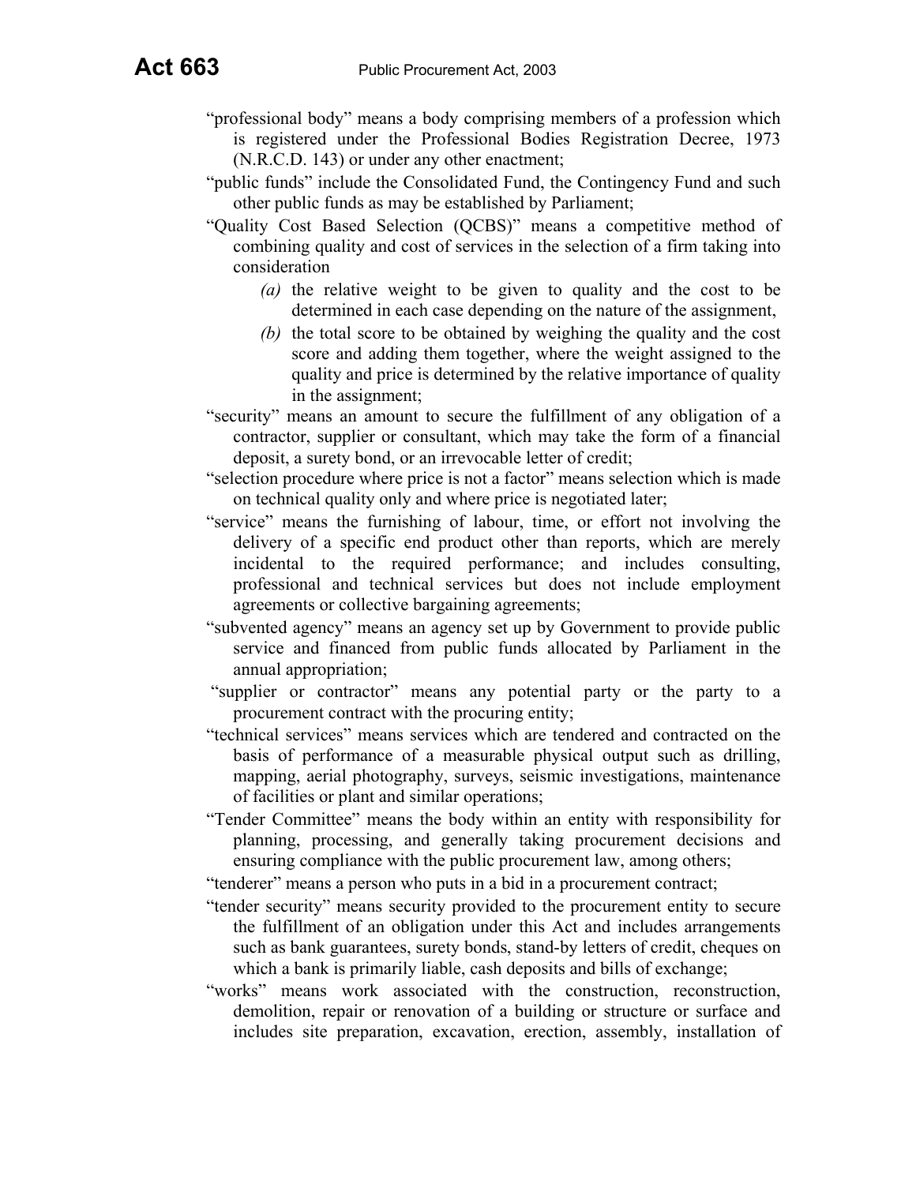"professional body" means a body comprising members of a profession which is registered under the Professional Bodies Registration Decree, 1973 (N.R.C.D. 143) or under any other enactment;

"public funds" include the Consolidated Fund, the Contingency Fund and such other public funds as may be established by Parliament;

"Quality Cost Based Selection (QCBS)" means a competitive method of combining quality and cost of services in the selection of a firm taking into consideration

*(a)* the relative weight to be given to quality and the cost to be determined in each case depending on the nature of the assignment,

*(b)* the total score to be obtained by weighing the quality and the cost score and adding them together, where the weight assigned to the quality and price is determined by the relative importance of quality in the assignment;

"security" means an amount to secure the fulfillment of any obligation of a contractor, supplier or consultant, which may take the form of a financial deposit, a surety bond, or an irrevocable letter of credit;

"selection procedure where price is not a factor" means selection which is made on technical quality only and where price is negotiated later;

"service" means the furnishing of labour, time, or effort not involving the delivery of a specific end product other than reports, which are merely incidental to the required performance; and includes consulting, professional and technical services but does not include employment agreements or collective bargaining agreements;

"subvented agency" means an agency set up by Government to provide public service and financed from public funds allocated by Parliament in the annual appropriation;

"supplier or contractor" means any potential party or the party to a procurement contract with the procuring entity;

"technical services" means services which are tendered and contracted on the basis of performance of a measurable physical output such as drilling, mapping, aerial photography, surveys, seismic investigations, maintenance of facilities or plant and similar operations;

"Tender Committee" means the body within an entity with responsibility for planning, processing, and generally taking procurement decisions and ensuring compliance with the public procurement law, among others;

"tenderer" means a person who puts in a bid in a procurement contract;

"tender security" means security provided to the procurement entity to secure the fulfillment of an obligation under this Act and includes arrangements such as bank guarantees, surety bonds, stand-by letters of credit, cheques on which a bank is primarily liable, cash deposits and bills of exchange;

"works" means work associated with the construction, reconstruction, demolition, repair or renovation of a building or structure or surface and includes site preparation, excavation, erection, assembly, installation of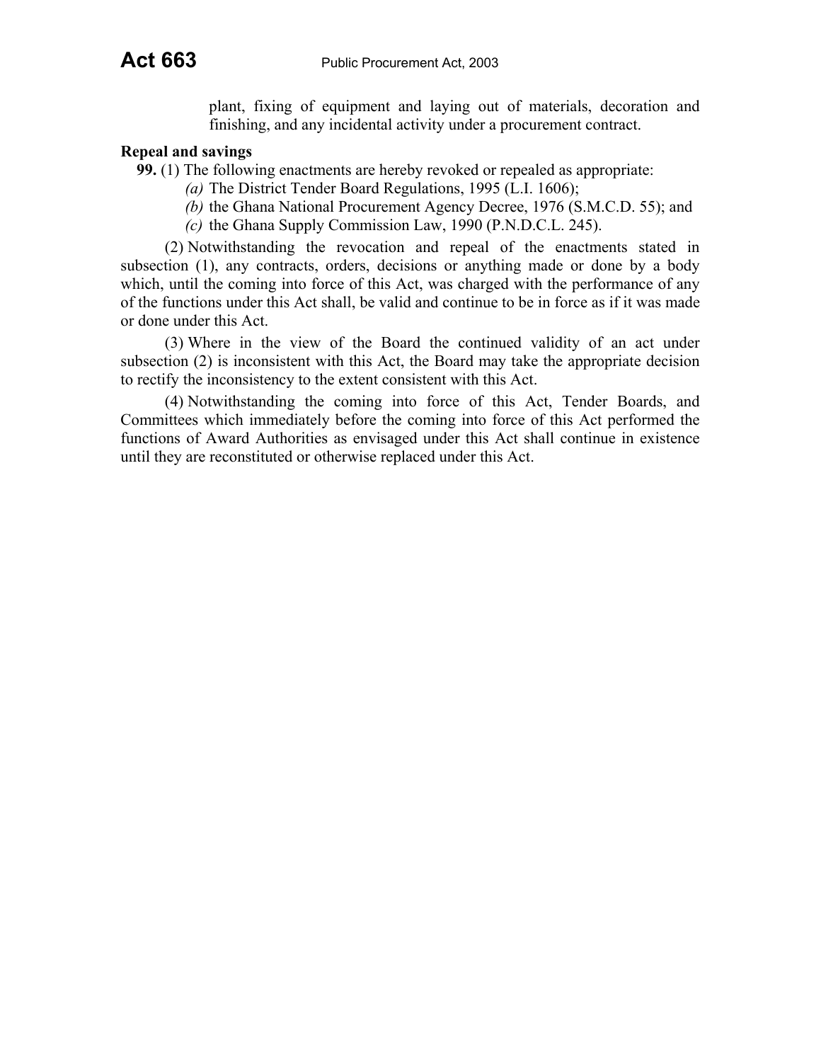plant, fixing of equipment and laying out of materials, decoration and finishing, and any incidental activity under a procurement contract.

**Repeal and savings**

**99.** (1) The following enactments are hereby revoked or repealed as appropriate:

*(a)* The District Tender Board Regulations, 1995 (L.I. 1606);

*(b)* the Ghana National Procurement Agency Decree, 1976 (S.M.C.D. 55); and

*(c)* the Ghana Supply Commission Law, 1990 (P.N.D.C.L. 245).

(2) Notwithstanding the revocation and repeal of the enactments stated in subsection (1), any contracts, orders, decisions or anything made or done by a body which, until the coming into force of this Act, was charged with the performance of any of the functions under this Act shall, be valid and continue to be in force as if it was made or done under this Act.

(3) Where in the view of the Board the continued validity of an act under subsection (2) is inconsistent with this Act, the Board may take the appropriate decision to rectify the inconsistency to the extent consistent with this Act.

(4) Notwithstanding the coming into force of this Act, Tender Boards, and Committees which immediately before the coming into force of this Act performed the functions of Award Authorities as envisaged under this Act shall continue in existence until they are reconstituted or otherwise replaced under this Act.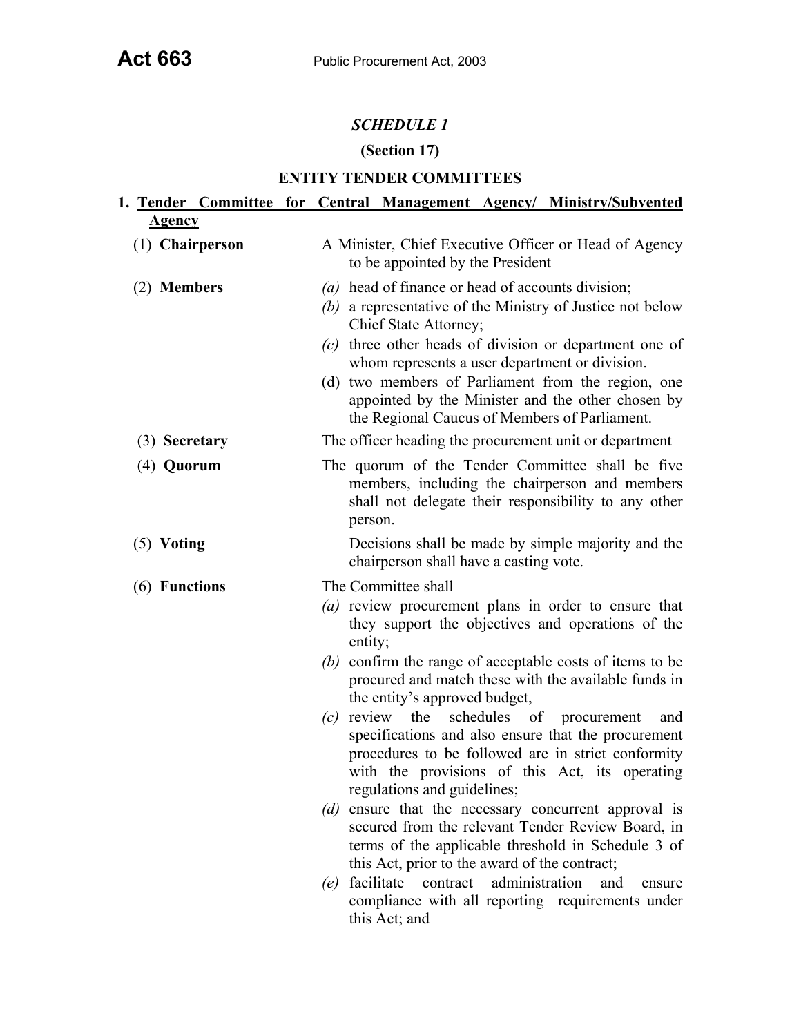## *SCHEDULE 1*

**(Section 17)**

### ENTITY TENDER COMMITTEES

**1. <u>Tender Committee for Central Management Agency/ Ministry/Subvented Agency</u>**

(1) **Chairperson** — A Minister, Chief Executive Officer or Head of Agency to be appointed by the President

(2) **Members**

- *(a)* head of finance or head of accounts division;
- *(b)* a representative of the Ministry of Justice not below Chief State Attorney;
- *(c)* three other heads of division or department one of whom represents a user department or division.
- (d) two members of Parliament from the region, one appointed by the Minister and the other chosen by the Regional Caucus of Members of Parliament.

(3) **Secretary** — The officer heading the procurement unit or department

(4) **Quorum** — The quorum of the Tender Committee shall be five members, including the chairperson and members shall not delegate their responsibility to any other person.

(5) **Voting** — Decisions shall be made by simple majority and the chairperson shall have a casting vote.

(6) **Functions** — The Committee shall

- *(a)* review procurement plans in order to ensure that they support the objectives and operations of the entity;
- *(b)* confirm the range of acceptable costs of items to be procured and match these with the available funds in the entity's approved budget,
- *(c)* review the schedules of procurement and specifications and also ensure that the procurement procedures to be followed are in strict conformity with the provisions of this Act, its operating regulations and guidelines;
- *(d)* ensure that the necessary concurrent approval is secured from the relevant Tender Review Board, in terms of the applicable threshold in Schedule 3 of this Act, prior to the award of the contract;
- *(e)* facilitate contract administration and ensure compliance with all reporting requirements under this Act; and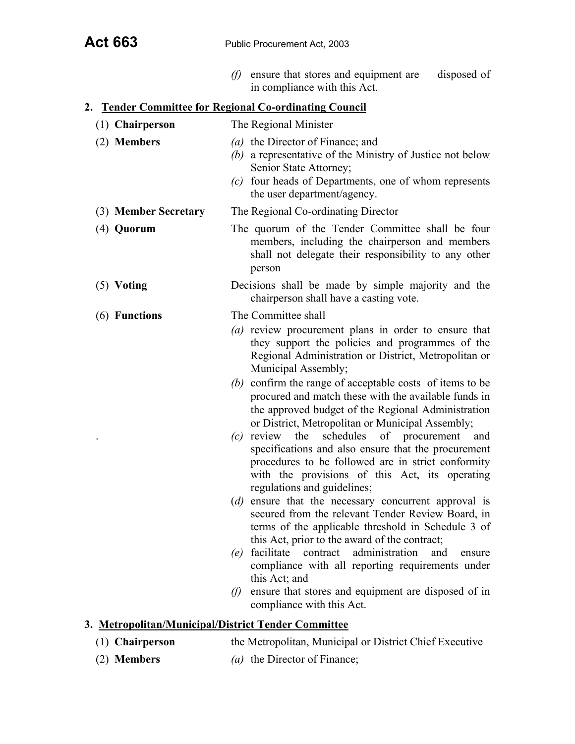*(f)* ensure that stores and equipment are disposed of in compliance with this Act.

## 2. Tender Committee for Regional Co-ordinating Council

(1) **Chairperson** The Regional Minister

(2) **Members**

*(a)* the Director of Finance; and

*(b)* a representative of the Ministry of Justice not below Senior State Attorney;

*(c)* four heads of Departments, one of whom represents the user department/agency.

(3) **Member Secretary** The Regional Co-ordinating Director

(4) **Quorum** The quorum of the Tender Committee shall be four members, including the chairperson and members shall not delegate their responsibility to any other person

(5) **Voting** Decisions shall be made by simple majority and the chairperson shall have a casting vote.

(6) **Functions** The Committee shall

*(a)* review procurement plans in order to ensure that they support the policies and programmes of the Regional Administration or District, Metropolitan or Municipal Assembly;

*(b)* confirm the range of acceptable costs of items to be procured and match these with the available funds in the approved budget of the Regional Administration or District, Metropolitan or Municipal Assembly;

*(c)* review the schedules of procurement and specifications and also ensure that the procurement procedures to be followed are in strict conformity with the provisions of this Act, its operating regulations and guidelines;

(*d*) ensure that the necessary concurrent approval is secured from the relevant Tender Review Board, in terms of the applicable threshold in Schedule 3 of this Act, prior to the award of the contract;

*(e)* facilitate contract administration and ensure compliance with all reporting requirements under this Act; and

*(f)* ensure that stores and equipment are disposed of in compliance with this Act.

## 3. Metropolitan/Municipal/District Tender Committee

(1) **Chairperson** the Metropolitan, Municipal or District Chief Executive

(2) **Members**

*(a)* the Director of Finance;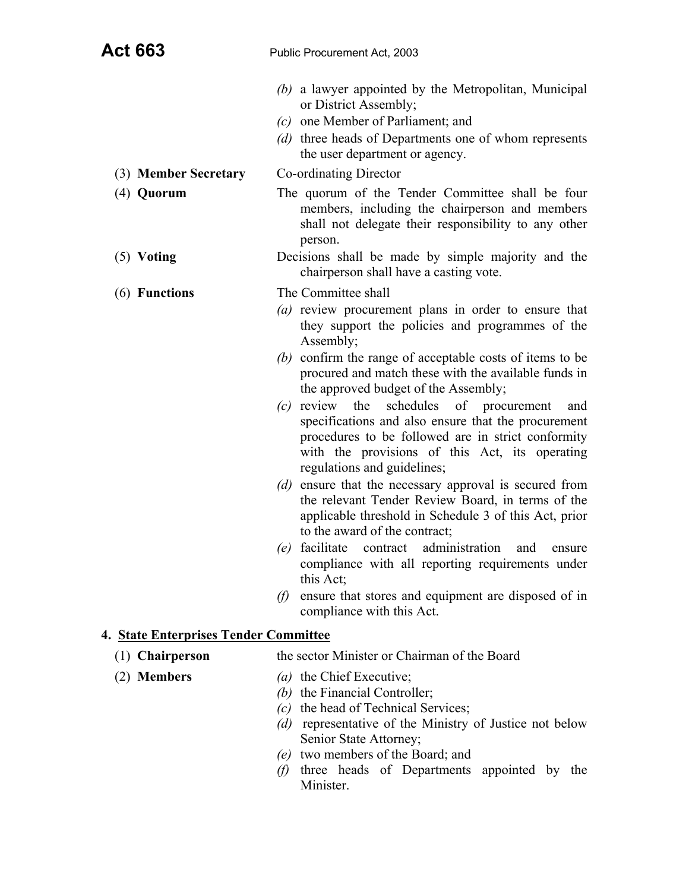*(b)* a lawyer appointed by the Metropolitan, Municipal or District Assembly;

*(c)* one Member of Parliament; and

*(d)* three heads of Departments one of whom represents the user department or agency.

(3) **Member Secretary** Co-ordinating Director

(4) **Quorum** The quorum of the Tender Committee shall be four members, including the chairperson and members shall not delegate their responsibility to any other person.

(5) **Voting** Decisions shall be made by simple majority and the chairperson shall have a casting vote.

(6) **Functions** The Committee shall

*(a)* review procurement plans in order to ensure that they support the policies and programmes of the Assembly;

*(b)* confirm the range of acceptable costs of items to be procured and match these with the available funds in the approved budget of the Assembly;

*(c)* review the schedules of procurement and specifications and also ensure that the procurement procedures to be followed are in strict conformity with the provisions of this Act, its operating regulations and guidelines;

*(d)* ensure that the necessary approval is secured from the relevant Tender Review Board, in terms of the applicable threshold in Schedule 3 of this Act, prior to the award of the contract;

*(e)* facilitate contract administration and ensure compliance with all reporting requirements under this Act;

*(f)* ensure that stores and equipment are disposed of in compliance with this Act.

**4. State Enterprises Tender Committee**

(1) **Chairperson** the sector Minister or Chairman of the Board

(2) **Members**

*(a)* the Chief Executive;

*(b)* the Financial Controller;

*(c)* the head of Technical Services;

*(d)* representative of the Ministry of Justice not below Senior State Attorney;

*(e)* two members of the Board; and

*(f)* three heads of Departments appointed by the Minister.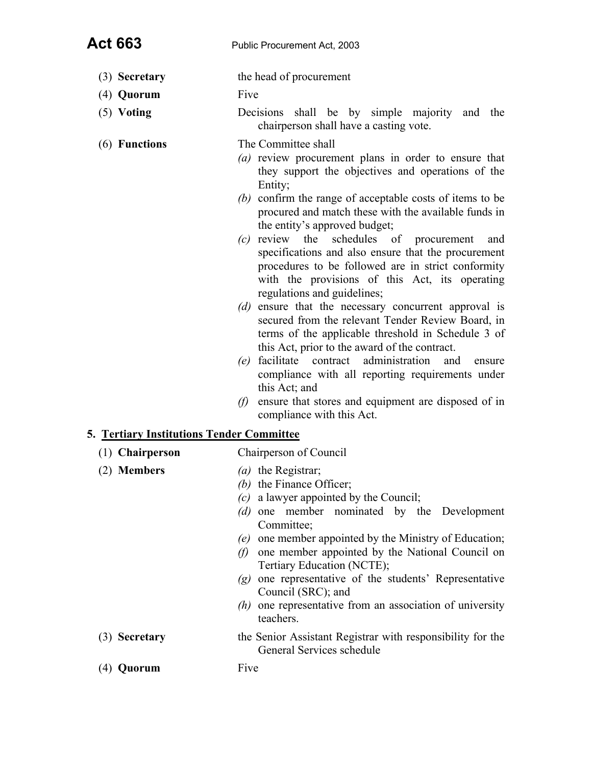(3) **Secretary** the head of procurement

(4) **Quorum** Five

(5) **Voting** Decisions shall be by simple majority and the chairperson shall have a casting vote.

(6) **Functions** The Committee shall

*(a)* review procurement plans in order to ensure that they support the objectives and operations of the Entity;

*(b)* confirm the range of acceptable costs of items to be procured and match these with the available funds in the entity's approved budget;

*(c)* review the schedules of procurement and specifications and also ensure that the procurement procedures to be followed are in strict conformity with the provisions of this Act, its operating regulations and guidelines;

*(d)* ensure that the necessary concurrent approval is secured from the relevant Tender Review Board, in terms of the applicable threshold in Schedule 3 of this Act, prior to the award of the contract.

*(e)* facilitate contract administration and ensure compliance with all reporting requirements under this Act; and

*(f)* ensure that stores and equipment are disposed of in compliance with this Act.

**5. Tertiary Institutions Tender Committee**

(1) **Chairperson** Chairperson of Council

(2) **Members**

*(a)* the Registrar;

*(b)* the Finance Officer;

*(c)* a lawyer appointed by the Council;

*(d)* one member nominated by the Development Committee;

*(e)* one member appointed by the Ministry of Education;

*(f)* one member appointed by the National Council on Tertiary Education (NCTE);

*(g)* one representative of the students' Representative Council (SRC); and

*(h)* one representative from an association of university teachers.

(3) **Secretary** the Senior Assistant Registrar with responsibility for the General Services schedule

(4) **Quorum** Five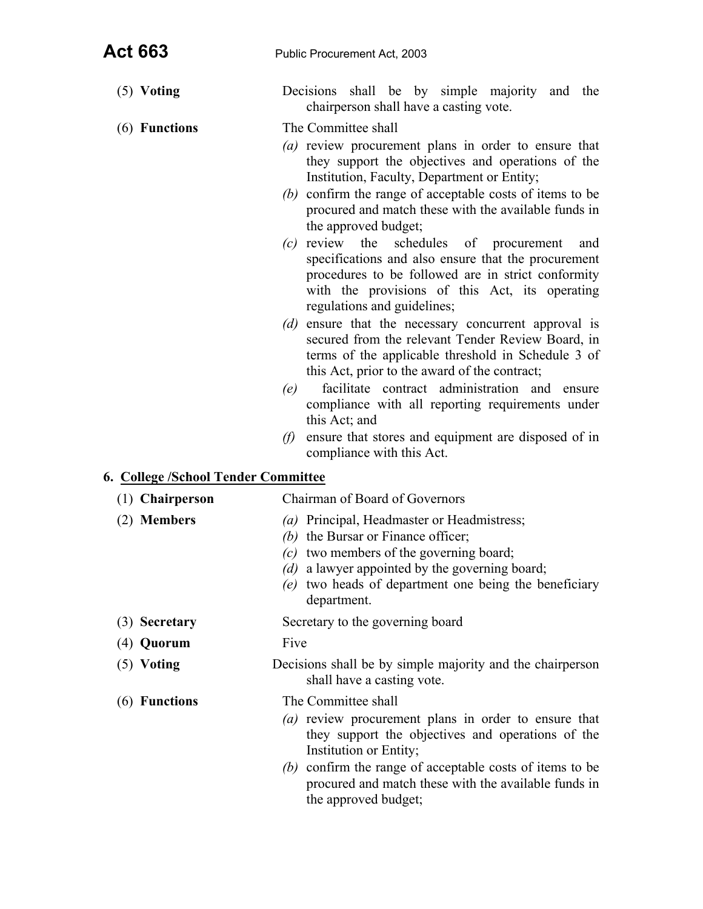(5) **Voting** Decisions shall be by simple majority and the chairperson shall have a casting vote.

(6) **Functions** The Committee shall

*(a)* review procurement plans in order to ensure that they support the objectives and operations of the Institution, Faculty, Department or Entity;

*(b)* confirm the range of acceptable costs of items to be procured and match these with the available funds in the approved budget;

*(c)* review the schedules of procurement and specifications and also ensure that the procurement procedures to be followed are in strict conformity with the provisions of this Act, its operating regulations and guidelines;

*(d)* ensure that the necessary concurrent approval is secured from the relevant Tender Review Board, in terms of the applicable threshold in Schedule 3 of this Act, prior to the award of the contract;

*(e)* facilitate contract administration and ensure compliance with all reporting requirements under this Act; and

*(f)* ensure that stores and equipment are disposed of in compliance with this Act.

## 6. College /School Tender Committee

(1) **Chairperson** Chairman of Board of Governors

(2) **Members**

*(a)* Principal, Headmaster or Headmistress;

*(b)* the Bursar or Finance officer;

*(c)* two members of the governing board;

*(d)* a lawyer appointed by the governing board;

*(e)* two heads of department one being the beneficiary department.

(3) **Secretary** Secretary to the governing board

(4) **Quorum** Five

(5) **Voting** Decisions shall be by simple majority and the chairperson shall have a casting vote.

(6) **Functions** The Committee shall

*(a)* review procurement plans in order to ensure that they support the objectives and operations of the Institution or Entity;

*(b)* confirm the range of acceptable costs of items to be procured and match these with the available funds in the approved budget;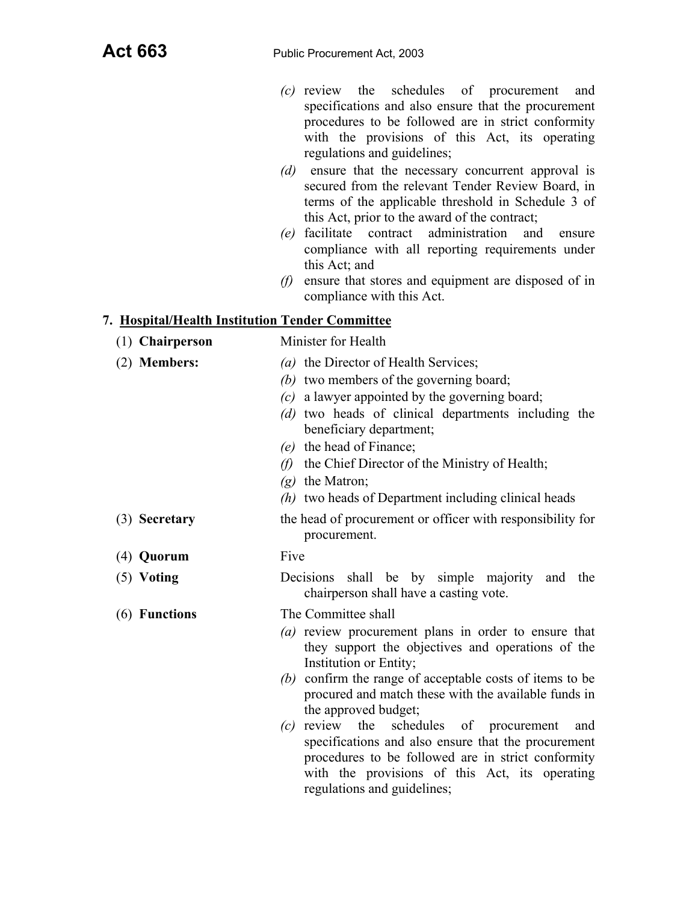(c) review the schedules of procurement and specifications and also ensure that the procurement procedures to be followed are in strict conformity with the provisions of this Act, its operating regulations and guidelines;

(d) ensure that the necessary concurrent approval is secured from the relevant Tender Review Board, in terms of the applicable threshold in Schedule 3 of this Act, prior to the award of the contract;

(e) facilitate contract administration and ensure compliance with all reporting requirements under this Act; and

(f) ensure that stores and equipment are disposed of in compliance with this Act.

## 7. Hospital/Health Institution Tender Committee

(1) **Chairperson** — Minister for Health

(2) **Members:**

*(a)* the Director of Health Services;
*(b)* two members of the governing board;
*(c)* a lawyer appointed by the governing board;
*(d)* two heads of clinical departments including the beneficiary department;
*(e)* the head of Finance;
*(f)* the Chief Director of the Ministry of Health;
*(g)* the Matron;
*(h)* two heads of Department including clinical heads

(3) **Secretary** — the head of procurement or officer with responsibility for procurement.

(4) **Quorum** — Five

(5) **Voting** — Decisions shall be by simple majority and the chairperson shall have a casting vote.

(6) **Functions** — The Committee shall

*(a)* review procurement plans in order to ensure that they support the objectives and operations of the Institution or Entity;
*(b)* confirm the range of acceptable costs of items to be procured and match these with the available funds in the approved budget;
*(c)* review the schedules of procurement and specifications and also ensure that the procurement procedures to be followed are in strict conformity with the provisions of this Act, its operating regulations and guidelines;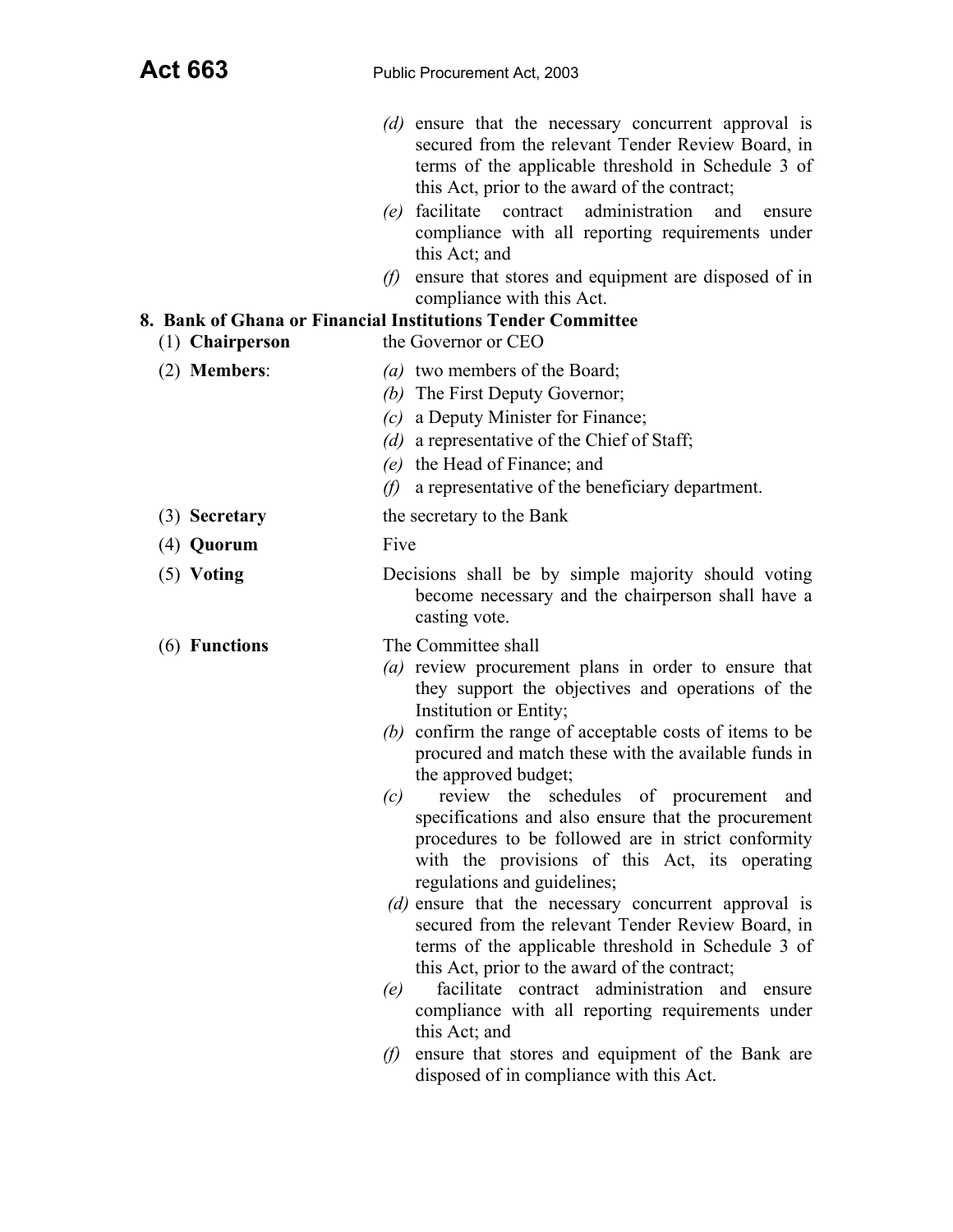(d) ensure that the necessary concurrent approval is secured from the relevant Tender Review Board, in terms of the applicable threshold in Schedule 3 of this Act, prior to the award of the contract;

(e) facilitate contract administration and ensure compliance with all reporting requirements under this Act; and

(f) ensure that stores and equipment are disposed of in compliance with this Act.

**8. Bank of Ghana or Financial Institutions Tender Committee**

(1) **Chairperson** — the Governor or CEO

(2) **Members**:

(a) two members of the Board;

(b) The First Deputy Governor;

(c) a Deputy Minister for Finance;

(d) a representative of the Chief of Staff;

(e) the Head of Finance; and

(f) a representative of the beneficiary department.

(3) **Secretary** — the secretary to the Bank

(4) **Quorum** — Five

(5) **Voting** — Decisions shall be by simple majority should voting become necessary and the chairperson shall have a casting vote.

(6) **Functions** — The Committee shall

(a) review procurement plans in order to ensure that they support the objectives and operations of the Institution or Entity;

(b) confirm the range of acceptable costs of items to be procured and match these with the available funds in the approved budget;

(c) review the schedules of procurement and specifications and also ensure that the procurement procedures to be followed are in strict conformity with the provisions of this Act, its operating regulations and guidelines;

(d) ensure that the necessary concurrent approval is secured from the relevant Tender Review Board, in terms of the applicable threshold in Schedule 3 of this Act, prior to the award of the contract;

(e) facilitate contract administration and ensure compliance with all reporting requirements under this Act; and

(f) ensure that stores and equipment of the Bank are disposed of in compliance with this Act.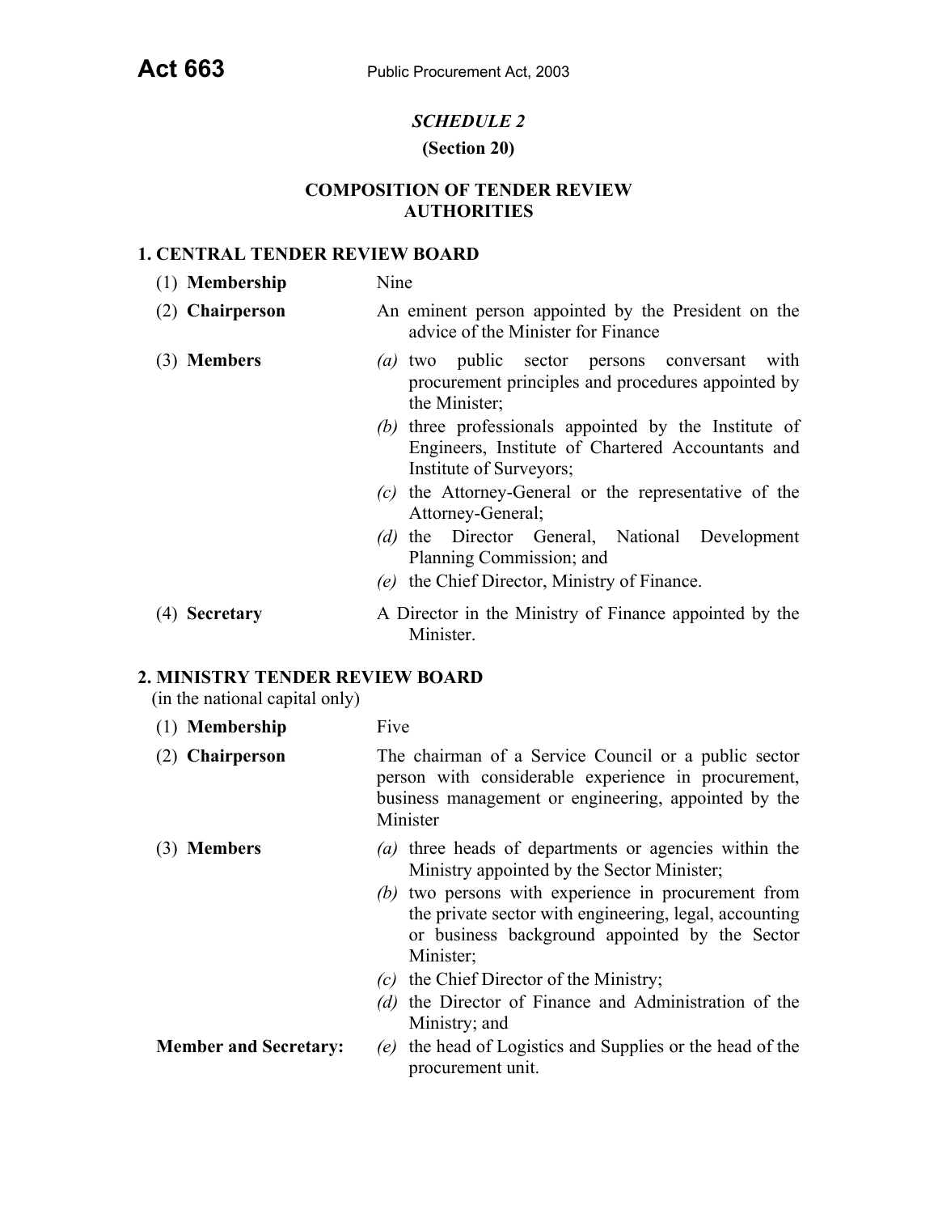*SCHEDULE 2*

**(Section 20)**

**COMPOSITION OF TENDER REVIEW AUTHORITIES**

**1. CENTRAL TENDER REVIEW BOARD**

(1) **Membership** Nine

(2) **Chairperson** An eminent person appointed by the President on the advice of the Minister for Finance

(3) **Members**

*(a)* two public sector persons conversant with procurement principles and procedures appointed by the Minister;

*(b)* three professionals appointed by the Institute of Engineers, Institute of Chartered Accountants and Institute of Surveyors;

*(c)* the Attorney-General or the representative of the Attorney-General;

*(d)* the Director General, National Development Planning Commission; and

*(e)* the Chief Director, Ministry of Finance.

(4) **Secretary** A Director in the Ministry of Finance appointed by the Minister.

**2. MINISTRY TENDER REVIEW BOARD**

(in the national capital only)

(1) **Membership** Five

(2) **Chairperson** The chairman of a Service Council or a public sector person with considerable experience in procurement, business management or engineering, appointed by the Minister

(3) **Members**

*(a)* three heads of departments or agencies within the Ministry appointed by the Sector Minister;

*(b)* two persons with experience in procurement from the private sector with engineering, legal, accounting or business background appointed by the Sector Minister;

*(c)* the Chief Director of the Ministry;

*(d)* the Director of Finance and Administration of the Ministry; and

**Member and Secretary:** *(e)* the head of Logistics and Supplies or the head of the procurement unit.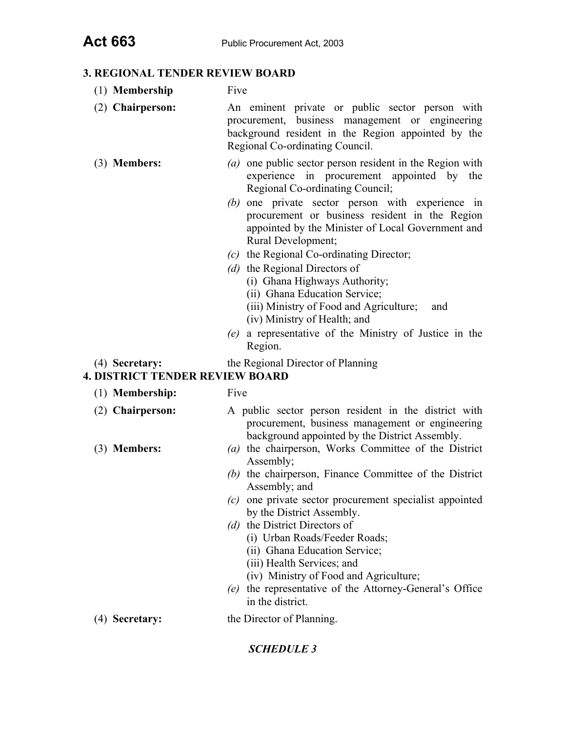### 3. REGIONAL TENDER REVIEW BOARD

(1) **Membership** Five

(2) **Chairperson:** An eminent private or public sector person with procurement, business management or engineering background resident in the Region appointed by the Regional Co-ordinating Council.

(3) **Members:**

*(a)* one public sector person resident in the Region with experience in procurement appointed by the Regional Co-ordinating Council;

*(b)* one private sector person with experience in procurement or business resident in the Region appointed by the Minister of Local Government and Rural Development;

*(c)* the Regional Co-ordinating Director;

*(d)* the Regional Directors of
  - (i) Ghana Highways Authority;
  - (ii) Ghana Education Service;
  - (iii) Ministry of Food and Agriculture; and
  - (iv) Ministry of Health; and

*(e)* a representative of the Ministry of Justice in the Region.

(4) **Secretary:** the Regional Director of Planning

### 4. DISTRICT TENDER REVIEW BOARD

(1) **Membership:** Five

(2) **Chairperson:** A public sector person resident in the district with procurement, business management or engineering background appointed by the District Assembly.

(3) **Members:**

*(a)* the chairperson, Works Committee of the District Assembly;

*(b)* the chairperson, Finance Committee of the District Assembly; and

*(c)* one private sector procurement specialist appointed by the District Assembly.

*(d)* the District Directors of
  - (i) Urban Roads/Feeder Roads;
  - (ii) Ghana Education Service;
  - (iii) Health Services; and
  - (iv) Ministry of Food and Agriculture;

*(e)* the representative of the Attorney-General's Office in the district.

(4) **Secretary:** the Director of Planning.

***SCHEDULE 3***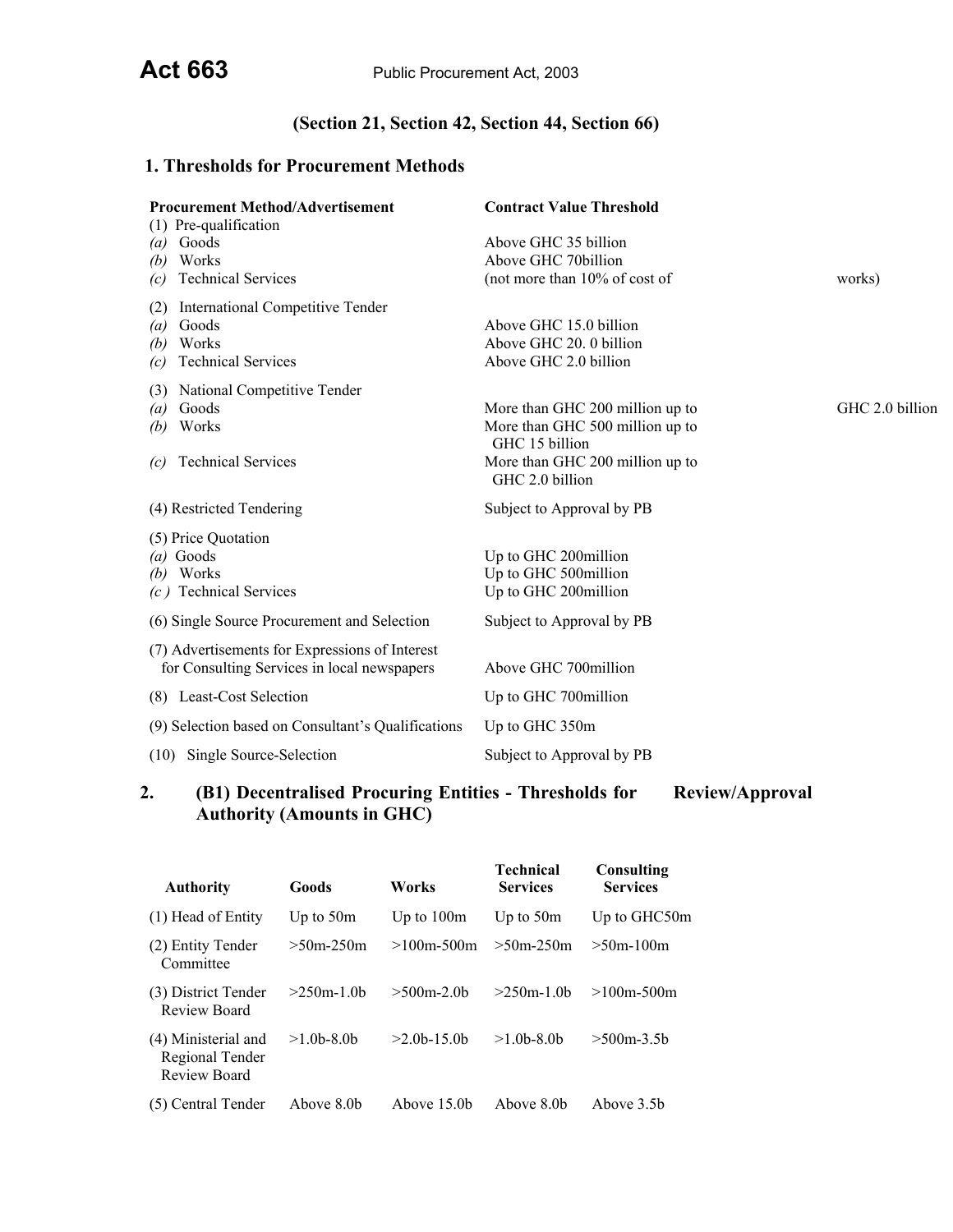**Act 663** Public Procurement Act, 2003

**(Section 21, Section 42, Section 44, Section 66)**

## 1. Thresholds for Procurement Methods

| Procurement Method/Advertisement | Contract Value Threshold |
|---|---|
| (1) Pre-qualification | |
| *(a)* Goods | Above GHC 35 billion |
| *(b)* Works | Above GHC 70billion |
| *(c)* Technical Services | (not more than 10% of cost of works) |
| (2) International Competitive Tender | |
| *(a)* Goods | Above GHC 15.0 billion |
| *(b)* Works | Above GHC 20. 0 billion |
| *(c)* Technical Services | Above GHC 2.0 billion |
| (3) National Competitive Tender | |
| *(a)* Goods | More than GHC 200 million up to GHC 2.0 billion |
| *(b)* Works | More than GHC 500 million up to GHC 15 billion |
| *(c)* Technical Services | More than GHC 200 million up to GHC 2.0 billion |
| (4) Restricted Tendering | Subject to Approval by PB |
| (5) Price Quotation | |
| *(a)* Goods | Up to GHC 200million |
| *(b)* Works | Up to GHC 500million |
| *(c )* Technical Services | Up to GHC 200million |
| (6) Single Source Procurement and Selection | Subject to Approval by PB |
| (7) Advertisements for Expressions of Interest for Consulting Services in local newspapers | Above GHC 700million |
| (8) Least-Cost Selection | Up to GHC 700million |
| (9) Selection based on Consultant's Qualifications | Up to GHC 350m |
| (10) Single Source-Selection | Subject to Approval by PB |

## 2. (B1) Decentralised Procuring Entities - Thresholds for Review/Approval Authority (Amounts in GHC)

| Authority | Goods | Works | Technical Services | Consulting Services |
|---|---|---|---|---|
| (1) Head of Entity | Up to 50m | Up to 100m | Up to 50m | Up to GHC50m |
| (2) Entity Tender Committee | >50m-250m | >100m-500m | >50m-250m | >50m-100m |
| (3) District Tender Review Board | >250m-1.0b | >500m-2.0b | >250m-1.0b | >100m-500m |
| (4) Ministerial and Regional Tender Review Board | >1.0b-8.0b | >2.0b-15.0b | >1.0b-8.0b | >500m-3.5b |
| (5) Central Tender | Above 8.0b | Above 15.0b | Above 8.0b | Above 3.5b |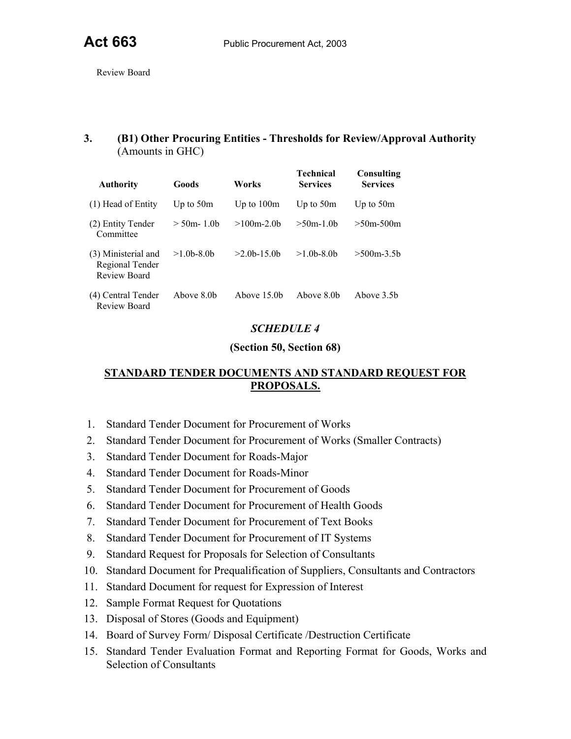Review Board

## 3. (B1) Other Procuring Entities - Thresholds for Review/Approval Authority (Amounts in GHC)

| Authority | Goods | Works | Technical Services | Consulting Services |
|---|---|---|---|---|
| (1) Head of Entity | Up to 50m | Up to 100m | Up to 50m | Up to 50m |
| (2) Entity Tender Committee | > 50m- 1.0b | >100m-2.0b | >50m-1.0b | >50m-500m |
| (3) Ministerial and Regional Tender Review Board | >1.0b-8.0b | >2.0b-15.0b | >1.0b-8.0b | >500m-3.5b |
| (4) Central Tender Review Board | Above 8.0b | Above 15.0b | Above 8.0b | Above 3.5b |

## *SCHEDULE 4*

### (Section 50, Section 68)

### STANDARD TENDER DOCUMENTS AND STANDARD REQUEST FOR PROPOSALS.

1. Standard Tender Document for Procurement of Works
2. Standard Tender Document for Procurement of Works (Smaller Contracts)
3. Standard Tender Document for Roads-Major
4. Standard Tender Document for Roads-Minor
5. Standard Tender Document for Procurement of Goods
6. Standard Tender Document for Procurement of Health Goods
7. Standard Tender Document for Procurement of Text Books
8. Standard Tender Document for Procurement of IT Systems
9. Standard Request for Proposals for Selection of Consultants
10. Standard Document for Prequalification of Suppliers, Consultants and Contractors
11. Standard Document for request for Expression of Interest
12. Sample Format Request for Quotations
13. Disposal of Stores (Goods and Equipment)
14. Board of Survey Form/ Disposal Certificate /Destruction Certificate
15. Standard Tender Evaluation Format and Reporting Format for Goods, Works and Selection of Consultants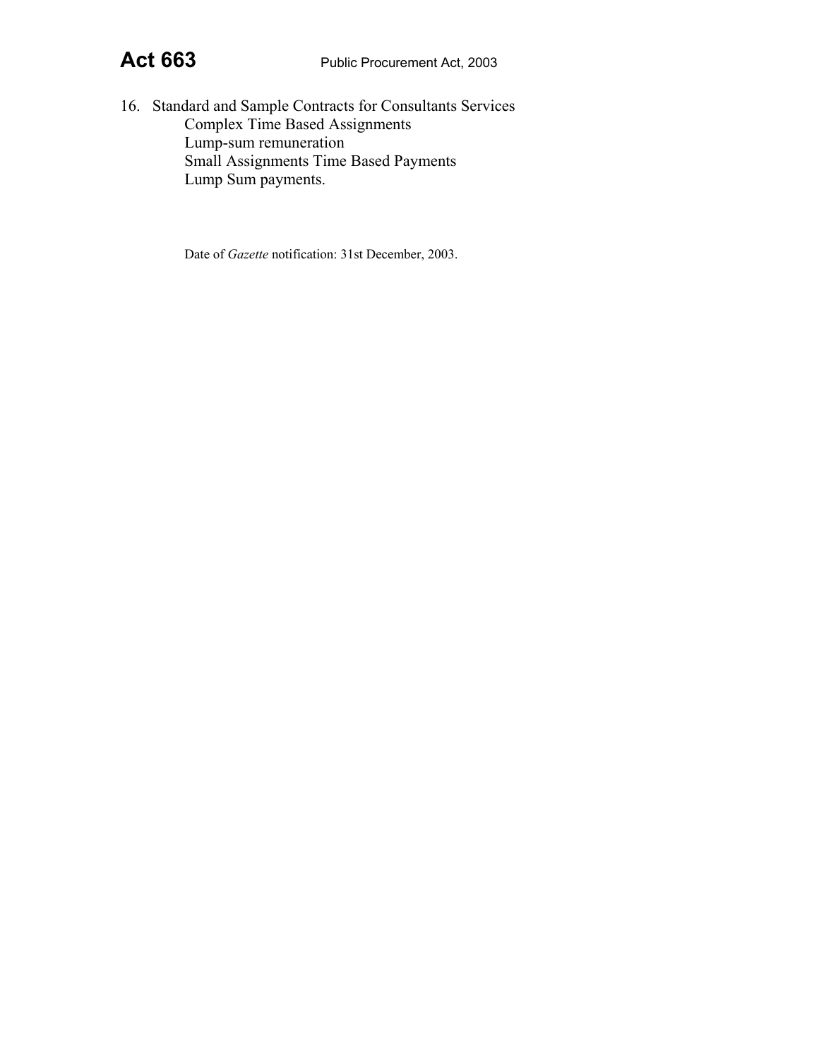16. Standard and Sample Contracts for Consultants Services
    - Complex Time Based Assignments
    - Lump-sum remuneration
    - Small Assignments Time Based Payments
    - Lump Sum payments.

Date of *Gazette* notification: 31st December, 2003.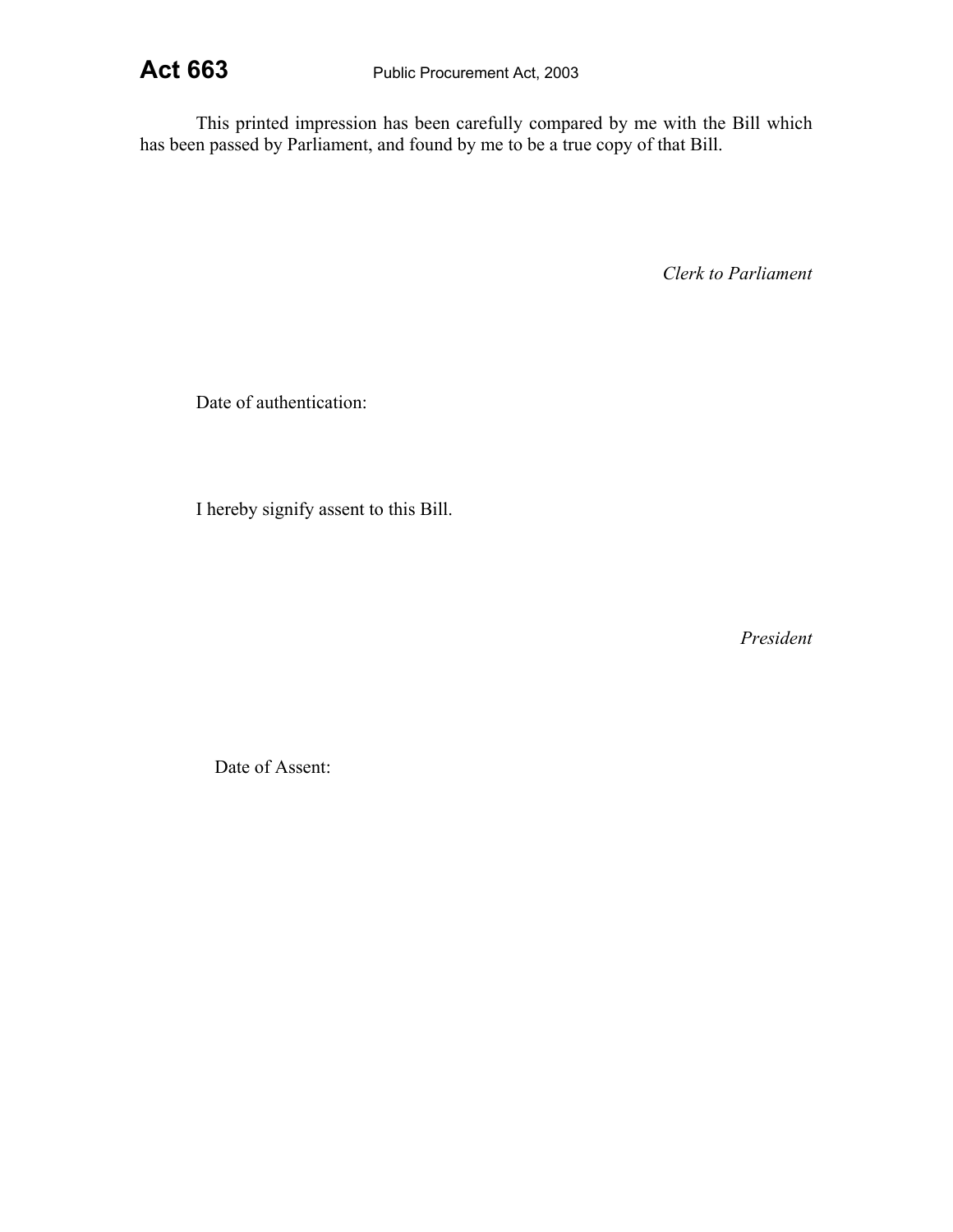This printed impression has been carefully compared by me with the Bill which has been passed by Parliament, and found by me to be a true copy of that Bill.

*Clerk to Parliament*

Date of authentication:

I hereby signify assent to this Bill.

*President*

Date of Assent: